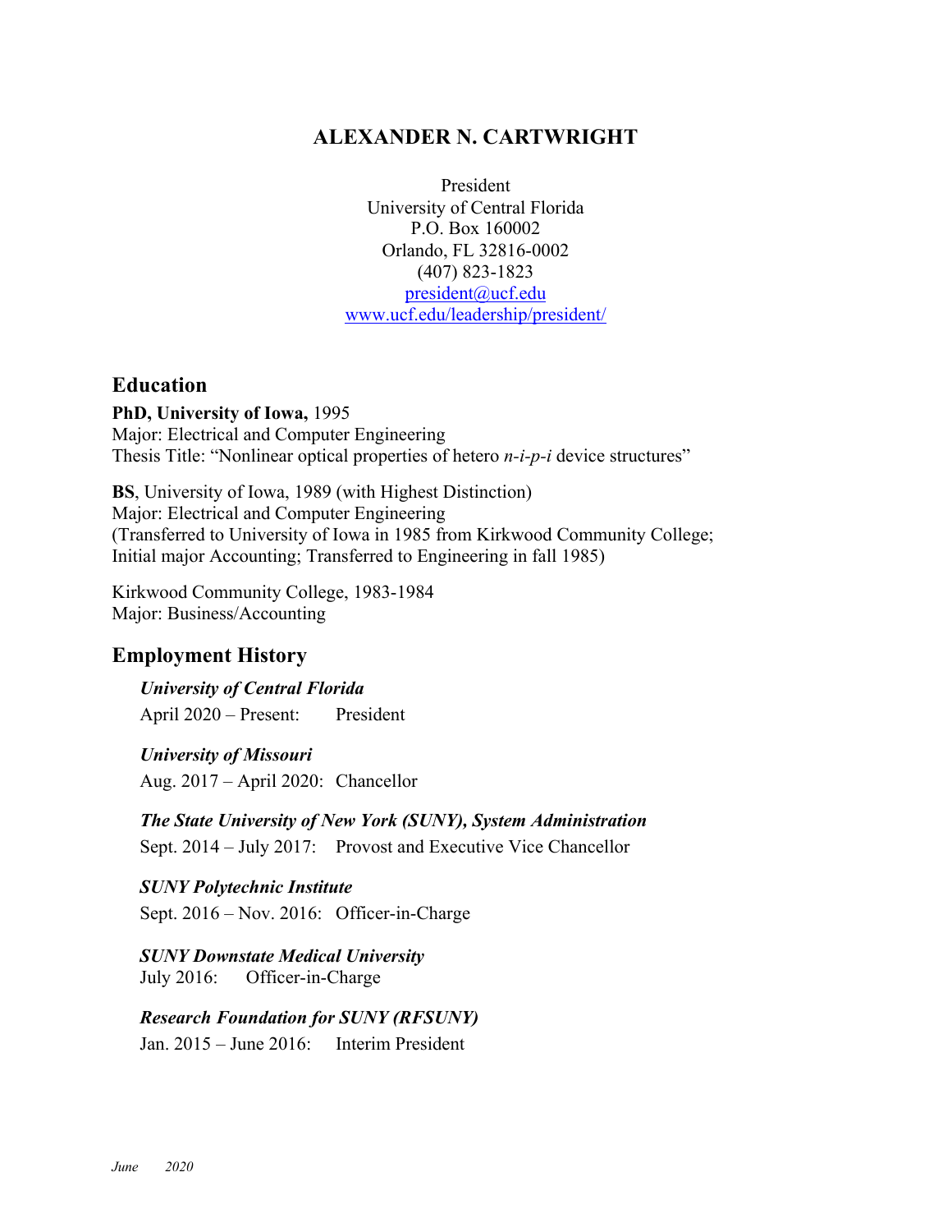# ALEXANDER N. CARTWRIGHT

President
University of Central Florida
P.O. Box 160002
Orlando, FL 32816-0002
(407) 823-1823
president@ucf.edu
www.ucf.edu/leadership/president/

## Education

**PhD, University of Iowa,** 1995
Major: Electrical and Computer Engineering
Thesis Title: "Nonlinear optical properties of hetero *n-i-p-i* device structures"

**BS**, University of Iowa, 1989 (with Highest Distinction)
Major: Electrical and Computer Engineering
(Transferred to University of Iowa in 1985 from Kirkwood Community College; Initial major Accounting; Transferred to Engineering in fall 1985)

Kirkwood Community College, 1983-1984
Major: Business/Accounting

## Employment History

***University of Central Florida***
April 2020 – Present: President

***University of Missouri***
Aug. 2017 – April 2020: Chancellor

***The State University of New York (SUNY), System Administration***
Sept. 2014 – July 2017: Provost and Executive Vice Chancellor

***SUNY Polytechnic Institute***
Sept. 2016 – Nov. 2016: Officer-in-Charge

***SUNY Downstate Medical University***
July 2016: Officer-in-Charge

***Research Foundation for SUNY (RFSUNY)***
Jan. 2015 – June 2016: Interim President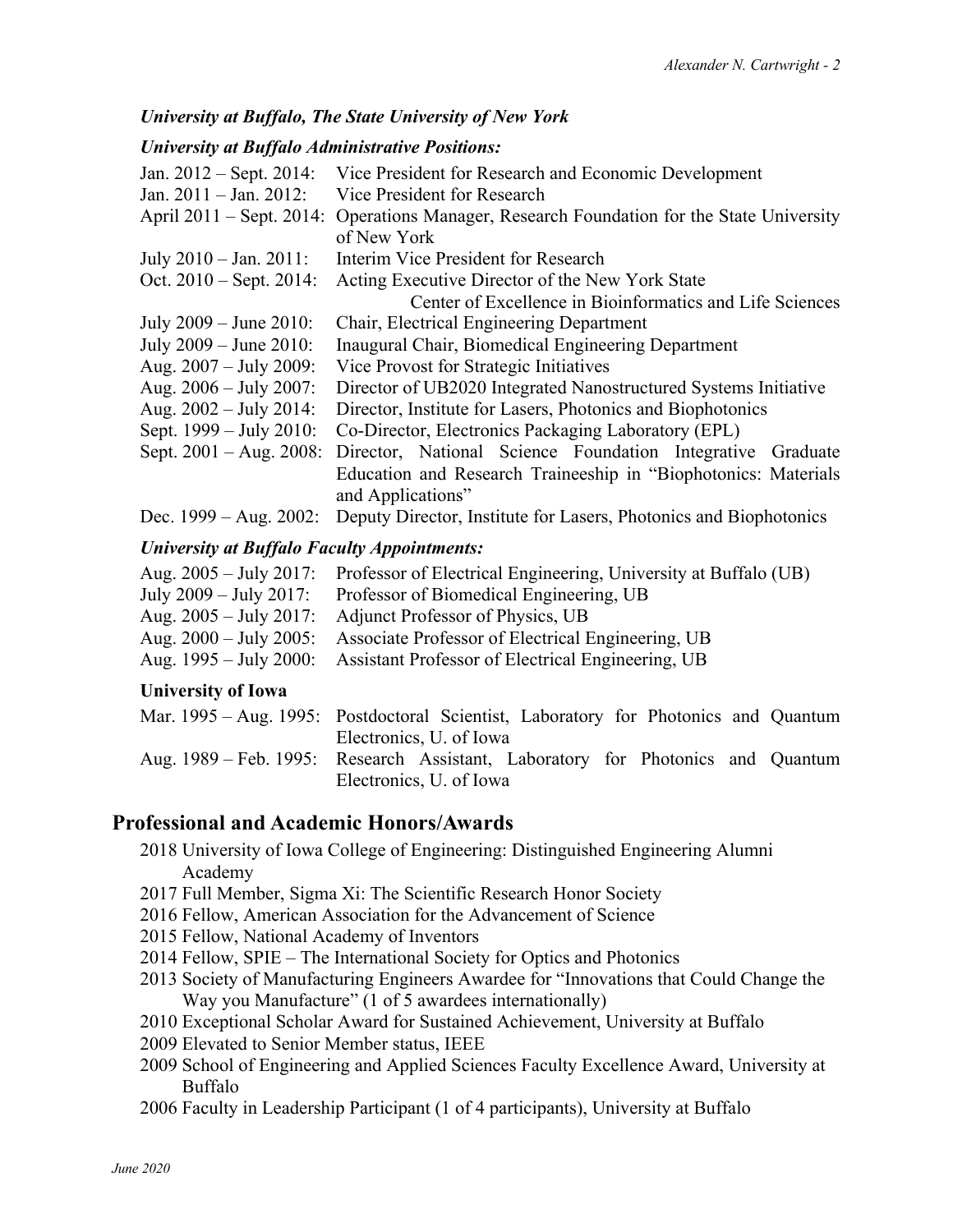### *University at Buffalo, The State University of New York*

#### *University at Buffalo Administrative Positions:*

Jan. 2012 – Sept. 2014: Vice President for Research and Economic Development
Jan. 2011 – Jan. 2012: Vice President for Research
April 2011 – Sept. 2014: Operations Manager, Research Foundation for the State University of New York
July 2010 – Jan. 2011: Interim Vice President for Research
Oct. 2010 – Sept. 2014: Acting Executive Director of the New York State Center of Excellence in Bioinformatics and Life Sciences
July 2009 – June 2010: Chair, Electrical Engineering Department
July 2009 – June 2010: Inaugural Chair, Biomedical Engineering Department
Aug. 2007 – July 2009: Vice Provost for Strategic Initiatives
Aug. 2006 – July 2007: Director of UB2020 Integrated Nanostructured Systems Initiative
Aug. 2002 – July 2014: Director, Institute for Lasers, Photonics and Biophotonics
Sept. 1999 – July 2010: Co-Director, Electronics Packaging Laboratory (EPL)
Sept. 2001 – Aug. 2008: Director, National Science Foundation Integrative Graduate Education and Research Traineeship in "Biophotonics: Materials and Applications"
Dec. 1999 – Aug. 2002: Deputy Director, Institute for Lasers, Photonics and Biophotonics

#### *University at Buffalo Faculty Appointments:*

Aug. 2005 – July 2017: Professor of Electrical Engineering, University at Buffalo (UB)
July 2009 – July 2017: Professor of Biomedical Engineering, UB
Aug. 2005 – July 2017: Adjunct Professor of Physics, UB
Aug. 2000 – July 2005: Associate Professor of Electrical Engineering, UB
Aug. 1995 – July 2000: Assistant Professor of Electrical Engineering, UB

#### **University of Iowa**

Mar. 1995 – Aug. 1995: Postdoctoral Scientist, Laboratory for Photonics and Quantum Electronics, U. of Iowa
Aug. 1989 – Feb. 1995: Research Assistant, Laboratory for Photonics and Quantum Electronics, U. of Iowa

## Professional and Academic Honors/Awards

2018 University of Iowa College of Engineering: Distinguished Engineering Alumni Academy
2017 Full Member, Sigma Xi: The Scientific Research Honor Society
2016 Fellow, American Association for the Advancement of Science
2015 Fellow, National Academy of Inventors
2014 Fellow, SPIE – The International Society for Optics and Photonics
2013 Society of Manufacturing Engineers Awardee for "Innovations that Could Change the Way you Manufacture" (1 of 5 awardees internationally)
2010 Exceptional Scholar Award for Sustained Achievement, University at Buffalo
2009 Elevated to Senior Member status, IEEE
2009 School of Engineering and Applied Sciences Faculty Excellence Award, University at Buffalo
2006 Faculty in Leadership Participant (1 of 4 participants), University at Buffalo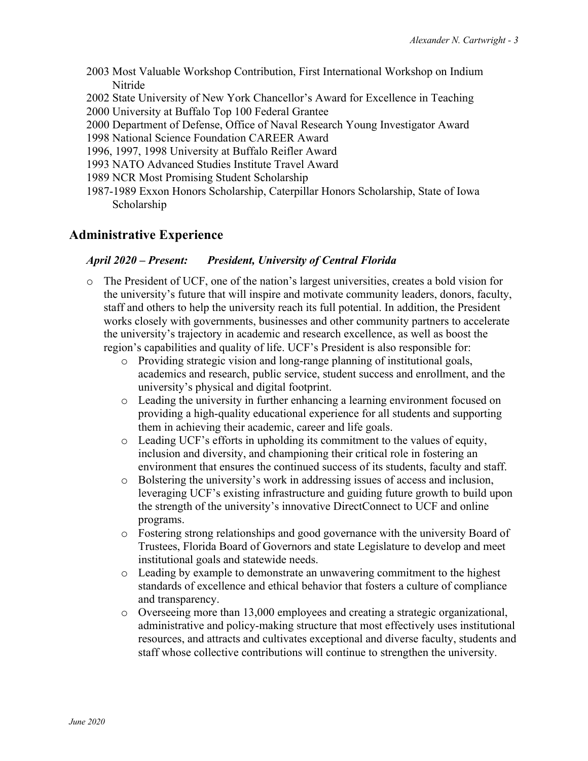- 2003 Most Valuable Workshop Contribution, First International Workshop on Indium Nitride
- 2002 State University of New York Chancellor's Award for Excellence in Teaching
- 2000 University at Buffalo Top 100 Federal Grantee
- 2000 Department of Defense, Office of Naval Research Young Investigator Award
- 1998 National Science Foundation CAREER Award
- 1996, 1997, 1998 University at Buffalo Reifler Award
- 1993 NATO Advanced Studies Institute Travel Award
- 1989 NCR Most Promising Student Scholarship
- 1987-1989 Exxon Honors Scholarship, Caterpillar Honors Scholarship, State of Iowa Scholarship

## Administrative Experience

### *April 2020 – Present: President, University of Central Florida*

- The President of UCF, one of the nation's largest universities, creates a bold vision for the university's future that will inspire and motivate community leaders, donors, faculty, staff and others to help the university reach its full potential. In addition, the President works closely with governments, businesses and other community partners to accelerate the university's trajectory in academic and research excellence, as well as boost the region's capabilities and quality of life. UCF's President is also responsible for:
  - Providing strategic vision and long-range planning of institutional goals, academics and research, public service, student success and enrollment, and the university's physical and digital footprint.
  - Leading the university in further enhancing a learning environment focused on providing a high-quality educational experience for all students and supporting them in achieving their academic, career and life goals.
  - Leading UCF's efforts in upholding its commitment to the values of equity, inclusion and diversity, and championing their critical role in fostering an environment that ensures the continued success of its students, faculty and staff.
  - Bolstering the university's work in addressing issues of access and inclusion, leveraging UCF's existing infrastructure and guiding future growth to build upon the strength of the university's innovative DirectConnect to UCF and online programs.
  - Fostering strong relationships and good governance with the university Board of Trustees, Florida Board of Governors and state Legislature to develop and meet institutional goals and statewide needs.
  - Leading by example to demonstrate an unwavering commitment to the highest standards of excellence and ethical behavior that fosters a culture of compliance and transparency.
  - Overseeing more than 13,000 employees and creating a strategic organizational, administrative and policy-making structure that most effectively uses institutional resources, and attracts and cultivates exceptional and diverse faculty, students and staff whose collective contributions will continue to strengthen the university.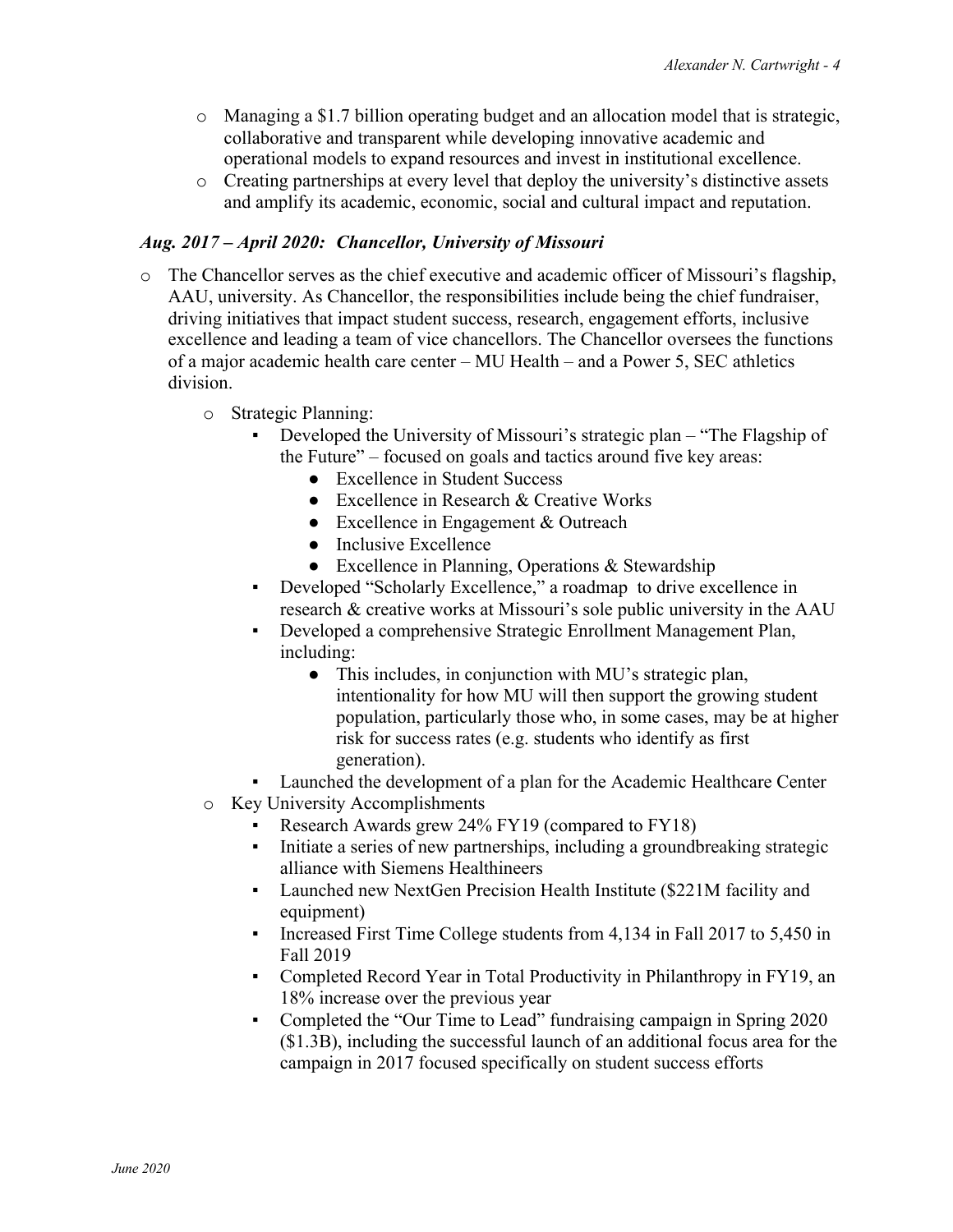- Managing a $1.7 billion operating budget and an allocation model that is strategic, collaborative and transparent while developing innovative academic and operational models to expand resources and invest in institutional excellence.
- Creating partnerships at every level that deploy the university's distinctive assets and amplify its academic, economic, social and cultural impact and reputation.

### *Aug. 2017 – April 2020: Chancellor, University of Missouri*

- The Chancellor serves as the chief executive and academic officer of Missouri's flagship, AAU, university. As Chancellor, the responsibilities include being the chief fundraiser, driving initiatives that impact student success, research, engagement efforts, inclusive excellence and leading a team of vice chancellors. The Chancellor oversees the functions of a major academic health care center – MU Health – and a Power 5, SEC athletics division.
  - Strategic Planning:
    - Developed the University of Missouri's strategic plan – "The Flagship of the Future" – focused on goals and tactics around five key areas:
      - Excellence in Student Success
      - Excellence in Research & Creative Works
      - Excellence in Engagement & Outreach
      - Inclusive Excellence
      - Excellence in Planning, Operations & Stewardship
    - Developed "Scholarly Excellence," a roadmap to drive excellence in research & creative works at Missouri's sole public university in the AAU
    - Developed a comprehensive Strategic Enrollment Management Plan, including:
      - This includes, in conjunction with MU's strategic plan, intentionality for how MU will then support the growing student population, particularly those who, in some cases, may be at higher risk for success rates (e.g. students who identify as first generation).
    - Launched the development of a plan for the Academic Healthcare Center
  - Key University Accomplishments
    - Research Awards grew 24% FY19 (compared to FY18)
    - Initiate a series of new partnerships, including a groundbreaking strategic alliance with Siemens Healthineers
    - Launched new NextGen Precision Health Institute ($221M facility and equipment)
    - Increased First Time College students from 4,134 in Fall 2017 to 5,450 in Fall 2019
    - Completed Record Year in Total Productivity in Philanthropy in FY19, an 18% increase over the previous year
    - Completed the "Our Time to Lead" fundraising campaign in Spring 2020 ($1.3B), including the successful launch of an additional focus area for the campaign in 2017 focused specifically on student success efforts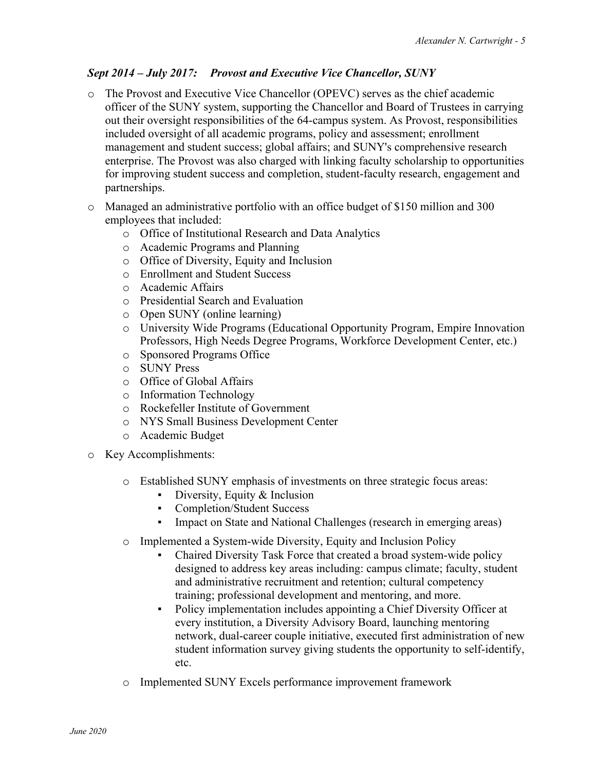### *Sept 2014 – July 2017: Provost and Executive Vice Chancellor, SUNY*

- The Provost and Executive Vice Chancellor (OPEVC) serves as the chief academic officer of the SUNY system, supporting the Chancellor and Board of Trustees in carrying out their oversight responsibilities of the 64-campus system. As Provost, responsibilities included oversight of all academic programs, policy and assessment; enrollment management and student success; global affairs; and SUNY's comprehensive research enterprise. The Provost was also charged with linking faculty scholarship to opportunities for improving student success and completion, student-faculty research, engagement and partnerships.
- Managed an administrative portfolio with an office budget of $150 million and 300 employees that included:
    - Office of Institutional Research and Data Analytics
    - Academic Programs and Planning
    - Office of Diversity, Equity and Inclusion
    - Enrollment and Student Success
    - Academic Affairs
    - Presidential Search and Evaluation
    - Open SUNY (online learning)
    - University Wide Programs (Educational Opportunity Program, Empire Innovation Professors, High Needs Degree Programs, Workforce Development Center, etc.)
    - Sponsored Programs Office
    - SUNY Press
    - Office of Global Affairs
    - Information Technology
    - Rockefeller Institute of Government
    - NYS Small Business Development Center
    - Academic Budget
- Key Accomplishments:
    - Established SUNY emphasis of investments on three strategic focus areas:
        - Diversity, Equity & Inclusion
        - Completion/Student Success
        - Impact on State and National Challenges (research in emerging areas)
    - Implemented a System-wide Diversity, Equity and Inclusion Policy
        - Chaired Diversity Task Force that created a broad system-wide policy designed to address key areas including: campus climate; faculty, student and administrative recruitment and retention; cultural competency training; professional development and mentoring, and more.
        - Policy implementation includes appointing a Chief Diversity Officer at every institution, a Diversity Advisory Board, launching mentoring network, dual-career couple initiative, executed first administration of new student information survey giving students the opportunity to self-identify, etc.
    - Implemented SUNY Excels performance improvement framework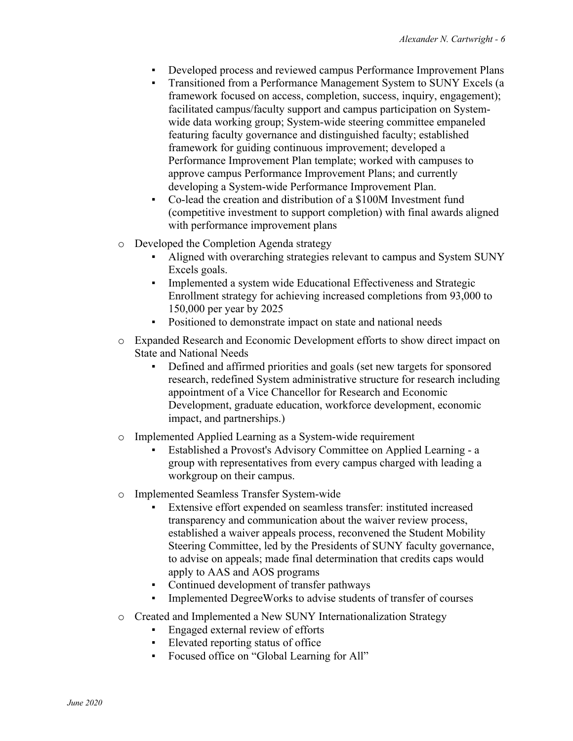- Developed process and reviewed campus Performance Improvement Plans
  - Transitioned from a Performance Management System to SUNY Excels (a framework focused on access, completion, success, inquiry, engagement); facilitated campus/faculty support and campus participation on System-wide data working group; System-wide steering committee empaneled featuring faculty governance and distinguished faculty; established framework for guiding continuous improvement; developed a Performance Improvement Plan template; worked with campuses to approve campus Performance Improvement Plans; and currently developing a System-wide Performance Improvement Plan.
  - Co-lead the creation and distribution of a $100M Investment fund (competitive investment to support completion) with final awards aligned with performance improvement plans

- Developed the Completion Agenda strategy
  - Aligned with overarching strategies relevant to campus and System SUNY Excels goals.
  - Implemented a system wide Educational Effectiveness and Strategic Enrollment strategy for achieving increased completions from 93,000 to 150,000 per year by 2025
  - Positioned to demonstrate impact on state and national needs

- Expanded Research and Economic Development efforts to show direct impact on State and National Needs
  - Defined and affirmed priorities and goals (set new targets for sponsored research, redefined System administrative structure for research including appointment of a Vice Chancellor for Research and Economic Development, graduate education, workforce development, economic impact, and partnerships.)

- Implemented Applied Learning as a System-wide requirement
  - Established a Provost's Advisory Committee on Applied Learning - a group with representatives from every campus charged with leading a workgroup on their campus.

- Implemented Seamless Transfer System-wide
  - Extensive effort expended on seamless transfer: instituted increased transparency and communication about the waiver review process, established a waiver appeals process, reconvened the Student Mobility Steering Committee, led by the Presidents of SUNY faculty governance, to advise on appeals; made final determination that credits caps would apply to AAS and AOS programs
  - Continued development of transfer pathways
  - Implemented DegreeWorks to advise students of transfer of courses

- Created and Implemented a New SUNY Internationalization Strategy
  - Engaged external review of efforts
  - Elevated reporting status of office
  - Focused office on "Global Learning for All"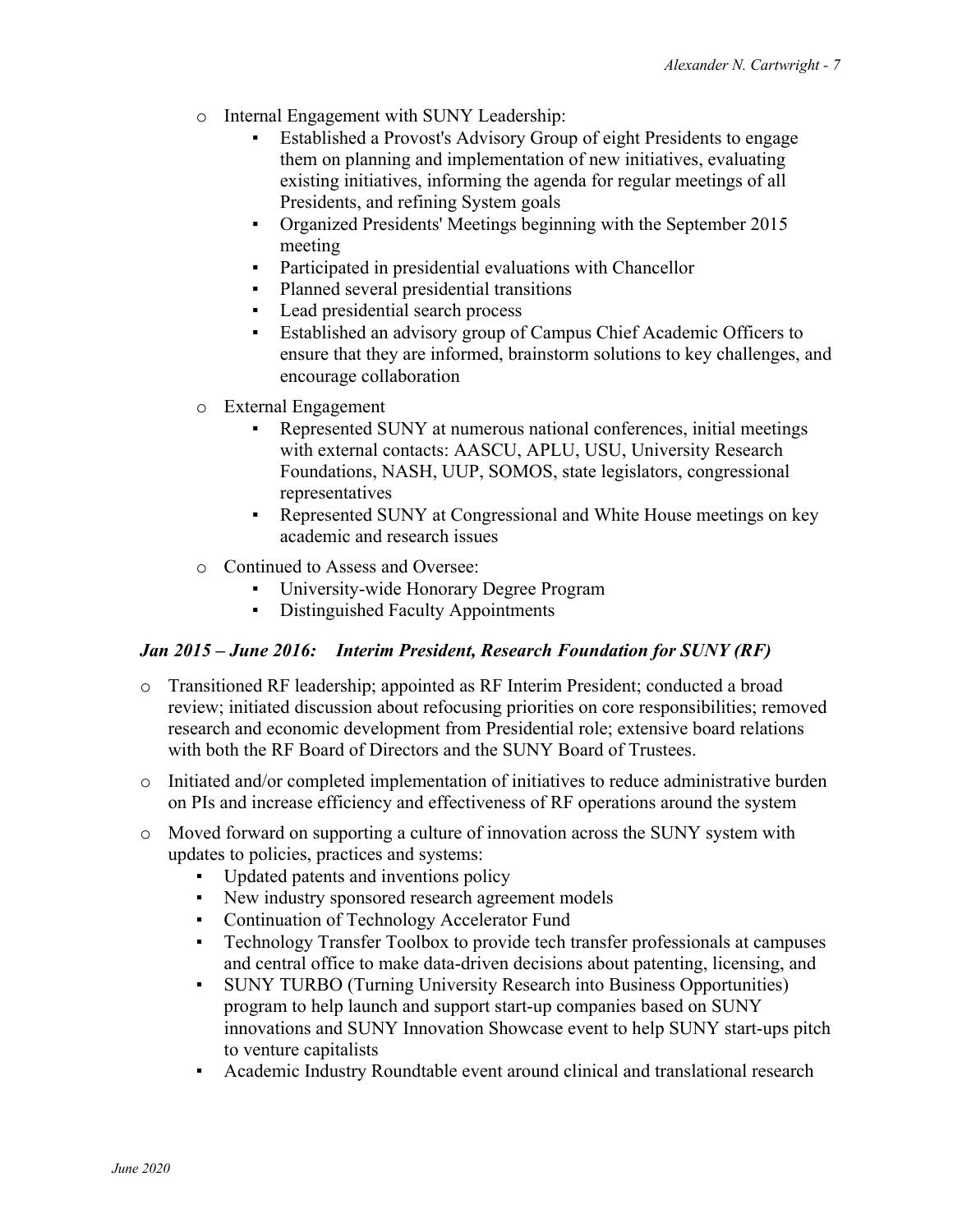- Internal Engagement with SUNY Leadership:
  - Established a Provost's Advisory Group of eight Presidents to engage them on planning and implementation of new initiatives, evaluating existing initiatives, informing the agenda for regular meetings of all Presidents, and refining System goals
  - Organized Presidents' Meetings beginning with the September 2015 meeting
  - Participated in presidential evaluations with Chancellor
  - Planned several presidential transitions
  - Lead presidential search process
  - Established an advisory group of Campus Chief Academic Officers to ensure that they are informed, brainstorm solutions to key challenges, and encourage collaboration
- External Engagement
  - Represented SUNY at numerous national conferences, initial meetings with external contacts: AASCU, APLU, USU, University Research Foundations, NASH, UUP, SOMOS, state legislators, congressional representatives
  - Represented SUNY at Congressional and White House meetings on key academic and research issues
- Continued to Assess and Oversee:
  - University-wide Honorary Degree Program
  - Distinguished Faculty Appointments

***Jan 2015 – June 2016: Interim President, Research Foundation for SUNY (RF)***

- Transitioned RF leadership; appointed as RF Interim President; conducted a broad review; initiated discussion about refocusing priorities on core responsibilities; removed research and economic development from Presidential role; extensive board relations with both the RF Board of Directors and the SUNY Board of Trustees.
- Initiated and/or completed implementation of initiatives to reduce administrative burden on PIs and increase efficiency and effectiveness of RF operations around the system
- Moved forward on supporting a culture of innovation across the SUNY system with updates to policies, practices and systems:
  - Updated patents and inventions policy
  - New industry sponsored research agreement models
  - Continuation of Technology Accelerator Fund
  - Technology Transfer Toolbox to provide tech transfer professionals at campuses and central office to make data-driven decisions about patenting, licensing, and
  - SUNY TURBO (Turning University Research into Business Opportunities) program to help launch and support start-up companies based on SUNY innovations and SUNY Innovation Showcase event to help SUNY start-ups pitch to venture capitalists
  - Academic Industry Roundtable event around clinical and translational research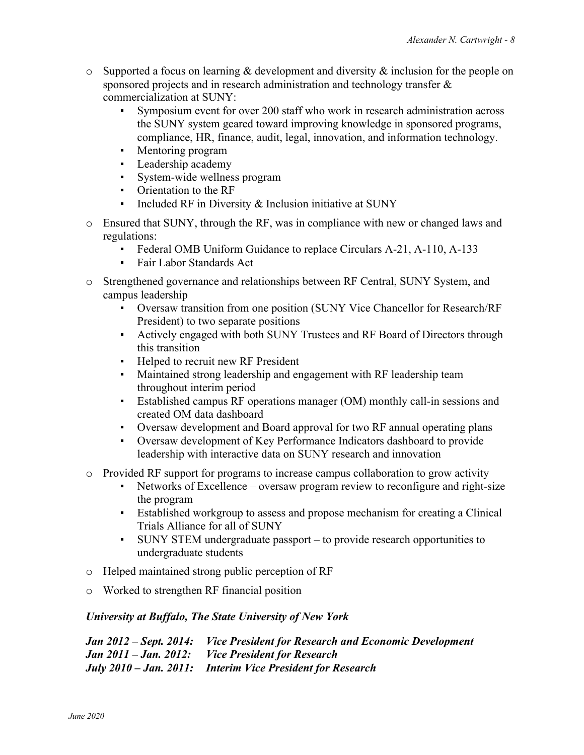- Supported a focus on learning & development and diversity & inclusion for the people on sponsored projects and in research administration and technology transfer & commercialization at SUNY:
  - Symposium event for over 200 staff who work in research administration across the SUNY system geared toward improving knowledge in sponsored programs, compliance, HR, finance, audit, legal, innovation, and information technology.
  - Mentoring program
  - Leadership academy
  - System-wide wellness program
  - Orientation to the RF
  - Included RF in Diversity & Inclusion initiative at SUNY
- Ensured that SUNY, through the RF, was in compliance with new or changed laws and regulations:
  - Federal OMB Uniform Guidance to replace Circulars A-21, A-110, A-133
  - Fair Labor Standards Act
- Strengthened governance and relationships between RF Central, SUNY System, and campus leadership
  - Oversaw transition from one position (SUNY Vice Chancellor for Research/RF President) to two separate positions
  - Actively engaged with both SUNY Trustees and RF Board of Directors through this transition
  - Helped to recruit new RF President
  - Maintained strong leadership and engagement with RF leadership team throughout interim period
  - Established campus RF operations manager (OM) monthly call-in sessions and created OM data dashboard
  - Oversaw development and Board approval for two RF annual operating plans
  - Oversaw development of Key Performance Indicators dashboard to provide leadership with interactive data on SUNY research and innovation
- Provided RF support for programs to increase campus collaboration to grow activity
  - Networks of Excellence – oversaw program review to reconfigure and right-size the program
  - Established workgroup to assess and propose mechanism for creating a Clinical Trials Alliance for all of SUNY
  - SUNY STEM undergraduate passport – to provide research opportunities to undergraduate students
- Helped maintained strong public perception of RF
- Worked to strengthen RF financial position

***University at Buffalo, The State University of New York***

***Jan 2012 – Sept. 2014: Vice President for Research and Economic Development***
***Jan 2011 – Jan. 2012: Vice President for Research***
***July 2010 – Jan. 2011: Interim Vice President for Research***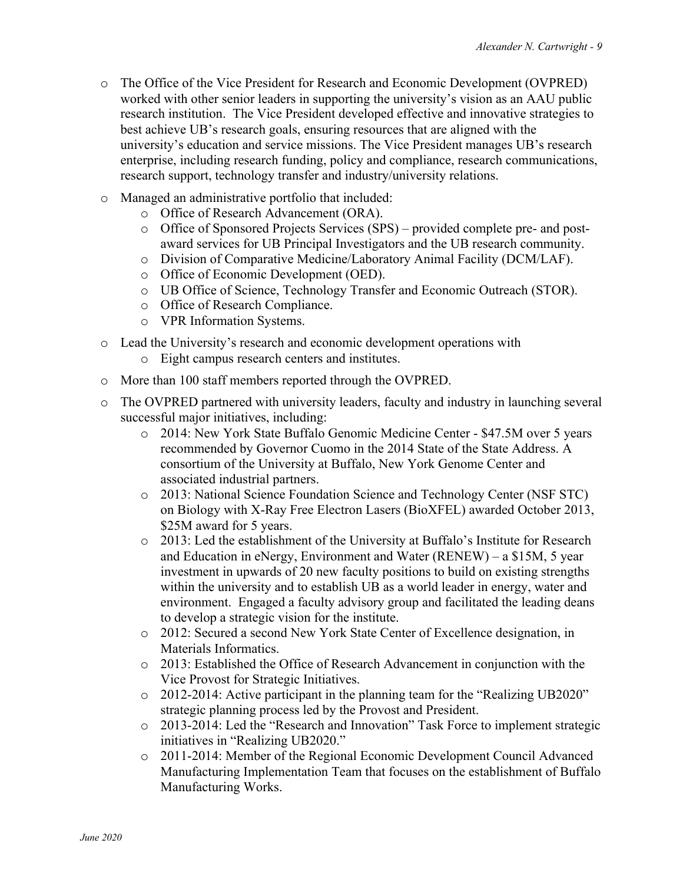- The Office of the Vice President for Research and Economic Development (OVPRED) worked with other senior leaders in supporting the university's vision as an AAU public research institution. The Vice President developed effective and innovative strategies to best achieve UB's research goals, ensuring resources that are aligned with the university's education and service missions. The Vice President manages UB's research enterprise, including research funding, policy and compliance, research communications, research support, technology transfer and industry/university relations.
- Managed an administrative portfolio that included:
  - Office of Research Advancement (ORA).
  - Office of Sponsored Projects Services (SPS) – provided complete pre- and post-award services for UB Principal Investigators and the UB research community.
  - Division of Comparative Medicine/Laboratory Animal Facility (DCM/LAF).
  - Office of Economic Development (OED).
  - UB Office of Science, Technology Transfer and Economic Outreach (STOR).
  - Office of Research Compliance.
  - VPR Information Systems.
- Lead the University's research and economic development operations with
  - Eight campus research centers and institutes.
- More than 100 staff members reported through the OVPRED.
- The OVPRED partnered with university leaders, faculty and industry in launching several successful major initiatives, including:
  - 2014: New York State Buffalo Genomic Medicine Center - $47.5M over 5 years recommended by Governor Cuomo in the 2014 State of the State Address. A consortium of the University at Buffalo, New York Genome Center and associated industrial partners.
  - 2013: National Science Foundation Science and Technology Center (NSF STC) on Biology with X-Ray Free Electron Lasers (BioXFEL) awarded October 2013, $25M award for 5 years.
  - 2013: Led the establishment of the University at Buffalo's Institute for Research and Education in eNergy, Environment and Water (RENEW) – a $15M, 5 year investment in upwards of 20 new faculty positions to build on existing strengths within the university and to establish UB as a world leader in energy, water and environment. Engaged a faculty advisory group and facilitated the leading deans to develop a strategic vision for the institute.
  - 2012: Secured a second New York State Center of Excellence designation, in Materials Informatics.
  - 2013: Established the Office of Research Advancement in conjunction with the Vice Provost for Strategic Initiatives.
  - 2012-2014: Active participant in the planning team for the "Realizing UB2020" strategic planning process led by the Provost and President.
  - 2013-2014: Led the "Research and Innovation" Task Force to implement strategic initiatives in "Realizing UB2020."
  - 2011-2014: Member of the Regional Economic Development Council Advanced Manufacturing Implementation Team that focuses on the establishment of Buffalo Manufacturing Works.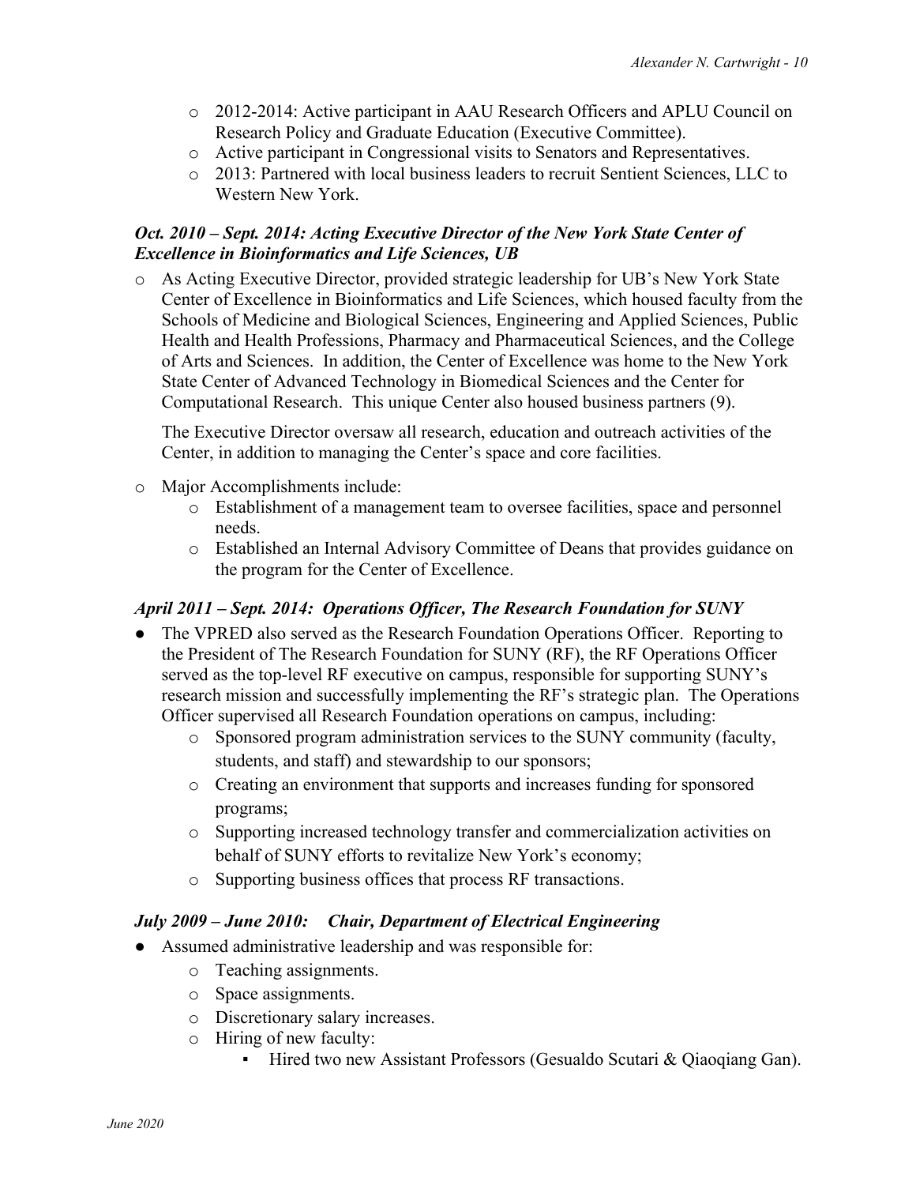- 2012-2014: Active participant in AAU Research Officers and APLU Council on Research Policy and Graduate Education (Executive Committee).
- Active participant in Congressional visits to Senators and Representatives.
- 2013: Partnered with local business leaders to recruit Sentient Sciences, LLC to Western New York.

### ***Oct. 2010 – Sept. 2014: Acting Executive Director of the New York State Center of Excellence in Bioinformatics and Life Sciences, UB***

- As Acting Executive Director, provided strategic leadership for UB's New York State Center of Excellence in Bioinformatics and Life Sciences, which housed faculty from the Schools of Medicine and Biological Sciences, Engineering and Applied Sciences, Public Health and Health Professions, Pharmacy and Pharmaceutical Sciences, and the College of Arts and Sciences. In addition, the Center of Excellence was home to the New York State Center of Advanced Technology in Biomedical Sciences and the Center for Computational Research. This unique Center also housed business partners (9).

  The Executive Director oversaw all research, education and outreach activities of the Center, in addition to managing the Center's space and core facilities.

- Major Accomplishments include:
  - Establishment of a management team to oversee facilities, space and personnel needs.
  - Established an Internal Advisory Committee of Deans that provides guidance on the program for the Center of Excellence.

### ***April 2011 – Sept. 2014: Operations Officer, The Research Foundation for SUNY***

- The VPRED also served as the Research Foundation Operations Officer. Reporting to the President of The Research Foundation for SUNY (RF), the RF Operations Officer served as the top-level RF executive on campus, responsible for supporting SUNY's research mission and successfully implementing the RF's strategic plan. The Operations Officer supervised all Research Foundation operations on campus, including:
  - Sponsored program administration services to the SUNY community (faculty, students, and staff) and stewardship to our sponsors;
  - Creating an environment that supports and increases funding for sponsored programs;
  - Supporting increased technology transfer and commercialization activities on behalf of SUNY efforts to revitalize New York's economy;
  - Supporting business offices that process RF transactions.

### ***July 2009 – June 2010: Chair, Department of Electrical Engineering***

- Assumed administrative leadership and was responsible for:
  - Teaching assignments.
  - Space assignments.
  - Discretionary salary increases.
  - Hiring of new faculty:
    - Hired two new Assistant Professors (Gesualdo Scutari & Qiaoqiang Gan).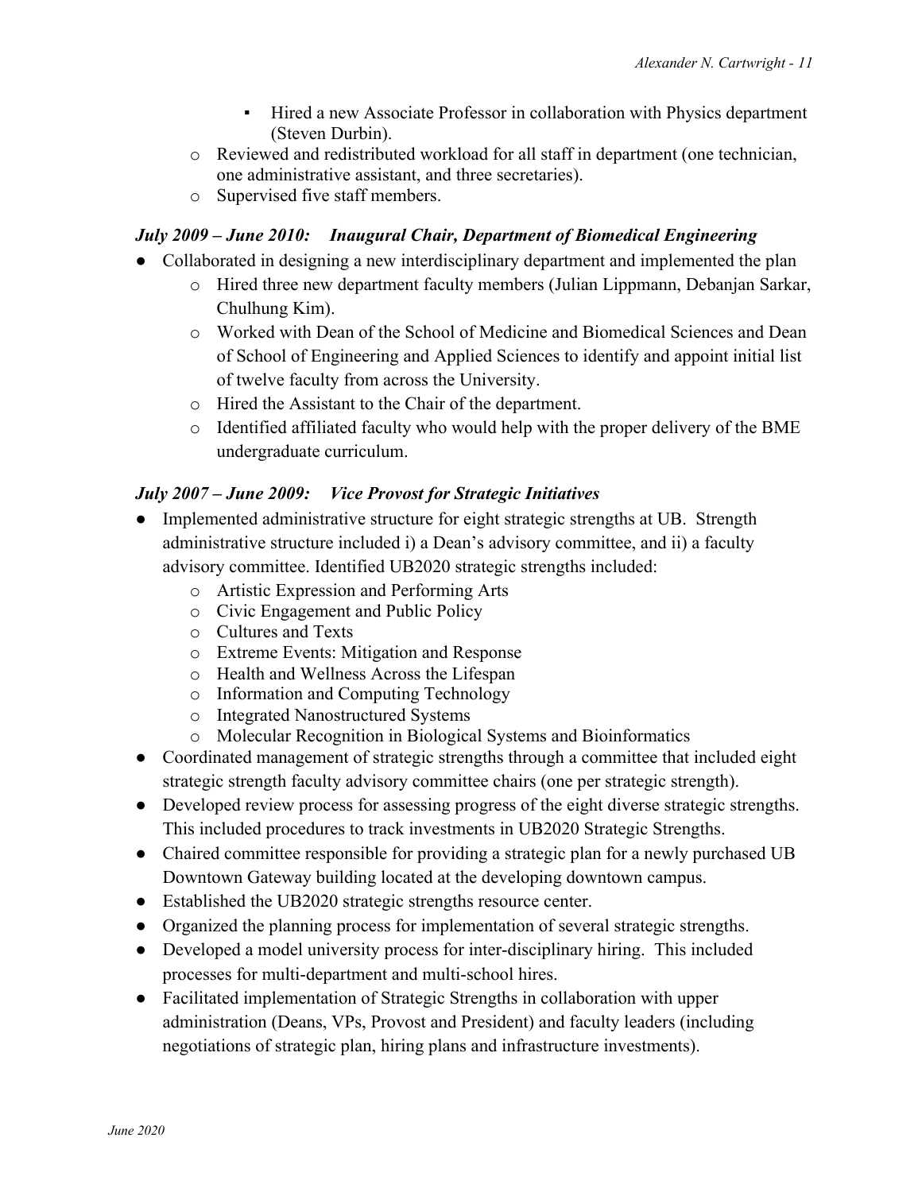- Hired a new Associate Professor in collaboration with Physics department (Steven Durbin).
  - Reviewed and redistributed workload for all staff in department (one technician, one administrative assistant, and three secretaries).
  - Supervised five staff members.

***July 2009 – June 2010: Inaugural Chair, Department of Biomedical Engineering***

- Collaborated in designing a new interdisciplinary department and implemented the plan
  - Hired three new department faculty members (Julian Lippmann, Debanjan Sarkar, Chulhung Kim).
  - Worked with Dean of the School of Medicine and Biomedical Sciences and Dean of School of Engineering and Applied Sciences to identify and appoint initial list of twelve faculty from across the University.
  - Hired the Assistant to the Chair of the department.
  - Identified affiliated faculty who would help with the proper delivery of the BME undergraduate curriculum.

***July 2007 – June 2009: Vice Provost for Strategic Initiatives***

- Implemented administrative structure for eight strategic strengths at UB. Strength administrative structure included i) a Dean's advisory committee, and ii) a faculty advisory committee. Identified UB2020 strategic strengths included:
  - Artistic Expression and Performing Arts
  - Civic Engagement and Public Policy
  - Cultures and Texts
  - Extreme Events: Mitigation and Response
  - Health and Wellness Across the Lifespan
  - Information and Computing Technology
  - Integrated Nanostructured Systems
  - Molecular Recognition in Biological Systems and Bioinformatics
- Coordinated management of strategic strengths through a committee that included eight strategic strength faculty advisory committee chairs (one per strategic strength).
- Developed review process for assessing progress of the eight diverse strategic strengths. This included procedures to track investments in UB2020 Strategic Strengths.
- Chaired committee responsible for providing a strategic plan for a newly purchased UB Downtown Gateway building located at the developing downtown campus.
- Established the UB2020 strategic strengths resource center.
- Organized the planning process for implementation of several strategic strengths.
- Developed a model university process for inter-disciplinary hiring. This included processes for multi-department and multi-school hires.
- Facilitated implementation of Strategic Strengths in collaboration with upper administration (Deans, VPs, Provost and President) and faculty leaders (including negotiations of strategic plan, hiring plans and infrastructure investments).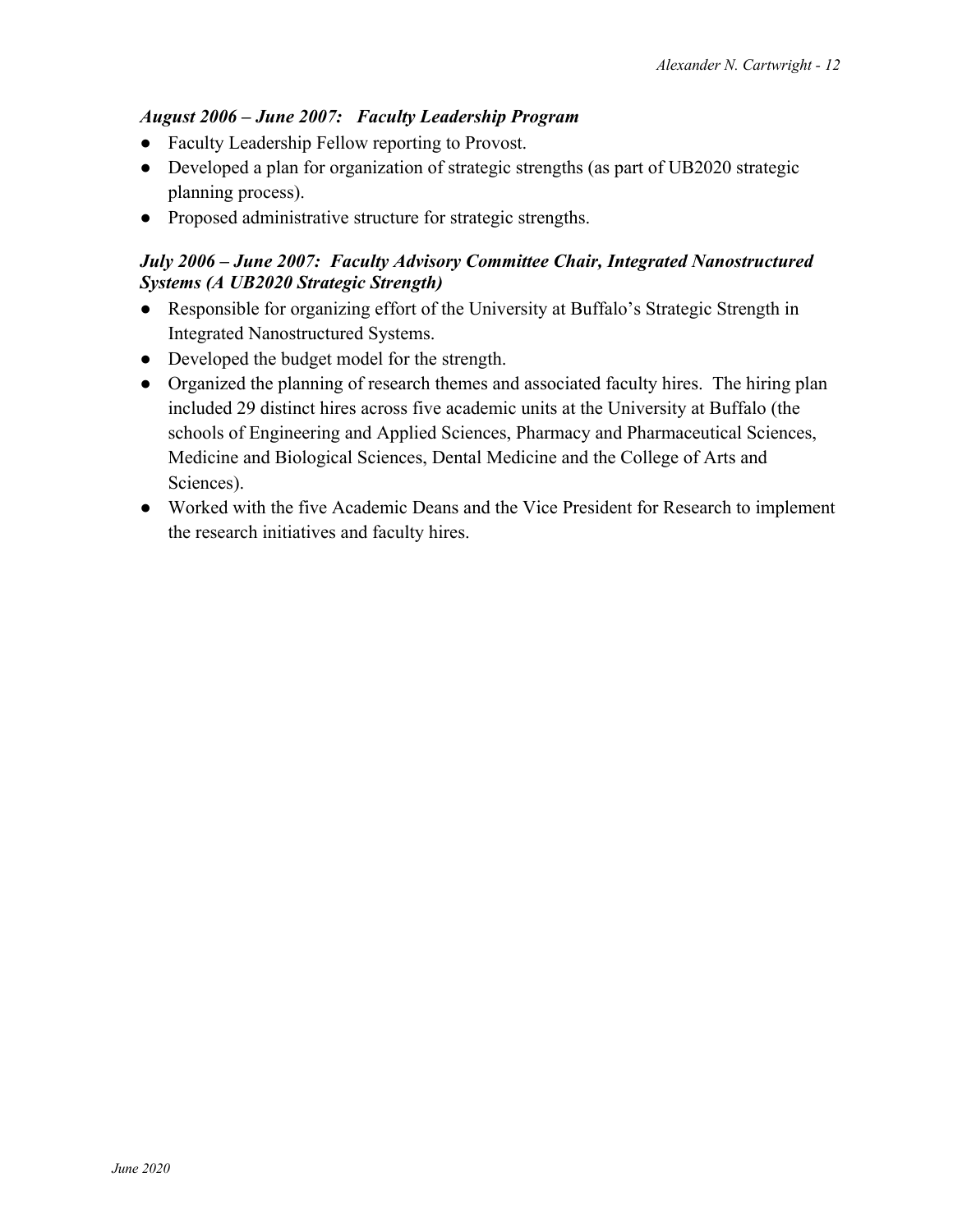***August 2006 – June 2007: Faculty Leadership Program***

- Faculty Leadership Fellow reporting to Provost.
- Developed a plan for organization of strategic strengths (as part of UB2020 strategic planning process).
- Proposed administrative structure for strategic strengths.

***July 2006 – June 2007: Faculty Advisory Committee Chair, Integrated Nanostructured Systems (A UB2020 Strategic Strength)***

- Responsible for organizing effort of the University at Buffalo's Strategic Strength in Integrated Nanostructured Systems.
- Developed the budget model for the strength.
- Organized the planning of research themes and associated faculty hires. The hiring plan included 29 distinct hires across five academic units at the University at Buffalo (the schools of Engineering and Applied Sciences, Pharmacy and Pharmaceutical Sciences, Medicine and Biological Sciences, Dental Medicine and the College of Arts and Sciences).
- Worked with the five Academic Deans and the Vice President for Research to implement the research initiatives and faculty hires.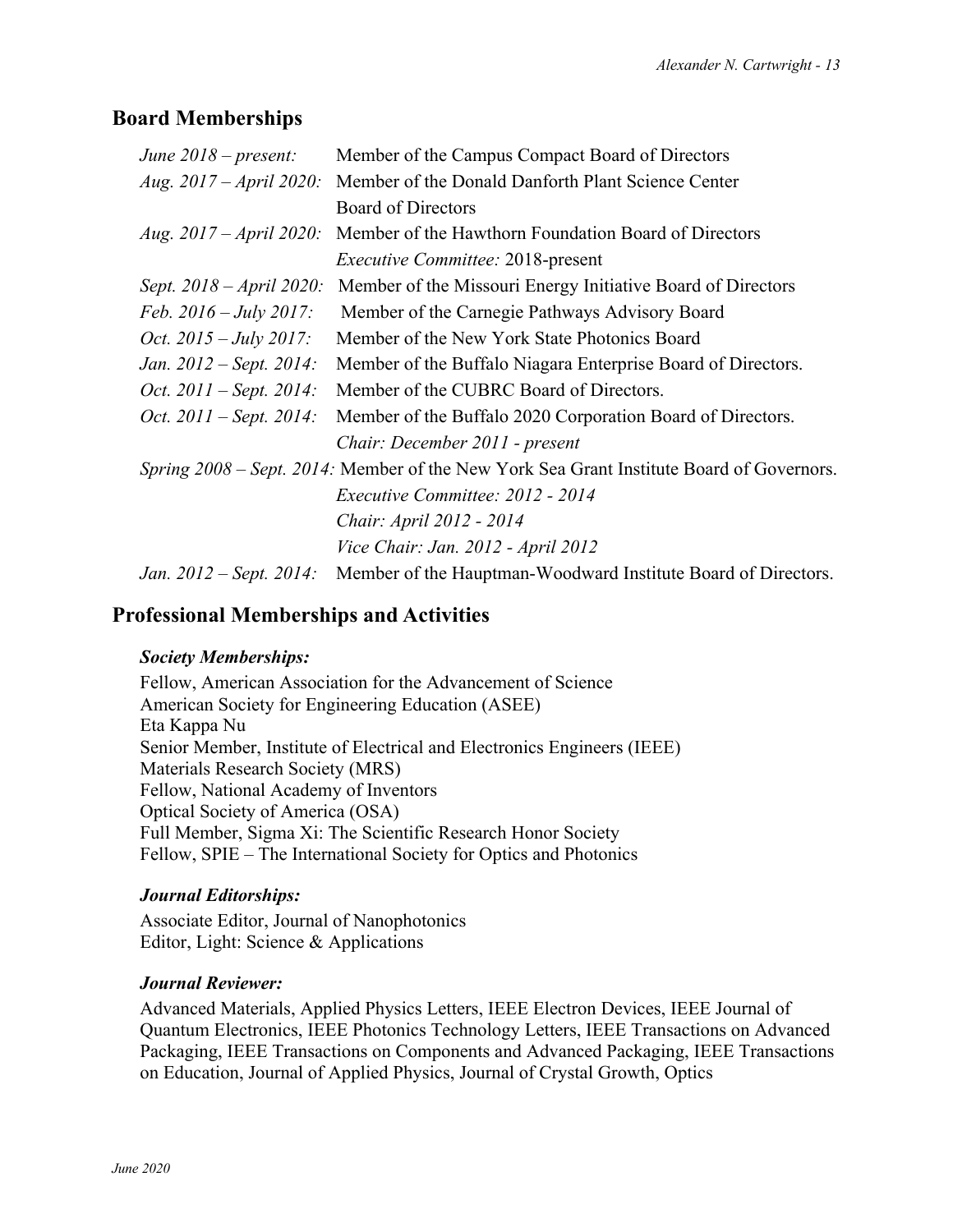## Board Memberships

*June 2018 – present:* Member of the Campus Compact Board of Directors

*Aug. 2017 – April 2020:* Member of the Donald Danforth Plant Science Center Board of Directors

*Aug. 2017 – April 2020:* Member of the Hawthorn Foundation Board of Directors
*Executive Committee:* 2018-present

*Sept. 2018 – April 2020:* Member of the Missouri Energy Initiative Board of Directors

*Feb. 2016 – July 2017:* Member of the Carnegie Pathways Advisory Board

*Oct. 2015 – July 2017:* Member of the New York State Photonics Board

*Jan. 2012 – Sept. 2014:* Member of the Buffalo Niagara Enterprise Board of Directors.

*Oct. 2011 – Sept. 2014:* Member of the CUBRC Board of Directors.

*Oct. 2011 – Sept. 2014:* Member of the Buffalo 2020 Corporation Board of Directors.
*Chair: December 2011 - present*

*Spring 2008 – Sept. 2014:* Member of the New York Sea Grant Institute Board of Governors.
*Executive Committee: 2012 - 2014*
*Chair: April 2012 - 2014*
*Vice Chair: Jan. 2012 - April 2012*

*Jan. 2012 – Sept. 2014:* Member of the Hauptman-Woodward Institute Board of Directors.

## Professional Memberships and Activities

### *Society Memberships:*

Fellow, American Association for the Advancement of Science
American Society for Engineering Education (ASEE)
Eta Kappa Nu
Senior Member, Institute of Electrical and Electronics Engineers (IEEE)
Materials Research Society (MRS)
Fellow, National Academy of Inventors
Optical Society of America (OSA)
Full Member, Sigma Xi: The Scientific Research Honor Society
Fellow, SPIE – The International Society for Optics and Photonics

### *Journal Editorships:*

Associate Editor, Journal of Nanophotonics
Editor, Light: Science & Applications

### *Journal Reviewer:*

Advanced Materials, Applied Physics Letters, IEEE Electron Devices, IEEE Journal of Quantum Electronics, IEEE Photonics Technology Letters, IEEE Transactions on Advanced Packaging, IEEE Transactions on Components and Advanced Packaging, IEEE Transactions on Education, Journal of Applied Physics, Journal of Crystal Growth, Optics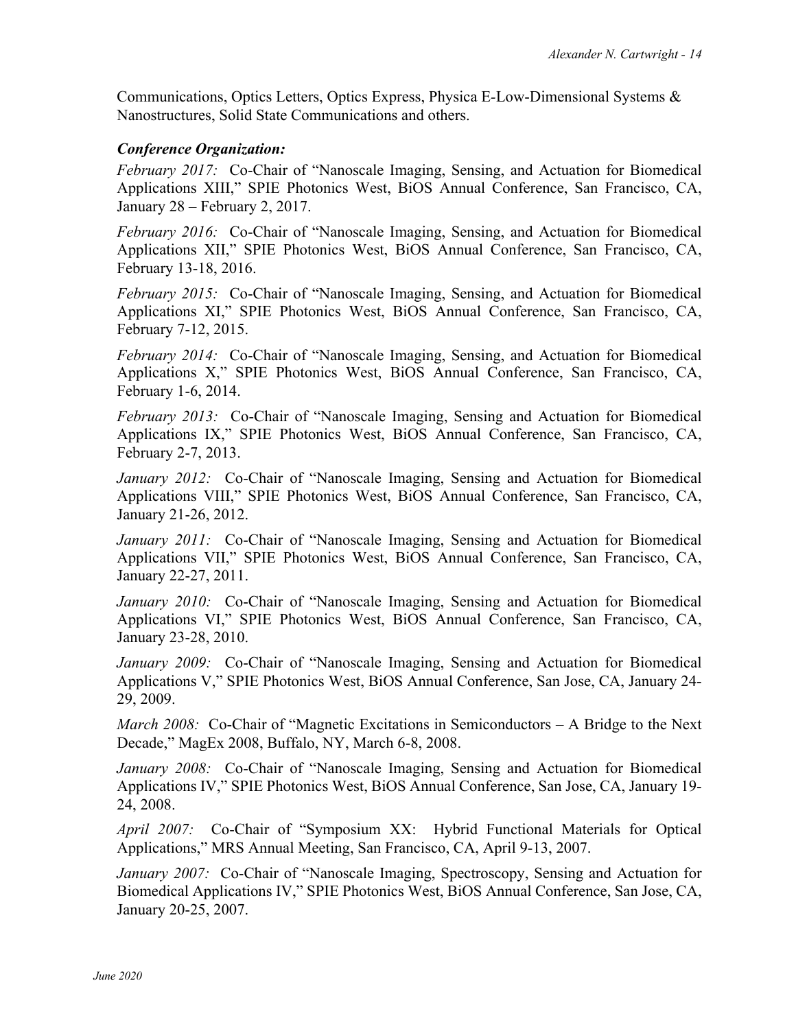Communications, Optics Letters, Optics Express, Physica E-Low-Dimensional Systems & Nanostructures, Solid State Communications and others.

***Conference Organization:***

*February 2017:* Co-Chair of "Nanoscale Imaging, Sensing, and Actuation for Biomedical Applications XIII," SPIE Photonics West, BiOS Annual Conference, San Francisco, CA, January 28 – February 2, 2017.

*February 2016:* Co-Chair of "Nanoscale Imaging, Sensing, and Actuation for Biomedical Applications XII," SPIE Photonics West, BiOS Annual Conference, San Francisco, CA, February 13-18, 2016.

*February 2015:* Co-Chair of "Nanoscale Imaging, Sensing, and Actuation for Biomedical Applications XI," SPIE Photonics West, BiOS Annual Conference, San Francisco, CA, February 7-12, 2015.

*February 2014:* Co-Chair of "Nanoscale Imaging, Sensing, and Actuation for Biomedical Applications X," SPIE Photonics West, BiOS Annual Conference, San Francisco, CA, February 1-6, 2014.

*February 2013:* Co-Chair of "Nanoscale Imaging, Sensing and Actuation for Biomedical Applications IX," SPIE Photonics West, BiOS Annual Conference, San Francisco, CA, February 2-7, 2013.

*January 2012:* Co-Chair of "Nanoscale Imaging, Sensing and Actuation for Biomedical Applications VIII," SPIE Photonics West, BiOS Annual Conference, San Francisco, CA, January 21-26, 2012.

*January 2011:* Co-Chair of "Nanoscale Imaging, Sensing and Actuation for Biomedical Applications VII," SPIE Photonics West, BiOS Annual Conference, San Francisco, CA, January 22-27, 2011.

*January 2010:* Co-Chair of "Nanoscale Imaging, Sensing and Actuation for Biomedical Applications VI," SPIE Photonics West, BiOS Annual Conference, San Francisco, CA, January 23-28, 2010.

*January 2009:* Co-Chair of "Nanoscale Imaging, Sensing and Actuation for Biomedical Applications V," SPIE Photonics West, BiOS Annual Conference, San Jose, CA, January 24-29, 2009.

*March 2008:* Co-Chair of "Magnetic Excitations in Semiconductors – A Bridge to the Next Decade," MagEx 2008, Buffalo, NY, March 6-8, 2008.

*January 2008:* Co-Chair of "Nanoscale Imaging, Sensing and Actuation for Biomedical Applications IV," SPIE Photonics West, BiOS Annual Conference, San Jose, CA, January 19-24, 2008.

*April 2007:* Co-Chair of "Symposium XX: Hybrid Functional Materials for Optical Applications," MRS Annual Meeting, San Francisco, CA, April 9-13, 2007.

*January 2007:* Co-Chair of "Nanoscale Imaging, Spectroscopy, Sensing and Actuation for Biomedical Applications IV," SPIE Photonics West, BiOS Annual Conference, San Jose, CA, January 20-25, 2007.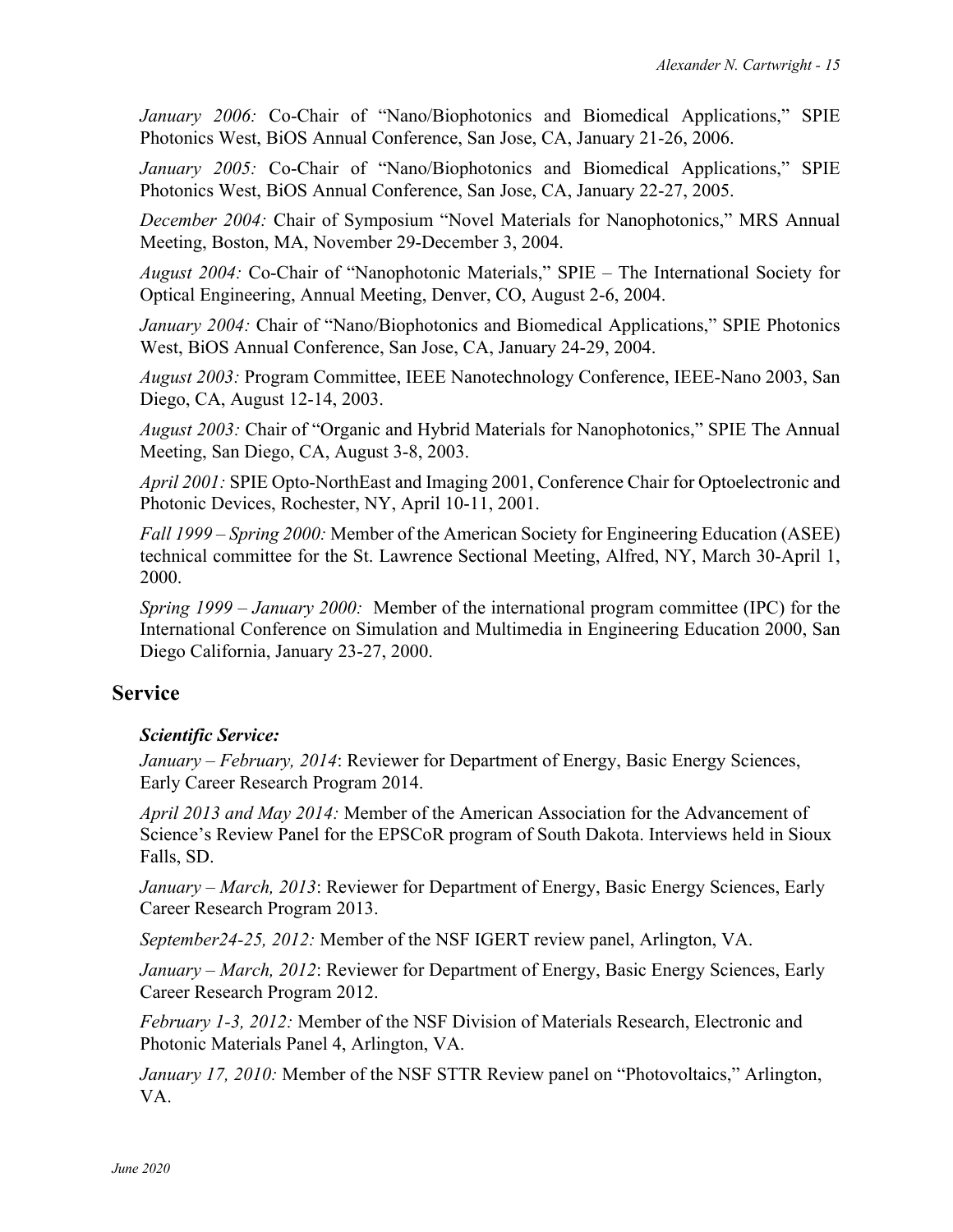*January 2006:* Co-Chair of "Nano/Biophotonics and Biomedical Applications," SPIE Photonics West, BiOS Annual Conference, San Jose, CA, January 21-26, 2006.

*January 2005:* Co-Chair of "Nano/Biophotonics and Biomedical Applications," SPIE Photonics West, BiOS Annual Conference, San Jose, CA, January 22-27, 2005.

*December 2004:* Chair of Symposium "Novel Materials for Nanophotonics," MRS Annual Meeting, Boston, MA, November 29-December 3, 2004.

*August 2004:* Co-Chair of "Nanophotonic Materials," SPIE – The International Society for Optical Engineering, Annual Meeting, Denver, CO, August 2-6, 2004.

*January 2004:* Chair of "Nano/Biophotonics and Biomedical Applications," SPIE Photonics West, BiOS Annual Conference, San Jose, CA, January 24-29, 2004.

*August 2003:* Program Committee, IEEE Nanotechnology Conference, IEEE-Nano 2003, San Diego, CA, August 12-14, 2003.

*August 2003:* Chair of "Organic and Hybrid Materials for Nanophotonics," SPIE The Annual Meeting, San Diego, CA, August 3-8, 2003.

*April 2001:* SPIE Opto-NorthEast and Imaging 2001, Conference Chair for Optoelectronic and Photonic Devices, Rochester, NY, April 10-11, 2001.

*Fall 1999 – Spring 2000:* Member of the American Society for Engineering Education (ASEE) technical committee for the St. Lawrence Sectional Meeting, Alfred, NY, March 30-April 1, 2000.

*Spring 1999 – January 2000:* Member of the international program committee (IPC) for the International Conference on Simulation and Multimedia in Engineering Education 2000, San Diego California, January 23-27, 2000.

## Service

### *Scientific Service:*

*January – February, 2014*: Reviewer for Department of Energy, Basic Energy Sciences, Early Career Research Program 2014.

*April 2013 and May 2014:* Member of the American Association for the Advancement of Science's Review Panel for the EPSCoR program of South Dakota. Interviews held in Sioux Falls, SD.

*January – March, 2013*: Reviewer for Department of Energy, Basic Energy Sciences, Early Career Research Program 2013.

*September24-25, 2012:* Member of the NSF IGERT review panel, Arlington, VA.

*January – March, 2012*: Reviewer for Department of Energy, Basic Energy Sciences, Early Career Research Program 2012.

*February 1-3, 2012:* Member of the NSF Division of Materials Research, Electronic and Photonic Materials Panel 4, Arlington, VA.

*January 17, 2010:* Member of the NSF STTR Review panel on "Photovoltaics," Arlington, VA.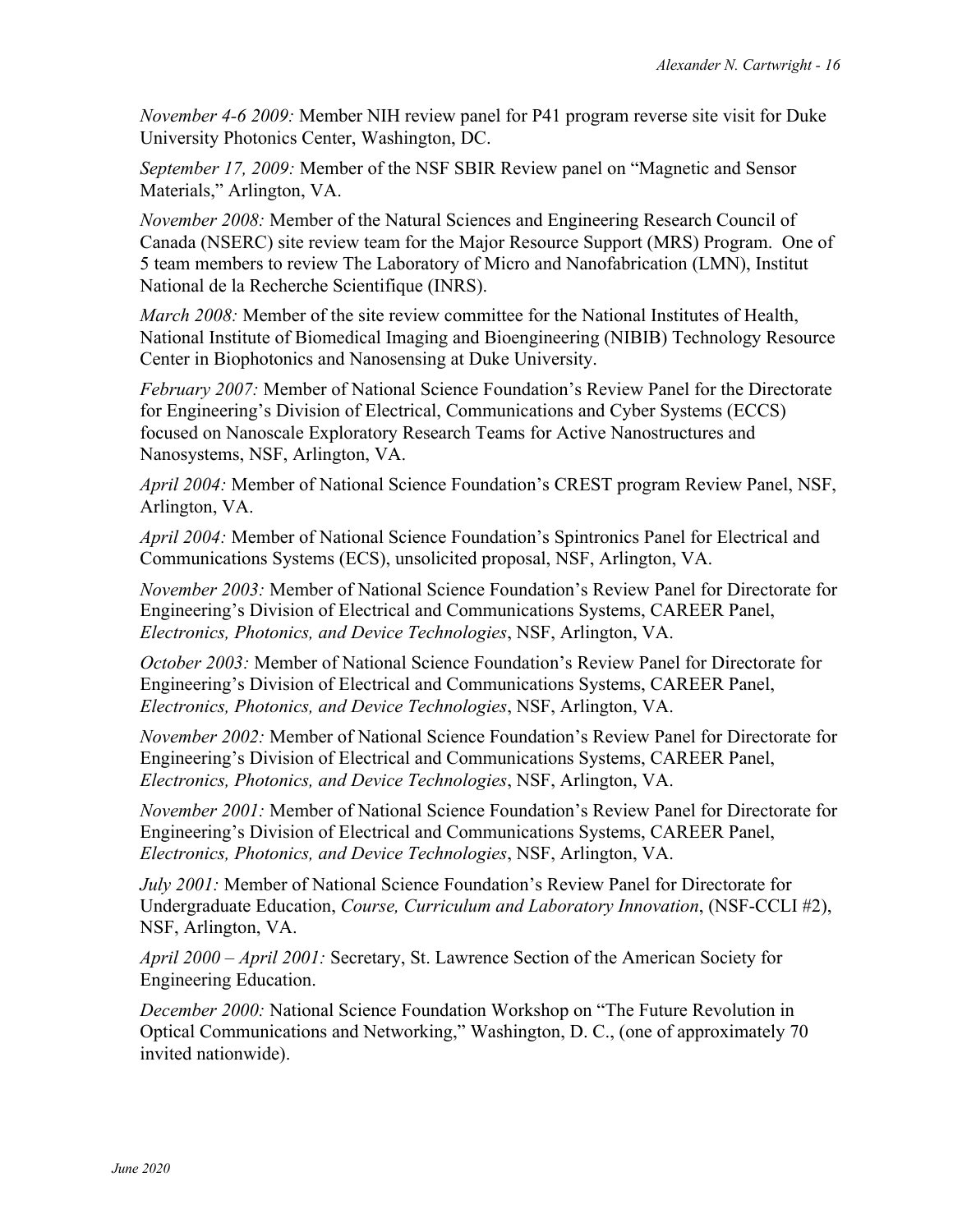*November 4-6 2009:* Member NIH review panel for P41 program reverse site visit for Duke University Photonics Center, Washington, DC.

*September 17, 2009:* Member of the NSF SBIR Review panel on "Magnetic and Sensor Materials," Arlington, VA.

*November 2008:* Member of the Natural Sciences and Engineering Research Council of Canada (NSERC) site review team for the Major Resource Support (MRS) Program. One of 5 team members to review The Laboratory of Micro and Nanofabrication (LMN), Institut National de la Recherche Scientifique (INRS).

*March 2008:* Member of the site review committee for the National Institutes of Health, National Institute of Biomedical Imaging and Bioengineering (NIBIB) Technology Resource Center in Biophotonics and Nanosensing at Duke University.

*February 2007:* Member of National Science Foundation's Review Panel for the Directorate for Engineering's Division of Electrical, Communications and Cyber Systems (ECCS) focused on Nanoscale Exploratory Research Teams for Active Nanostructures and Nanosystems, NSF, Arlington, VA.

*April 2004:* Member of National Science Foundation's CREST program Review Panel, NSF, Arlington, VA.

*April 2004:* Member of National Science Foundation's Spintronics Panel for Electrical and Communications Systems (ECS), unsolicited proposal, NSF, Arlington, VA.

*November 2003:* Member of National Science Foundation's Review Panel for Directorate for Engineering's Division of Electrical and Communications Systems, CAREER Panel, *Electronics, Photonics, and Device Technologies*, NSF, Arlington, VA.

*October 2003:* Member of National Science Foundation's Review Panel for Directorate for Engineering's Division of Electrical and Communications Systems, CAREER Panel, *Electronics, Photonics, and Device Technologies*, NSF, Arlington, VA.

*November 2002:* Member of National Science Foundation's Review Panel for Directorate for Engineering's Division of Electrical and Communications Systems, CAREER Panel, *Electronics, Photonics, and Device Technologies*, NSF, Arlington, VA.

*November 2001:* Member of National Science Foundation's Review Panel for Directorate for Engineering's Division of Electrical and Communications Systems, CAREER Panel, *Electronics, Photonics, and Device Technologies*, NSF, Arlington, VA.

*July 2001:* Member of National Science Foundation's Review Panel for Directorate for Undergraduate Education, *Course, Curriculum and Laboratory Innovation*, (NSF-CCLI #2), NSF, Arlington, VA.

*April 2000 – April 2001:* Secretary, St. Lawrence Section of the American Society for Engineering Education.

*December 2000:* National Science Foundation Workshop on "The Future Revolution in Optical Communications and Networking," Washington, D. C., (one of approximately 70 invited nationwide).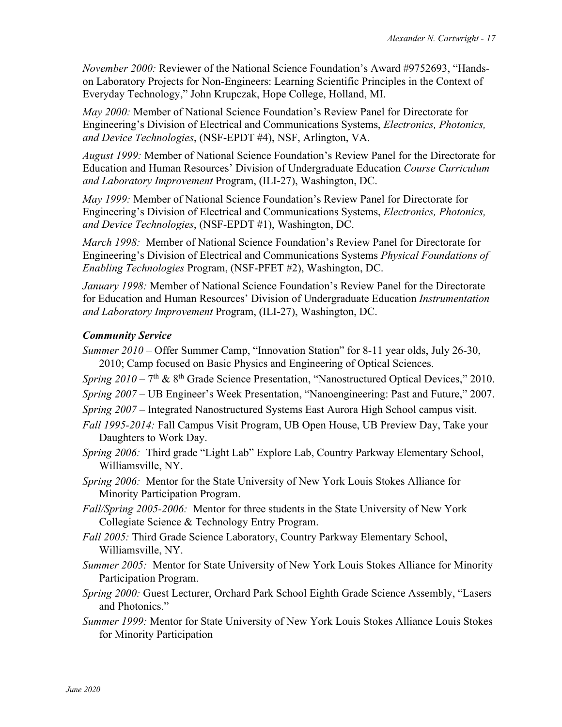*November 2000:* Reviewer of the National Science Foundation's Award #9752693, "Hands-on Laboratory Projects for Non-Engineers: Learning Scientific Principles in the Context of Everyday Technology," John Krupczak, Hope College, Holland, MI.

*May 2000:* Member of National Science Foundation's Review Panel for Directorate for Engineering's Division of Electrical and Communications Systems, *Electronics, Photonics, and Device Technologies*, (NSF-EPDT #4), NSF, Arlington, VA.

*August 1999:* Member of National Science Foundation's Review Panel for the Directorate for Education and Human Resources' Division of Undergraduate Education *Course Curriculum and Laboratory Improvement* Program, (ILI-27), Washington, DC.

*May 1999:* Member of National Science Foundation's Review Panel for Directorate for Engineering's Division of Electrical and Communications Systems, *Electronics, Photonics, and Device Technologies*, (NSF-EPDT #1), Washington, DC.

*March 1998:* Member of National Science Foundation's Review Panel for Directorate for Engineering's Division of Electrical and Communications Systems *Physical Foundations of Enabling Technologies* Program, (NSF-PFET #2), Washington, DC.

*January 1998:* Member of National Science Foundation's Review Panel for the Directorate for Education and Human Resources' Division of Undergraduate Education *Instrumentation and Laboratory Improvement* Program, (ILI-27), Washington, DC.

### *Community Service*

*Summer 2010* – Offer Summer Camp, "Innovation Station" for 8-11 year olds, July 26-30, 2010; Camp focused on Basic Physics and Engineering of Optical Sciences.

*Spring 2010* – 7th & 8th Grade Science Presentation, "Nanostructured Optical Devices," 2010.

*Spring 2007* – UB Engineer's Week Presentation, "Nanoengineering: Past and Future," 2007.

*Spring 2007* – Integrated Nanostructured Systems East Aurora High School campus visit.

*Fall 1995-2014:* Fall Campus Visit Program, UB Open House, UB Preview Day, Take your Daughters to Work Day.

*Spring 2006:* Third grade "Light Lab" Explore Lab, Country Parkway Elementary School, Williamsville, NY.

*Spring 2006:* Mentor for the State University of New York Louis Stokes Alliance for Minority Participation Program.

*Fall/Spring 2005-2006:* Mentor for three students in the State University of New York Collegiate Science & Technology Entry Program.

*Fall 2005:* Third Grade Science Laboratory, Country Parkway Elementary School, Williamsville, NY.

*Summer 2005:* Mentor for State University of New York Louis Stokes Alliance for Minority Participation Program.

*Spring 2000:* Guest Lecturer, Orchard Park School Eighth Grade Science Assembly, "Lasers and Photonics."

*Summer 1999:* Mentor for State University of New York Louis Stokes Alliance Louis Stokes for Minority Participation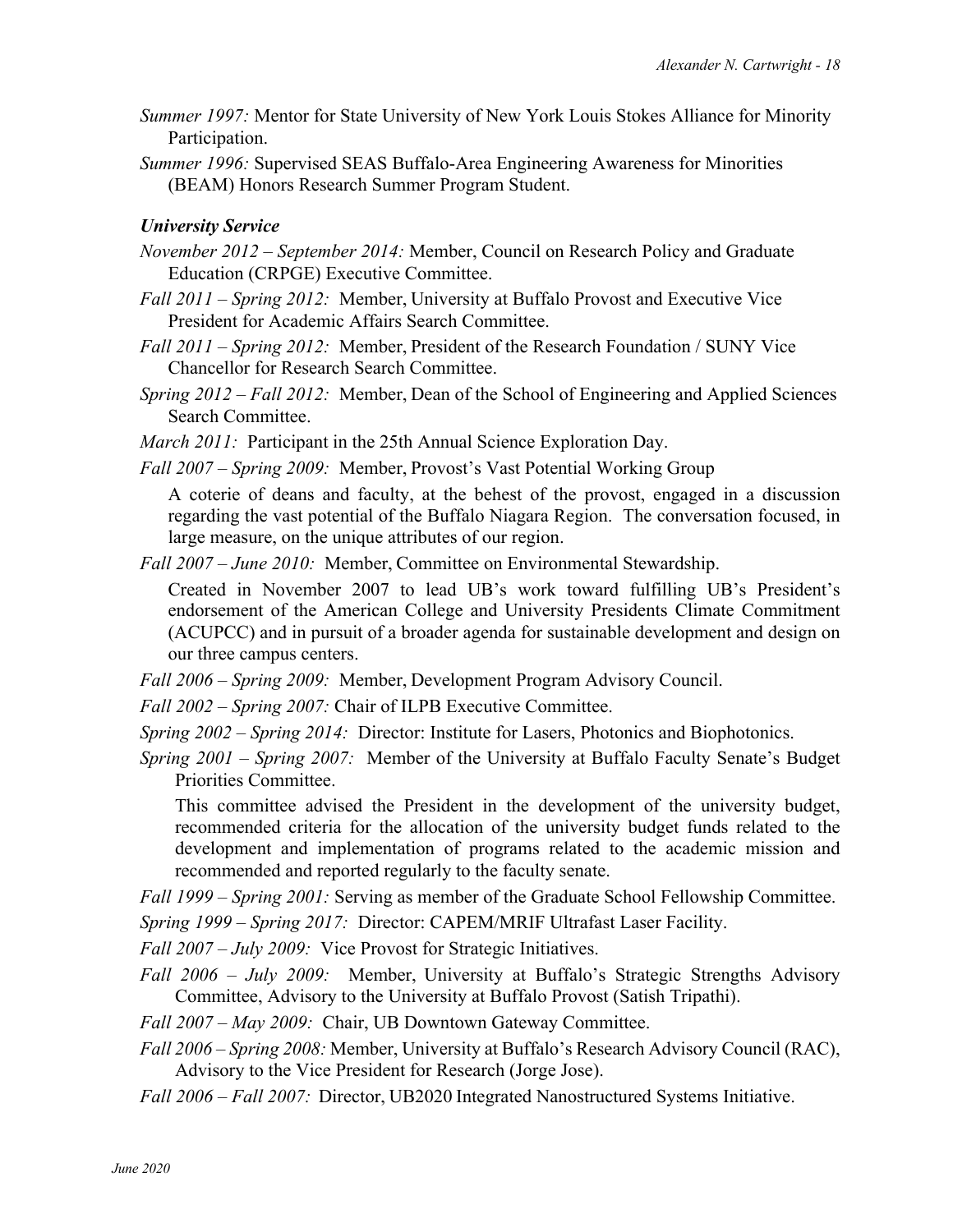*Summer 1997:* Mentor for State University of New York Louis Stokes Alliance for Minority Participation.

*Summer 1996:* Supervised SEAS Buffalo-Area Engineering Awareness for Minorities (BEAM) Honors Research Summer Program Student.

***University Service***

*November 2012 – September 2014:* Member, Council on Research Policy and Graduate Education (CRPGE) Executive Committee.

*Fall 2011 – Spring 2012:* Member, University at Buffalo Provost and Executive Vice President for Academic Affairs Search Committee.

*Fall 2011 – Spring 2012:* Member, President of the Research Foundation / SUNY Vice Chancellor for Research Search Committee.

*Spring 2012 – Fall 2012:* Member, Dean of the School of Engineering and Applied Sciences Search Committee.

*March 2011:* Participant in the 25th Annual Science Exploration Day.

*Fall 2007 – Spring 2009:* Member, Provost's Vast Potential Working Group

A coterie of deans and faculty, at the behest of the provost, engaged in a discussion regarding the vast potential of the Buffalo Niagara Region. The conversation focused, in large measure, on the unique attributes of our region.

*Fall 2007 – June 2010:* Member, Committee on Environmental Stewardship.

Created in November 2007 to lead UB's work toward fulfilling UB's President's endorsement of the American College and University Presidents Climate Commitment (ACUPCC) and in pursuit of a broader agenda for sustainable development and design on our three campus centers.

*Fall 2006 – Spring 2009:* Member, Development Program Advisory Council.

*Fall 2002 – Spring 2007:* Chair of ILPB Executive Committee.

*Spring 2002 – Spring 2014:* Director: Institute for Lasers, Photonics and Biophotonics.

*Spring 2001 – Spring 2007:* Member of the University at Buffalo Faculty Senate's Budget Priorities Committee.

This committee advised the President in the development of the university budget, recommended criteria for the allocation of the university budget funds related to the development and implementation of programs related to the academic mission and recommended and reported regularly to the faculty senate.

*Fall 1999 – Spring 2001:* Serving as member of the Graduate School Fellowship Committee.

*Spring 1999 – Spring 2017:* Director: CAPEM/MRIF Ultrafast Laser Facility.

*Fall 2007 – July 2009:* Vice Provost for Strategic Initiatives.

*Fall 2006 – July 2009:* Member, University at Buffalo's Strategic Strengths Advisory Committee, Advisory to the University at Buffalo Provost (Satish Tripathi).

*Fall 2007 – May 2009:* Chair, UB Downtown Gateway Committee.

*Fall 2006 – Spring 2008:* Member, University at Buffalo's Research Advisory Council (RAC), Advisory to the Vice President for Research (Jorge Jose).

*Fall 2006 – Fall 2007:* Director, UB2020 Integrated Nanostructured Systems Initiative.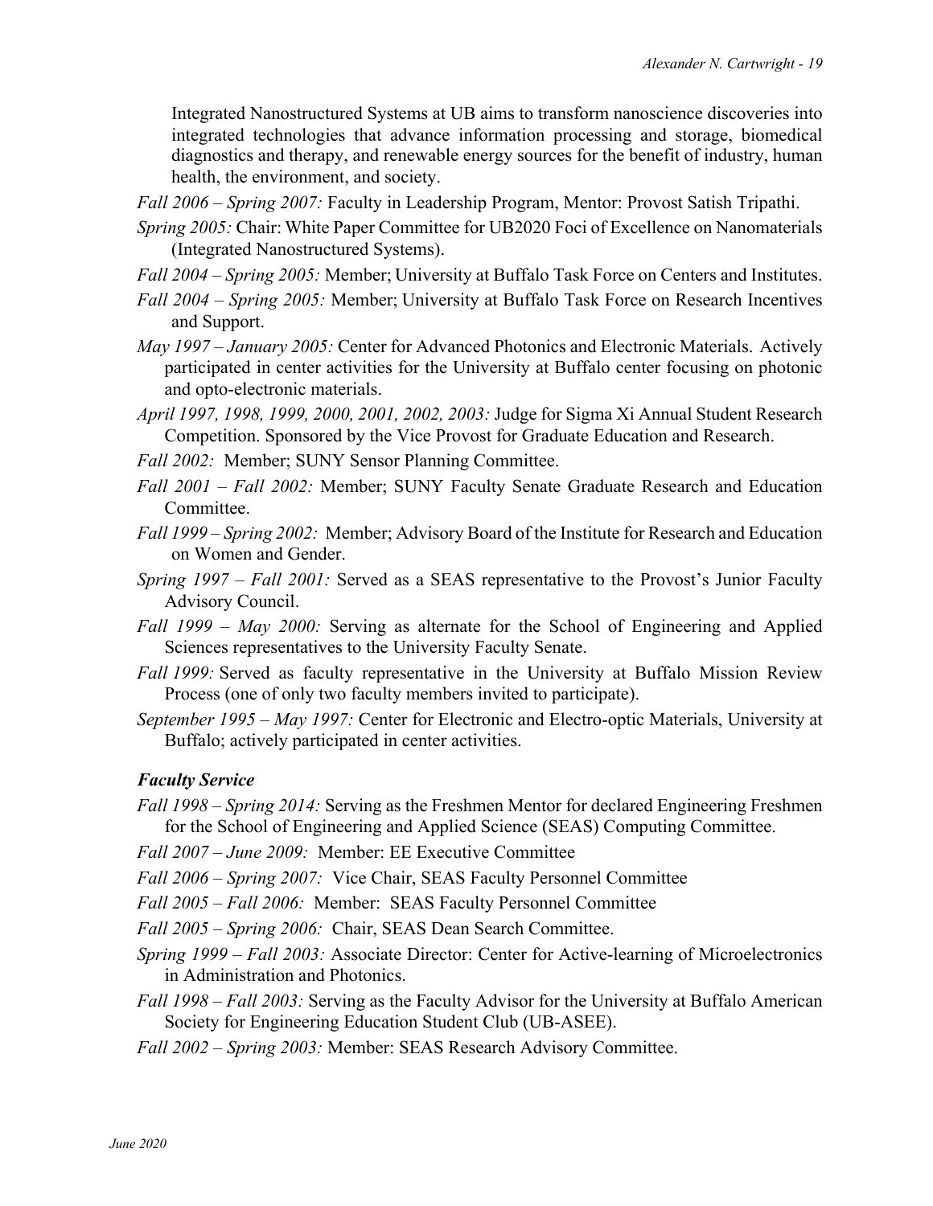Integrated Nanostructured Systems at UB aims to transform nanoscience discoveries into integrated technologies that advance information processing and storage, biomedical diagnostics and therapy, and renewable energy sources for the benefit of industry, human health, the environment, and society.

*Fall 2006 – Spring 2007:* Faculty in Leadership Program, Mentor: Provost Satish Tripathi.

*Spring 2005:* Chair: White Paper Committee for UB2020 Foci of Excellence on Nanomaterials (Integrated Nanostructured Systems).

*Fall 2004 – Spring 2005:* Member; University at Buffalo Task Force on Centers and Institutes.

*Fall 2004 – Spring 2005:* Member; University at Buffalo Task Force on Research Incentives and Support.

*May 1997 – January 2005:* Center for Advanced Photonics and Electronic Materials. Actively participated in center activities for the University at Buffalo center focusing on photonic and opto-electronic materials.

*April 1997, 1998, 1999, 2000, 2001, 2002, 2003:* Judge for Sigma Xi Annual Student Research Competition. Sponsored by the Vice Provost for Graduate Education and Research.

*Fall 2002:* Member; SUNY Sensor Planning Committee.

*Fall 2001 – Fall 2002:* Member; SUNY Faculty Senate Graduate Research and Education Committee.

*Fall 1999 – Spring 2002:* Member; Advisory Board of the Institute for Research and Education on Women and Gender.

*Spring 1997 – Fall 2001:* Served as a SEAS representative to the Provost's Junior Faculty Advisory Council.

*Fall 1999 – May 2000:* Serving as alternate for the School of Engineering and Applied Sciences representatives to the University Faculty Senate.

*Fall 1999:* Served as faculty representative in the University at Buffalo Mission Review Process (one of only two faculty members invited to participate).

*September 1995 – May 1997:* Center for Electronic and Electro-optic Materials, University at Buffalo; actively participated in center activities.

***Faculty Service***

*Fall 1998 – Spring 2014:* Serving as the Freshmen Mentor for declared Engineering Freshmen for the School of Engineering and Applied Science (SEAS) Computing Committee.

*Fall 2007 – June 2009:* Member: EE Executive Committee

*Fall 2006 – Spring 2007:* Vice Chair, SEAS Faculty Personnel Committee

*Fall 2005 – Fall 2006:* Member: SEAS Faculty Personnel Committee

*Fall 2005 – Spring 2006:* Chair, SEAS Dean Search Committee.

*Spring 1999 – Fall 2003:* Associate Director: Center for Active-learning of Microelectronics in Administration and Photonics.

*Fall 1998 – Fall 2003:* Serving as the Faculty Advisor for the University at Buffalo American Society for Engineering Education Student Club (UB-ASEE).

*Fall 2002 – Spring 2003:* Member: SEAS Research Advisory Committee.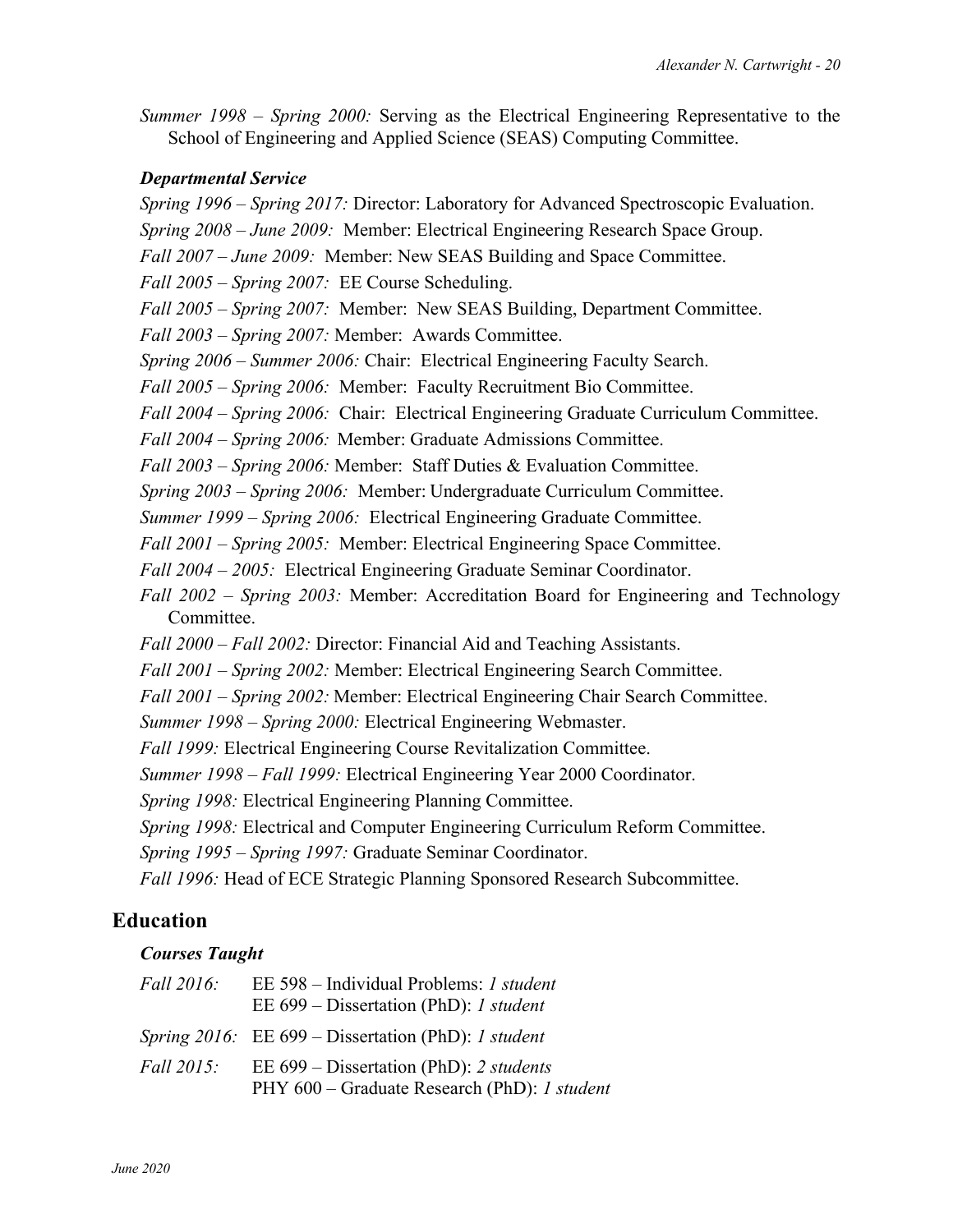*Summer 1998 – Spring 2000:* Serving as the Electrical Engineering Representative to the School of Engineering and Applied Science (SEAS) Computing Committee.

### *Departmental Service*

*Spring 1996 – Spring 2017:* Director: Laboratory for Advanced Spectroscopic Evaluation.

*Spring 2008 – June 2009:* Member: Electrical Engineering Research Space Group.

*Fall 2007 – June 2009:* Member: New SEAS Building and Space Committee.

*Fall 2005 – Spring 2007:* EE Course Scheduling.

*Fall 2005 – Spring 2007:* Member: New SEAS Building, Department Committee.

*Fall 2003 – Spring 2007:* Member: Awards Committee.

*Spring 2006 – Summer 2006:* Chair: Electrical Engineering Faculty Search.

*Fall 2005 – Spring 2006:* Member: Faculty Recruitment Bio Committee.

*Fall 2004 – Spring 2006:* Chair: Electrical Engineering Graduate Curriculum Committee.

*Fall 2004 – Spring 2006:* Member: Graduate Admissions Committee.

*Fall 2003 – Spring 2006:* Member: Staff Duties & Evaluation Committee.

*Spring 2003 – Spring 2006:* Member: Undergraduate Curriculum Committee.

*Summer 1999 – Spring 2006:* Electrical Engineering Graduate Committee.

*Fall 2001 – Spring 2005:* Member: Electrical Engineering Space Committee.

*Fall 2004 – 2005:* Electrical Engineering Graduate Seminar Coordinator.

*Fall 2002 – Spring 2003:* Member: Accreditation Board for Engineering and Technology Committee.

*Fall 2000 – Fall 2002:* Director: Financial Aid and Teaching Assistants.

*Fall 2001 – Spring 2002:* Member: Electrical Engineering Search Committee.

*Fall 2001 – Spring 2002:* Member: Electrical Engineering Chair Search Committee.

*Summer 1998 – Spring 2000:* Electrical Engineering Webmaster.

*Fall 1999:* Electrical Engineering Course Revitalization Committee.

*Summer 1998 – Fall 1999:* Electrical Engineering Year 2000 Coordinator.

*Spring 1998:* Electrical Engineering Planning Committee.

*Spring 1998:* Electrical and Computer Engineering Curriculum Reform Committee.

*Spring 1995 – Spring 1997:* Graduate Seminar Coordinator.

*Fall 1996:* Head of ECE Strategic Planning Sponsored Research Subcommittee.

## Education

### *Courses Taught*

*Fall 2016:*
EE 598 – Individual Problems: *1 student*
EE 699 – Dissertation (PhD): *1 student*

*Spring 2016:*
EE 699 – Dissertation (PhD): *1 student*

*Fall 2015:*
EE 699 – Dissertation (PhD): *2 students*
PHY 600 – Graduate Research (PhD): *1 student*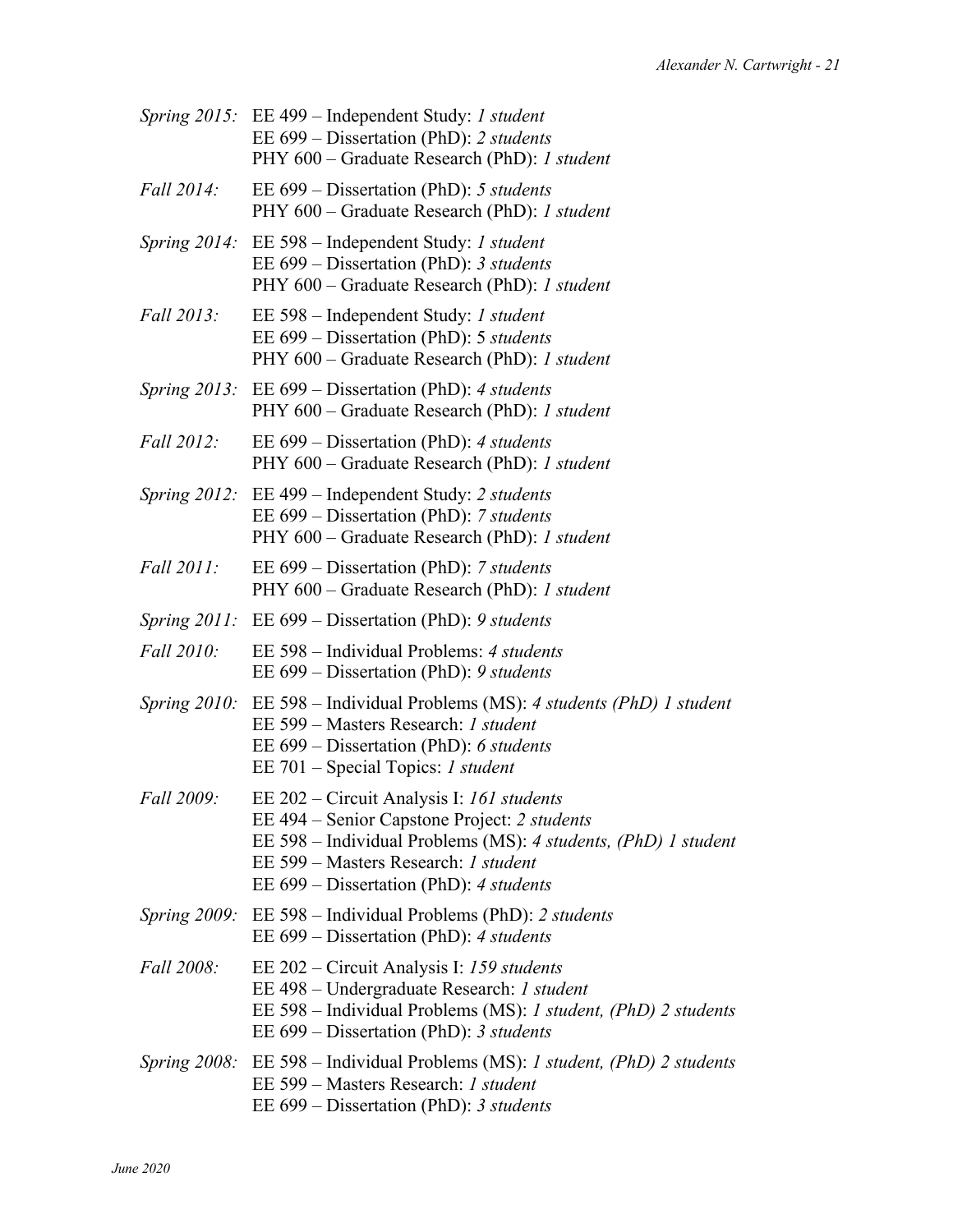*Spring 2015:* EE 499 – Independent Study: *1 student*
EE 699 – Dissertation (PhD): *2 students*
PHY 600 – Graduate Research (PhD): *1 student*

*Fall 2014:* EE 699 – Dissertation (PhD): *5 students*
PHY 600 – Graduate Research (PhD): *1 student*

*Spring 2014:* EE 598 – Independent Study: *1 student*
EE 699 – Dissertation (PhD): *3 students*
PHY 600 – Graduate Research (PhD): *1 student*

*Fall 2013:* EE 598 – Independent Study: *1 student*
EE 699 – Dissertation (PhD): 5 *students*
PHY 600 – Graduate Research (PhD): *1 student*

*Spring 2013:* EE 699 – Dissertation (PhD): *4 students*
PHY 600 – Graduate Research (PhD): *1 student*

*Fall 2012:* EE 699 – Dissertation (PhD): *4 students*
PHY 600 – Graduate Research (PhD): *1 student*

*Spring 2012:* EE 499 – Independent Study: *2 students*
EE 699 – Dissertation (PhD): *7 students*
PHY 600 – Graduate Research (PhD): *1 student*

*Fall 2011:* EE 699 – Dissertation (PhD): *7 students*
PHY 600 – Graduate Research (PhD): *1 student*

*Spring 2011:* EE 699 – Dissertation (PhD): *9 students*

*Fall 2010:* EE 598 – Individual Problems: *4 students*
EE 699 – Dissertation (PhD): *9 students*

*Spring 2010:* EE 598 – Individual Problems (MS): *4 students (PhD) 1 student*
EE 599 – Masters Research: *1 student*
EE 699 – Dissertation (PhD): *6 students*
EE 701 – Special Topics: *1 student*

*Fall 2009:* EE 202 – Circuit Analysis I: *161 students*
EE 494 – Senior Capstone Project: *2 students*
EE 598 – Individual Problems (MS): *4 students, (PhD) 1 student*
EE 599 – Masters Research: *1 student*
EE 699 – Dissertation (PhD): *4 students*

*Spring 2009:* EE 598 – Individual Problems (PhD): *2 students*
EE 699 – Dissertation (PhD): *4 students*

*Fall 2008:* EE 202 – Circuit Analysis I: *159 students*
EE 498 – Undergraduate Research: *1 student*
EE 598 – Individual Problems (MS): *1 student, (PhD) 2 students*
EE 699 – Dissertation (PhD): *3 students*

*Spring 2008:* EE 598 – Individual Problems (MS): *1 student, (PhD) 2 students*
EE 599 – Masters Research: *1 student*
EE 699 – Dissertation (PhD): *3 students*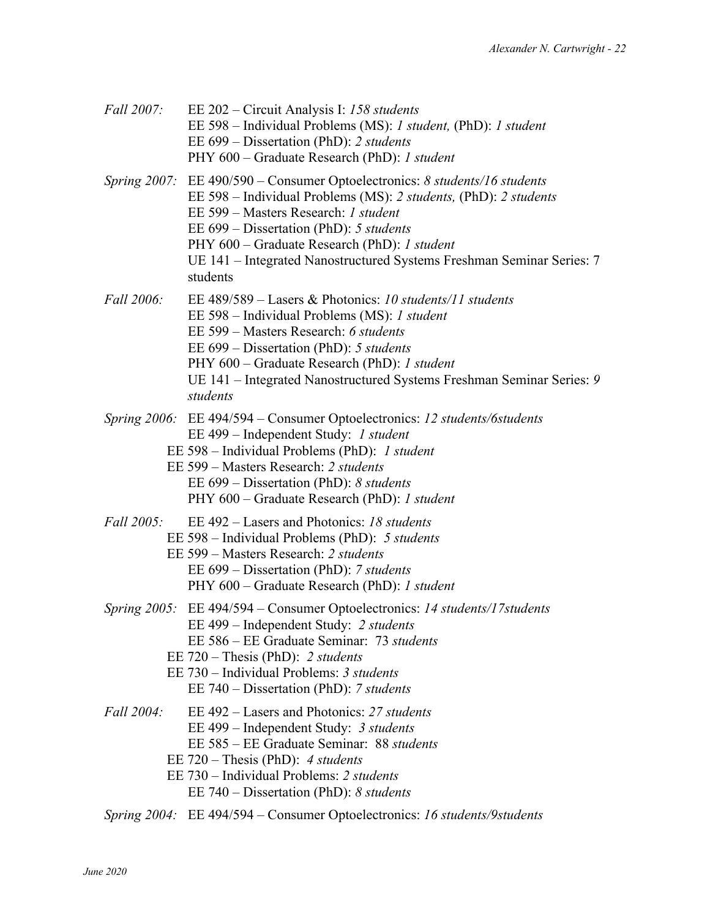*Fall 2007:* EE 202 – Circuit Analysis I: *158 students*
EE 598 – Individual Problems (MS): *1 student,* (PhD): *1 student*
EE 699 – Dissertation (PhD): *2 students*
PHY 600 – Graduate Research (PhD): *1 student*

*Spring 2007:* EE 490/590 – Consumer Optoelectronics: *8 students/16 students*
EE 598 – Individual Problems (MS): *2 students,* (PhD): *2 students*
EE 599 – Masters Research: *1 student*
EE 699 – Dissertation (PhD): *5 students*
PHY 600 – Graduate Research (PhD): *1 student*
UE 141 – Integrated Nanostructured Systems Freshman Seminar Series: 7 students

*Fall 2006:* EE 489/589 – Lasers & Photonics: *10 students/11 students*
EE 598 – Individual Problems (MS): *1 student*
EE 599 – Masters Research: *6 students*
EE 699 – Dissertation (PhD): *5 students*
PHY 600 – Graduate Research (PhD): *1 student*
UE 141 – Integrated Nanostructured Systems Freshman Seminar Series: *9 students*

*Spring 2006:* EE 494/594 – Consumer Optoelectronics: *12 students/6students*
EE 499 – Independent Study: *1 student*
EE 598 – Individual Problems (PhD): *1 student*
EE 599 – Masters Research: *2 students*
EE 699 – Dissertation (PhD): *8 students*
PHY 600 – Graduate Research (PhD): *1 student*

*Fall 2005:* EE 492 – Lasers and Photonics: *18 students*
EE 598 – Individual Problems (PhD): *5 students*
EE 599 – Masters Research: *2 students*
EE 699 – Dissertation (PhD): *7 students*
PHY 600 – Graduate Research (PhD): *1 student*

*Spring 2005:* EE 494/594 – Consumer Optoelectronics: *14 students/17students*
EE 499 – Independent Study: *2 students*
EE 586 – EE Graduate Seminar: 73 *students*
EE 720 – Thesis (PhD): *2 students*
EE 730 – Individual Problems: *3 students*
EE 740 – Dissertation (PhD): *7 students*

*Fall 2004:* EE 492 – Lasers and Photonics: *27 students*
EE 499 – Independent Study: *3 students*
EE 585 – EE Graduate Seminar: 88 *students*
EE 720 – Thesis (PhD): *4 students*
EE 730 – Individual Problems: *2 students*
EE 740 – Dissertation (PhD): *8 students*

*Spring 2004:* EE 494/594 – Consumer Optoelectronics: *16 students/9students*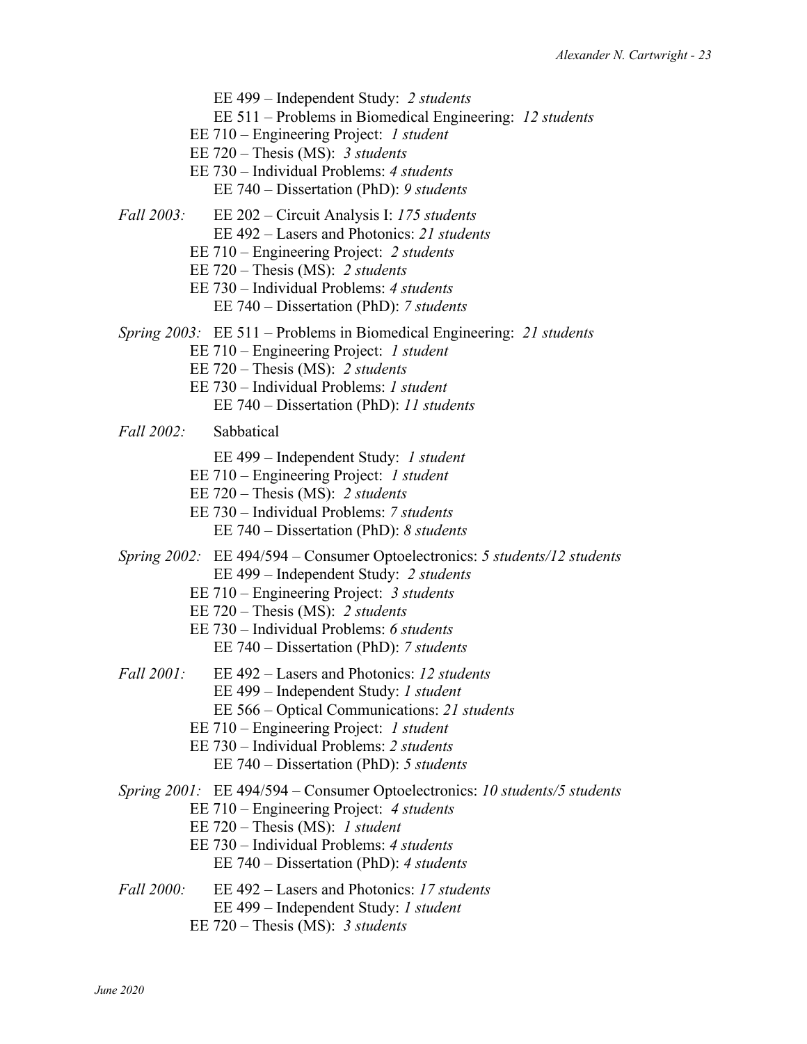EE 499 – Independent Study: *2 students*
EE 511 – Problems in Biomedical Engineering: *12 students*
EE 710 – Engineering Project: *1 student*
EE 720 – Thesis (MS): *3 students*
EE 730 – Individual Problems: *4 students*
EE 740 – Dissertation (PhD): *9 students*

*Fall 2003:* EE 202 – Circuit Analysis I: *175 students*
EE 492 – Lasers and Photonics: *21 students*
EE 710 – Engineering Project: *2 students*
EE 720 – Thesis (MS): *2 students*
EE 730 – Individual Problems: *4 students*
EE 740 – Dissertation (PhD): *7 students*

*Spring 2003:* EE 511 – Problems in Biomedical Engineering: *21 students*
EE 710 – Engineering Project: *1 student*
EE 720 – Thesis (MS): *2 students*
EE 730 – Individual Problems: *1 student*
EE 740 – Dissertation (PhD): *11 students*

*Fall 2002:* Sabbatical

EE 499 – Independent Study: *1 student*
EE 710 – Engineering Project: *1 student*
EE 720 – Thesis (MS): *2 students*
EE 730 – Individual Problems: *7 students*
EE 740 – Dissertation (PhD): *8 students*

*Spring 2002:* EE 494/594 – Consumer Optoelectronics: *5 students/12 students*
EE 499 – Independent Study: *2 students*
EE 710 – Engineering Project: *3 students*
EE 720 – Thesis (MS): *2 students*
EE 730 – Individual Problems: *6 students*
EE 740 – Dissertation (PhD): *7 students*

*Fall 2001:* EE 492 – Lasers and Photonics: *12 students*
EE 499 – Independent Study: *1 student*
EE 566 – Optical Communications: *21 students*
EE 710 – Engineering Project: *1 student*
EE 730 – Individual Problems: *2 students*
EE 740 – Dissertation (PhD): *5 students*

*Spring 2001:* EE 494/594 – Consumer Optoelectronics: *10 students/5 students*
EE 710 – Engineering Project: *4 students*
EE 720 – Thesis (MS): *1 student*
EE 730 – Individual Problems: *4 students*
EE 740 – Dissertation (PhD): *4 students*

*Fall 2000:* EE 492 – Lasers and Photonics: *17 students*
EE 499 – Independent Study: *1 student*
EE 720 – Thesis (MS): *3 students*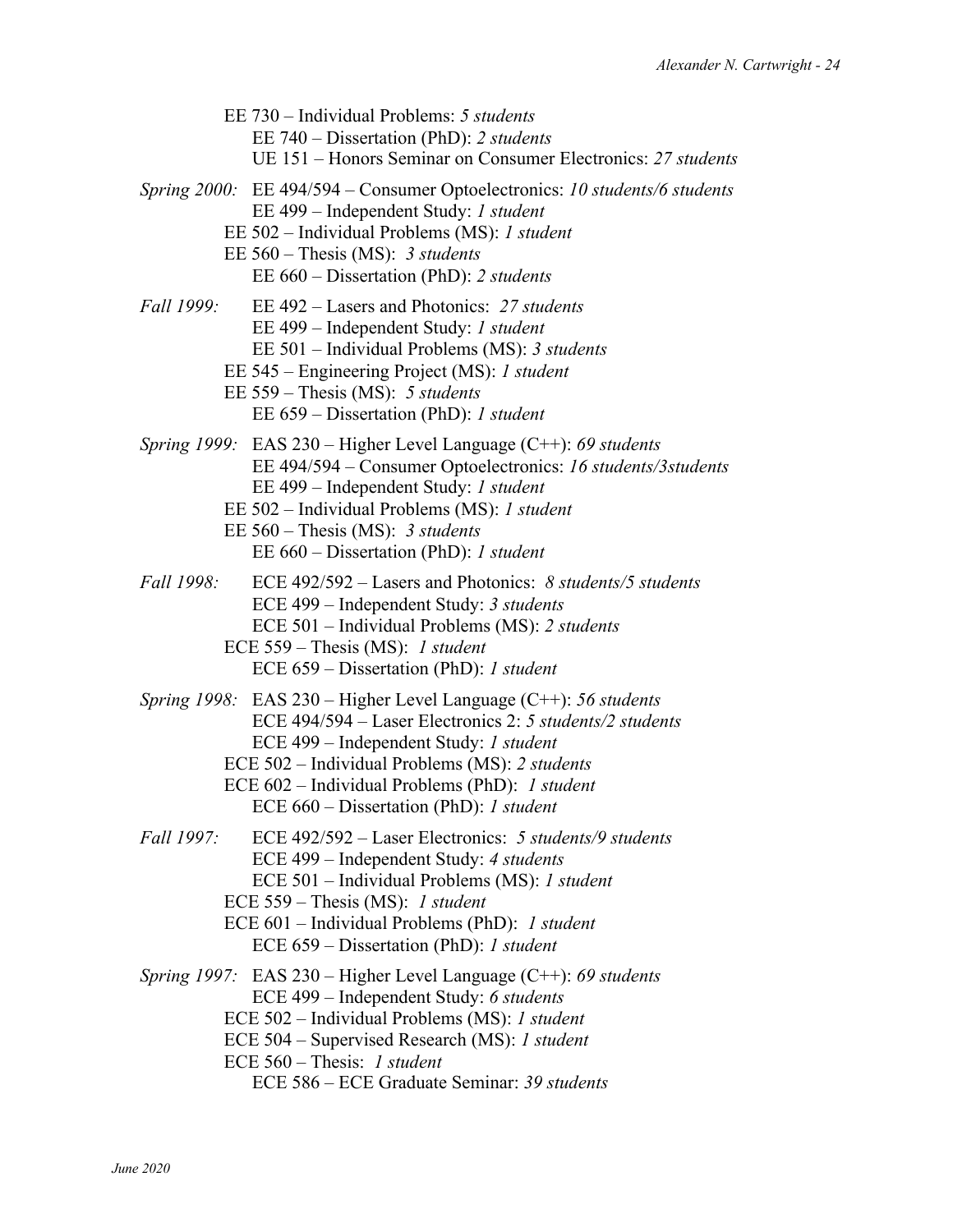EE 730 – Individual Problems: *5 students*
EE 740 – Dissertation (PhD): *2 students*
UE 151 – Honors Seminar on Consumer Electronics: *27 students*

*Spring 2000:* EE 494/594 – Consumer Optoelectronics: *10 students/6 students*
EE 499 – Independent Study: *1 student*
EE 502 – Individual Problems (MS): *1 student*
EE 560 – Thesis (MS): *3 students*
EE 660 – Dissertation (PhD): *2 students*

*Fall 1999:* EE 492 – Lasers and Photonics: *27 students*
EE 499 – Independent Study: *1 student*
EE 501 – Individual Problems (MS): *3 students*
EE 545 – Engineering Project (MS): *1 student*
EE 559 – Thesis (MS): *5 students*
EE 659 – Dissertation (PhD): *1 student*

*Spring 1999:* EAS 230 – Higher Level Language (C++): *69 students*
EE 494/594 – Consumer Optoelectronics: *16 students/3students*
EE 499 – Independent Study: *1 student*
EE 502 – Individual Problems (MS): *1 student*
EE 560 – Thesis (MS): *3 students*
EE 660 – Dissertation (PhD): *1 student*

*Fall 1998:* ECE 492/592 – Lasers and Photonics: *8 students/5 students*
ECE 499 – Independent Study: *3 students*
ECE 501 – Individual Problems (MS): *2 students*
ECE 559 – Thesis (MS): *1 student*
ECE 659 – Dissertation (PhD): *1 student*

*Spring 1998:* EAS 230 – Higher Level Language (C++): *56 students*
ECE 494/594 – Laser Electronics 2: *5 students/2 students*
ECE 499 – Independent Study: *1 student*
ECE 502 – Individual Problems (MS): *2 students*
ECE 602 – Individual Problems (PhD): *1 student*
ECE 660 – Dissertation (PhD): *1 student*

*Fall 1997:* ECE 492/592 – Laser Electronics: *5 students/9 students*
ECE 499 – Independent Study: *4 students*
ECE 501 – Individual Problems (MS): *1 student*
ECE 559 – Thesis (MS): *1 student*
ECE 601 – Individual Problems (PhD): *1 student*
ECE 659 – Dissertation (PhD): *1 student*

*Spring 1997:* EAS 230 – Higher Level Language (C++): *69 students*
ECE 499 – Independent Study: *6 students*
ECE 502 – Individual Problems (MS): *1 student*
ECE 504 – Supervised Research (MS): *1 student*
ECE 560 – Thesis: *1 student*
ECE 586 – ECE Graduate Seminar: *39 students*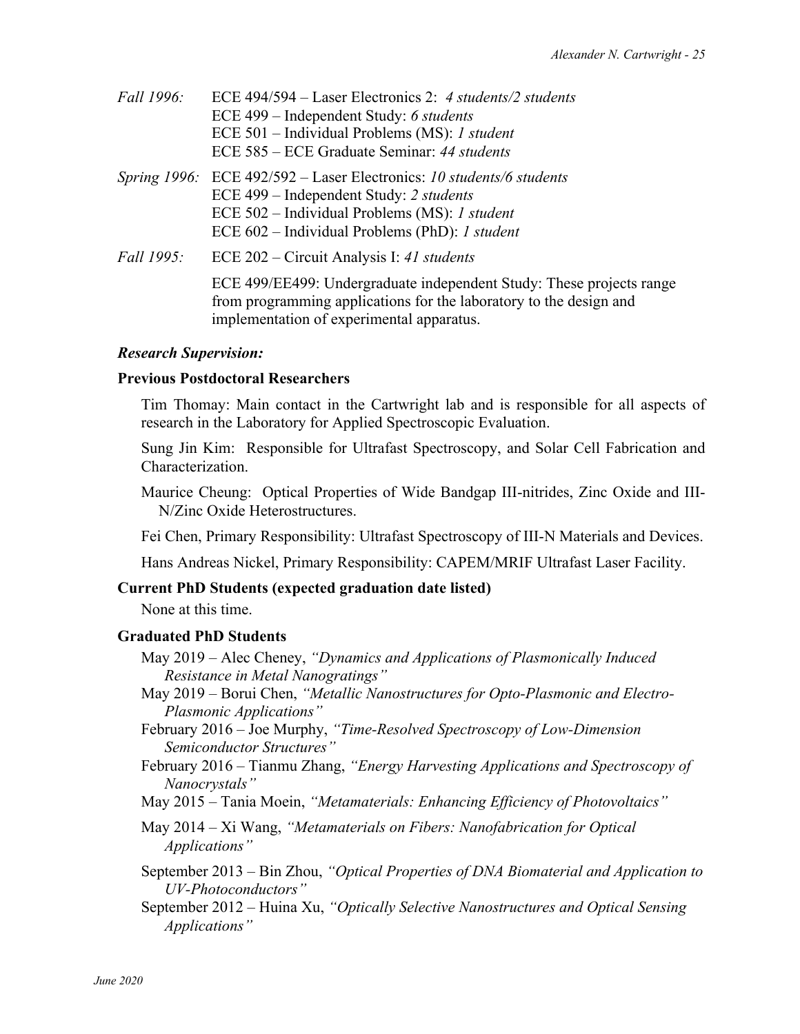*Fall 1996:* ECE 494/594 – Laser Electronics 2: *4 students/2 students*
ECE 499 – Independent Study: *6 students*
ECE 501 – Individual Problems (MS): *1 student*
ECE 585 – ECE Graduate Seminar: *44 students*

*Spring 1996:* ECE 492/592 – Laser Electronics: *10 students/6 students*
ECE 499 – Independent Study: *2 students*
ECE 502 – Individual Problems (MS): *1 student*
ECE 602 – Individual Problems (PhD): *1 student*

*Fall 1995:* ECE 202 – Circuit Analysis I: *41 students*

ECE 499/EE499: Undergraduate independent Study: These projects range from programming applications for the laboratory to the design and implementation of experimental apparatus.

***Research Supervision:***

**Previous Postdoctoral Researchers**

Tim Thomay: Main contact in the Cartwright lab and is responsible for all aspects of research in the Laboratory for Applied Spectroscopic Evaluation.

Sung Jin Kim: Responsible for Ultrafast Spectroscopy, and Solar Cell Fabrication and Characterization.

Maurice Cheung: Optical Properties of Wide Bandgap III-nitrides, Zinc Oxide and III-N/Zinc Oxide Heterostructures.

Fei Chen, Primary Responsibility: Ultrafast Spectroscopy of III-N Materials and Devices.

Hans Andreas Nickel, Primary Responsibility: CAPEM/MRIF Ultrafast Laser Facility.

**Current PhD Students (expected graduation date listed)**

None at this time.

**Graduated PhD Students**

May 2019 – Alec Cheney, *"Dynamics and Applications of Plasmonically Induced Resistance in Metal Nanogratings"*

May 2019 – Borui Chen, *"Metallic Nanostructures for Opto-Plasmonic and Electro-Plasmonic Applications"*

February 2016 – Joe Murphy, *"Time-Resolved Spectroscopy of Low-Dimension Semiconductor Structures"*

February 2016 – Tianmu Zhang, *"Energy Harvesting Applications and Spectroscopy of Nanocrystals"*

May 2015 – Tania Moein, *"Metamaterials: Enhancing Efficiency of Photovoltaics"*

May 2014 – Xi Wang, *"Metamaterials on Fibers: Nanofabrication for Optical Applications"*

September 2013 – Bin Zhou, *"Optical Properties of DNA Biomaterial and Application to UV-Photoconductors"*

September 2012 – Huina Xu, *"Optically Selective Nanostructures and Optical Sensing Applications"*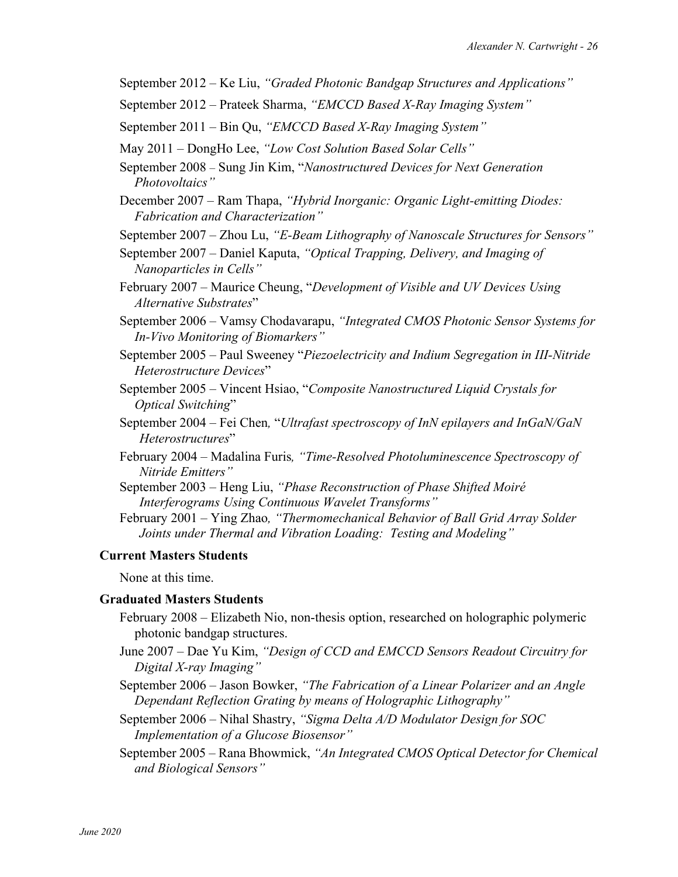September 2012 – Ke Liu, *"Graded Photonic Bandgap Structures and Applications"*

September 2012 – Prateek Sharma, *"EMCCD Based X-Ray Imaging System"*

September 2011 – Bin Qu, *"EMCCD Based X-Ray Imaging System"*

May 2011 – DongHo Lee, *"Low Cost Solution Based Solar Cells"*

September 2008 – Sung Jin Kim, "*Nanostructured Devices for Next Generation Photovoltaics"*

December 2007 – Ram Thapa, *"Hybrid Inorganic: Organic Light-emitting Diodes: Fabrication and Characterization"*

September 2007 – Zhou Lu, *"E-Beam Lithography of Nanoscale Structures for Sensors"*

September 2007 – Daniel Kaputa, *"Optical Trapping, Delivery, and Imaging of Nanoparticles in Cells"*

February 2007 – Maurice Cheung, "*Development of Visible and UV Devices Using Alternative Substrates*"

September 2006 – Vamsy Chodavarapu, *"Integrated CMOS Photonic Sensor Systems for In-Vivo Monitoring of Biomarkers"*

September 2005 – Paul Sweeney "*Piezoelectricity and Indium Segregation in III-Nitride Heterostructure Devices*"

September 2005 – Vincent Hsiao, "*Composite Nanostructured Liquid Crystals for Optical Switching*"

September 2004 – Fei Chen, "*Ultrafast spectroscopy of InN epilayers and InGaN/GaN Heterostructures*"

February 2004 – Madalina Furis, *"Time-Resolved Photoluminescence Spectroscopy of Nitride Emitters"*

September 2003 – Heng Liu, *"Phase Reconstruction of Phase Shifted Moiré Interferograms Using Continuous Wavelet Transforms"*

February 2001 – Ying Zhao, *"Thermomechanical Behavior of Ball Grid Array Solder Joints under Thermal and Vibration Loading: Testing and Modeling"*

**Current Masters Students**

None at this time.

**Graduated Masters Students**

February 2008 – Elizabeth Nio, non-thesis option, researched on holographic polymeric photonic bandgap structures.

June 2007 – Dae Yu Kim, *"Design of CCD and EMCCD Sensors Readout Circuitry for Digital X-ray Imaging"*

September 2006 – Jason Bowker, *"The Fabrication of a Linear Polarizer and an Angle Dependant Reflection Grating by means of Holographic Lithography"*

September 2006 – Nihal Shastry, *"Sigma Delta A/D Modulator Design for SOC Implementation of a Glucose Biosensor"*

September 2005 – Rana Bhowmick, *"An Integrated CMOS Optical Detector for Chemical and Biological Sensors"*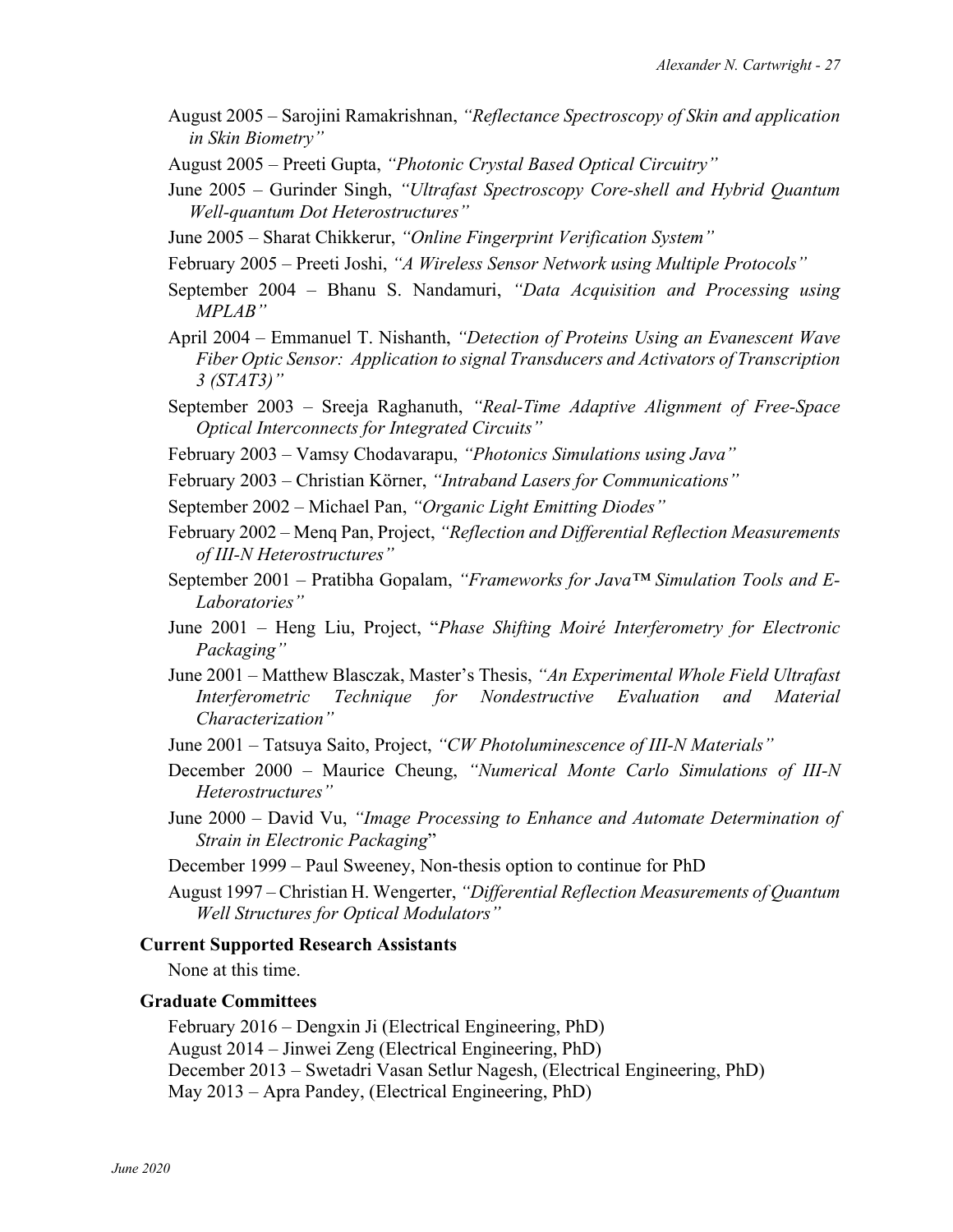August 2005 – Sarojini Ramakrishnan, *"Reflectance Spectroscopy of Skin and application in Skin Biometry"*

August 2005 – Preeti Gupta, *"Photonic Crystal Based Optical Circuitry"*

June 2005 – Gurinder Singh, *"Ultrafast Spectroscopy Core-shell and Hybrid Quantum Well-quantum Dot Heterostructures"*

June 2005 – Sharat Chikkerur, *"Online Fingerprint Verification System"*

February 2005 – Preeti Joshi, *"A Wireless Sensor Network using Multiple Protocols"*

September 2004 – Bhanu S. Nandamuri, *"Data Acquisition and Processing using MPLAB"*

April 2004 – Emmanuel T. Nishanth, *"Detection of Proteins Using an Evanescent Wave Fiber Optic Sensor: Application to signal Transducers and Activators of Transcription 3 (STAT3)"*

September 2003 – Sreeja Raghanuth, *"Real-Time Adaptive Alignment of Free-Space Optical Interconnects for Integrated Circuits"*

February 2003 – Vamsy Chodavarapu, *"Photonics Simulations using Java"*

February 2003 – Christian Körner, *"Intraband Lasers for Communications"*

September 2002 – Michael Pan, *"Organic Light Emitting Diodes"*

February 2002 – Menq Pan, Project, *"Reflection and Differential Reflection Measurements of III-N Heterostructures"*

September 2001 – Pratibha Gopalam, *"Frameworks for Java™ Simulation Tools and E-Laboratories"*

June 2001 – Heng Liu, Project, "*Phase Shifting Moiré Interferometry for Electronic Packaging"*

June 2001 – Matthew Blasczak, Master's Thesis, *"An Experimental Whole Field Ultrafast Interferometric Technique for Nondestructive Evaluation and Material Characterization"*

June 2001 – Tatsuya Saito, Project, *"CW Photoluminescence of III-N Materials"*

December 2000 – Maurice Cheung, *"Numerical Monte Carlo Simulations of III-N Heterostructures"*

June 2000 – David Vu, *"Image Processing to Enhance and Automate Determination of Strain in Electronic Packaging*"

December 1999 – Paul Sweeney, Non-thesis option to continue for PhD

August 1997 – Christian H. Wengerter, *"Differential Reflection Measurements of Quantum Well Structures for Optical Modulators"*

### Current Supported Research Assistants

None at this time.

### Graduate Committees

February 2016 – Dengxin Ji (Electrical Engineering, PhD)
August 2014 – Jinwei Zeng (Electrical Engineering, PhD)
December 2013 – Swetadri Vasan Setlur Nagesh, (Electrical Engineering, PhD)
May 2013 – Apra Pandey, (Electrical Engineering, PhD)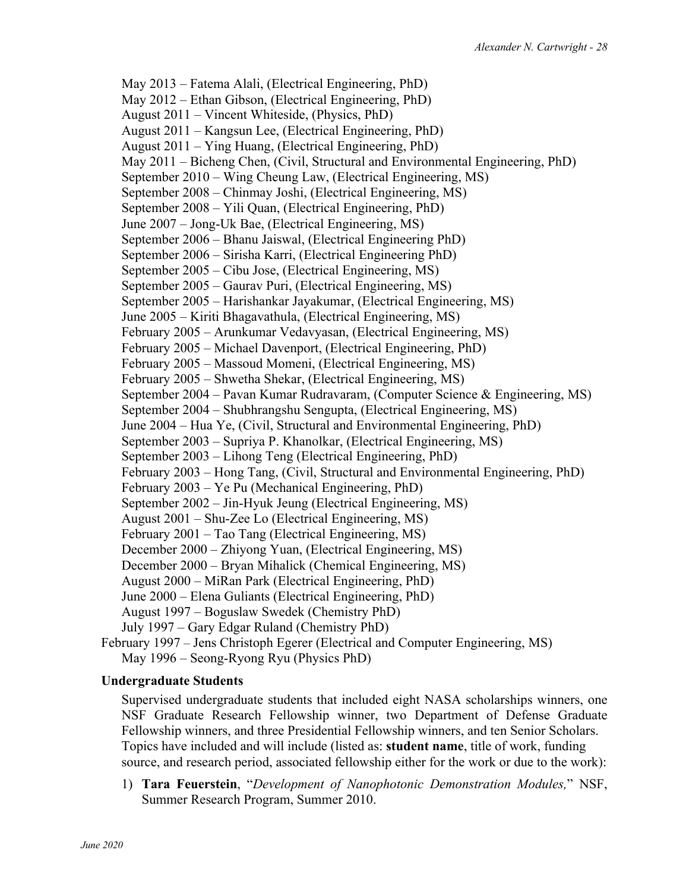May 2013 – Fatema Alali, (Electrical Engineering, PhD)
May 2012 – Ethan Gibson, (Electrical Engineering, PhD)
August 2011 – Vincent Whiteside, (Physics, PhD)
August 2011 – Kangsun Lee, (Electrical Engineering, PhD)
August 2011 – Ying Huang, (Electrical Engineering, PhD)
May 2011 – Bicheng Chen, (Civil, Structural and Environmental Engineering, PhD)
September 2010 – Wing Cheung Law, (Electrical Engineering, MS)
September 2008 – Chinmay Joshi, (Electrical Engineering, MS)
September 2008 – Yili Quan, (Electrical Engineering, PhD)
June 2007 – Jong-Uk Bae, (Electrical Engineering, MS)
September 2006 – Bhanu Jaiswal, (Electrical Engineering PhD)
September 2006 – Sirisha Karri, (Electrical Engineering PhD)
September 2005 – Cibu Jose, (Electrical Engineering, MS)
September 2005 – Gaurav Puri, (Electrical Engineering, MS)
September 2005 – Harishankar Jayakumar, (Electrical Engineering, MS)
June 2005 – Kiriti Bhagavathula, (Electrical Engineering, MS)
February 2005 – Arunkumar Vedavyasan, (Electrical Engineering, MS)
February 2005 – Michael Davenport, (Electrical Engineering, PhD)
February 2005 – Massoud Momeni, (Electrical Engineering, MS)
February 2005 – Shwetha Shekar, (Electrical Engineering, MS)
September 2004 – Pavan Kumar Rudravaram, (Computer Science & Engineering, MS)
September 2004 – Shubhrangshu Sengupta, (Electrical Engineering, MS)
June 2004 – Hua Ye, (Civil, Structural and Environmental Engineering, PhD)
September 2003 – Supriya P. Khanolkar, (Electrical Engineering, MS)
September 2003 – Lihong Teng (Electrical Engineering, PhD)
February 2003 – Hong Tang, (Civil, Structural and Environmental Engineering, PhD)
February 2003 – Ye Pu (Mechanical Engineering, PhD)
September 2002 – Jin-Hyuk Jeung (Electrical Engineering, MS)
August 2001 – Shu-Zee Lo (Electrical Engineering, MS)
February 2001 – Tao Tang (Electrical Engineering, MS)
December 2000 – Zhiyong Yuan, (Electrical Engineering, MS)
December 2000 – Bryan Mihalick (Chemical Engineering, MS)
August 2000 – MiRan Park (Electrical Engineering, PhD)
June 2000 – Elena Guliants (Electrical Engineering, PhD)
August 1997 – Boguslaw Swedek (Chemistry PhD)
July 1997 – Gary Edgar Ruland (Chemistry PhD)
February 1997 – Jens Christoph Egerer (Electrical and Computer Engineering, MS)
May 1996 – Seong-Ryong Ryu (Physics PhD)

**Undergraduate Students**

Supervised undergraduate students that included eight NASA scholarships winners, one NSF Graduate Research Fellowship winner, two Department of Defense Graduate Fellowship winners, and three Presidential Fellowship winners, and ten Senior Scholars. Topics have included and will include (listed as: **student name**, title of work, funding source, and research period, associated fellowship either for the work or due to the work):

1) **Tara Feuerstein**, "*Development of Nanophotonic Demonstration Modules,*" NSF, Summer Research Program, Summer 2010.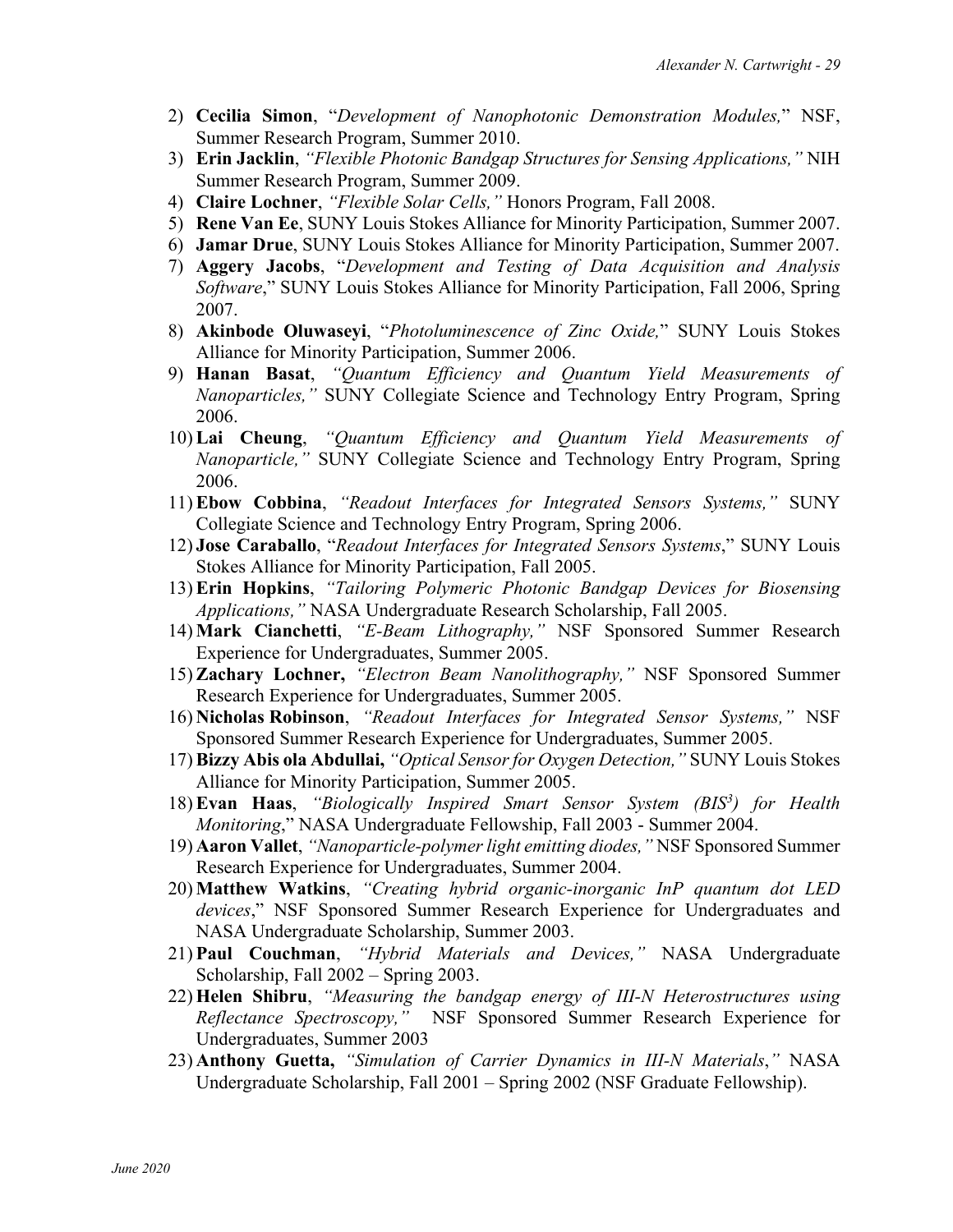2) **Cecilia Simon**, "*Development of Nanophotonic Demonstration Modules,*" NSF, Summer Research Program, Summer 2010.
3) **Erin Jacklin**, *"Flexible Photonic Bandgap Structures for Sensing Applications,"* NIH Summer Research Program, Summer 2009.
4) **Claire Lochner**, *"Flexible Solar Cells,"* Honors Program, Fall 2008.
5) **Rene Van Ee**, SUNY Louis Stokes Alliance for Minority Participation, Summer 2007.
6) **Jamar Drue**, SUNY Louis Stokes Alliance for Minority Participation, Summer 2007.
7) **Aggery Jacobs**, "*Development and Testing of Data Acquisition and Analysis Software*," SUNY Louis Stokes Alliance for Minority Participation, Fall 2006, Spring 2007.
8) **Akinbode Oluwaseyi**, "*Photoluminescence of Zinc Oxide,*" SUNY Louis Stokes Alliance for Minority Participation, Summer 2006.
9) **Hanan Basat**, *"Quantum Efficiency and Quantum Yield Measurements of Nanoparticles,"* SUNY Collegiate Science and Technology Entry Program, Spring 2006.
10) **Lai Cheung**, *"Quantum Efficiency and Quantum Yield Measurements of Nanoparticle,"* SUNY Collegiate Science and Technology Entry Program, Spring 2006.
11) **Ebow Cobbina**, *"Readout Interfaces for Integrated Sensors Systems,"* SUNY Collegiate Science and Technology Entry Program, Spring 2006.
12) **Jose Caraballo**, "*Readout Interfaces for Integrated Sensors Systems*," SUNY Louis Stokes Alliance for Minority Participation, Fall 2005.
13) **Erin Hopkins**, *"Tailoring Polymeric Photonic Bandgap Devices for Biosensing Applications,"* NASA Undergraduate Research Scholarship, Fall 2005.
14) **Mark Cianchetti**, *"E-Beam Lithography,"* NSF Sponsored Summer Research Experience for Undergraduates, Summer 2005.
15) **Zachary Lochner,** *"Electron Beam Nanolithography,"* NSF Sponsored Summer Research Experience for Undergraduates, Summer 2005.
16) **Nicholas Robinson**, *"Readout Interfaces for Integrated Sensor Systems,"* NSF Sponsored Summer Research Experience for Undergraduates, Summer 2005.
17) **Bizzy Abis ola Abdullai,** *"Optical Sensor for Oxygen Detection,"* SUNY Louis Stokes Alliance for Minority Participation, Summer 2005.
18) **Evan Haas**, *"Biologically Inspired Smart Sensor System (BIS$^3$) for Health Monitoring*," NASA Undergraduate Fellowship, Fall 2003 - Summer 2004.
19) **Aaron Vallet**, *"Nanoparticle-polymer light emitting diodes,"* NSF Sponsored Summer Research Experience for Undergraduates, Summer 2004.
20) **Matthew Watkins**, *"Creating hybrid organic-inorganic InP quantum dot LED devices*," NSF Sponsored Summer Research Experience for Undergraduates and NASA Undergraduate Scholarship, Summer 2003.
21) **Paul Couchman**, *"Hybrid Materials and Devices,"* NASA Undergraduate Scholarship, Fall 2002 – Spring 2003.
22) **Helen Shibru**, *"Measuring the bandgap energy of III-N Heterostructures using Reflectance Spectroscopy,"* NSF Sponsored Summer Research Experience for Undergraduates, Summer 2003
23) **Anthony Guetta,** *"Simulation of Carrier Dynamics in III-N Materials*,*"* NASA Undergraduate Scholarship, Fall 2001 – Spring 2002 (NSF Graduate Fellowship).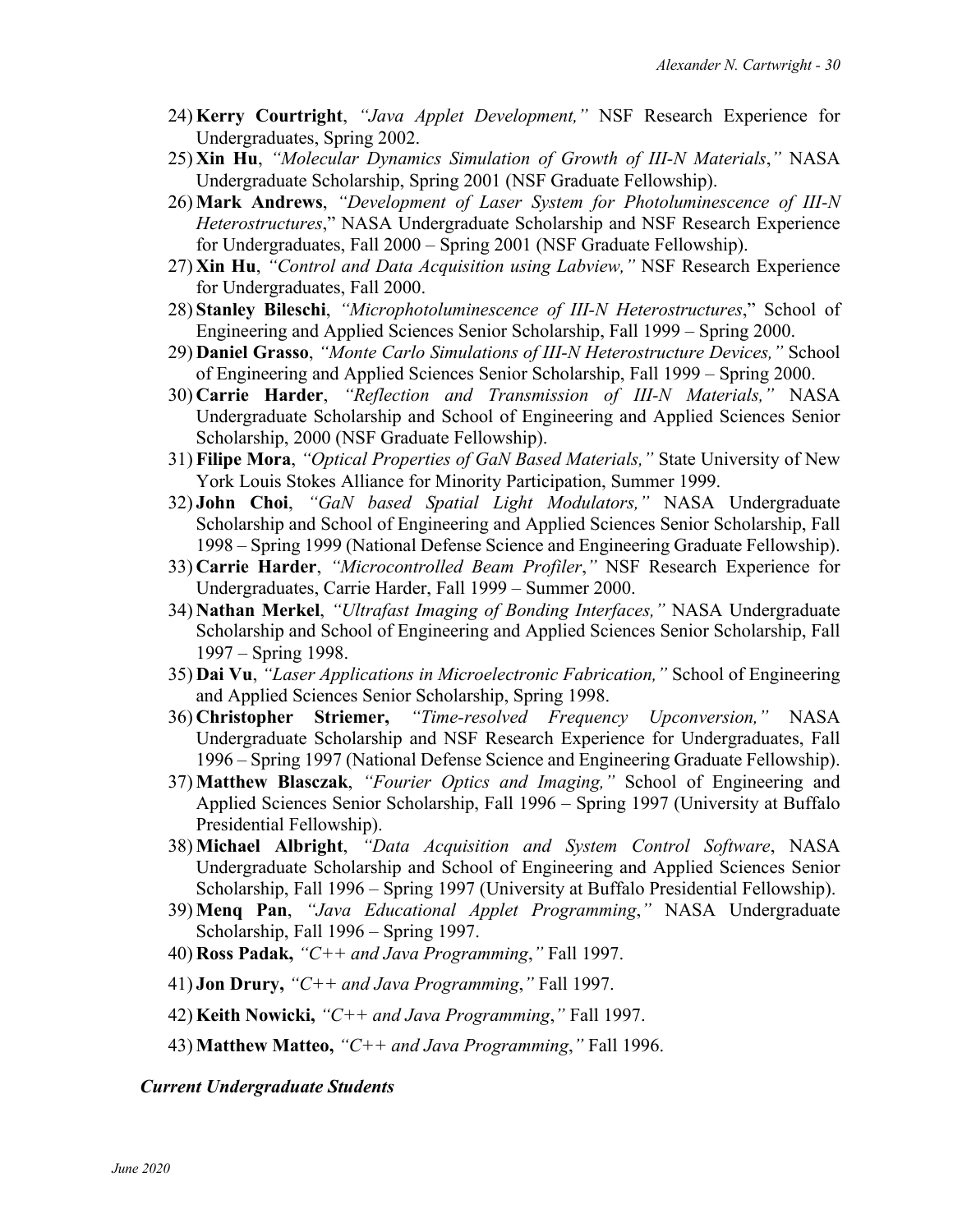24) **Kerry Courtright**, *"Java Applet Development,"* NSF Research Experience for Undergraduates, Spring 2002.
25) **Xin Hu**, *"Molecular Dynamics Simulation of Growth of III-N Materials*,*"* NASA Undergraduate Scholarship, Spring 2001 (NSF Graduate Fellowship).
26) **Mark Andrews**, *"Development of Laser System for Photoluminescence of III-N Heterostructures*," NASA Undergraduate Scholarship and NSF Research Experience for Undergraduates, Fall 2000 – Spring 2001 (NSF Graduate Fellowship).
27) **Xin Hu**, *"Control and Data Acquisition using Labview,"* NSF Research Experience for Undergraduates, Fall 2000.
28) **Stanley Bileschi**, *"Microphotoluminescence of III-N Heterostructures*," School of Engineering and Applied Sciences Senior Scholarship, Fall 1999 – Spring 2000.
29) **Daniel Grasso**, *"Monte Carlo Simulations of III-N Heterostructure Devices,"* School of Engineering and Applied Sciences Senior Scholarship, Fall 1999 – Spring 2000.
30) **Carrie Harder**, *"Reflection and Transmission of III-N Materials,"* NASA Undergraduate Scholarship and School of Engineering and Applied Sciences Senior Scholarship, 2000 (NSF Graduate Fellowship).
31) **Filipe Mora**, *"Optical Properties of GaN Based Materials,"* State University of New York Louis Stokes Alliance for Minority Participation, Summer 1999.
32) **John Choi**, *"GaN based Spatial Light Modulators,"* NASA Undergraduate Scholarship and School of Engineering and Applied Sciences Senior Scholarship, Fall 1998 – Spring 1999 (National Defense Science and Engineering Graduate Fellowship).
33) **Carrie Harder**, *"Microcontrolled Beam Profiler*,*"* NSF Research Experience for Undergraduates, Carrie Harder, Fall 1999 – Summer 2000.
34) **Nathan Merkel**, *"Ultrafast Imaging of Bonding Interfaces,"* NASA Undergraduate Scholarship and School of Engineering and Applied Sciences Senior Scholarship, Fall 1997 – Spring 1998.
35) **Dai Vu**, *"Laser Applications in Microelectronic Fabrication,"* School of Engineering and Applied Sciences Senior Scholarship, Spring 1998.
36) **Christopher Striemer,** *"Time-resolved Frequency Upconversion,"* NASA Undergraduate Scholarship and NSF Research Experience for Undergraduates, Fall 1996 – Spring 1997 (National Defense Science and Engineering Graduate Fellowship).
37) **Matthew Blasczak**, *"Fourier Optics and Imaging,"* School of Engineering and Applied Sciences Senior Scholarship, Fall 1996 – Spring 1997 (University at Buffalo Presidential Fellowship).
38) **Michael Albright**, *"Data Acquisition and System Control Software*, NASA Undergraduate Scholarship and School of Engineering and Applied Sciences Senior Scholarship, Fall 1996 – Spring 1997 (University at Buffalo Presidential Fellowship).
39) **Menq Pan**, *"Java Educational Applet Programming*,*"* NASA Undergraduate Scholarship, Fall 1996 – Spring 1997.
40) **Ross Padak,** *"C++ and Java Programming*,*"* Fall 1997.
41) **Jon Drury,** *"C++ and Java Programming*,*"* Fall 1997.
42) **Keith Nowicki,** *"C++ and Java Programming*,*"* Fall 1997.
43) **Matthew Matteo,** *"C++ and Java Programming*,*"* Fall 1996.

***Current Undergraduate Students***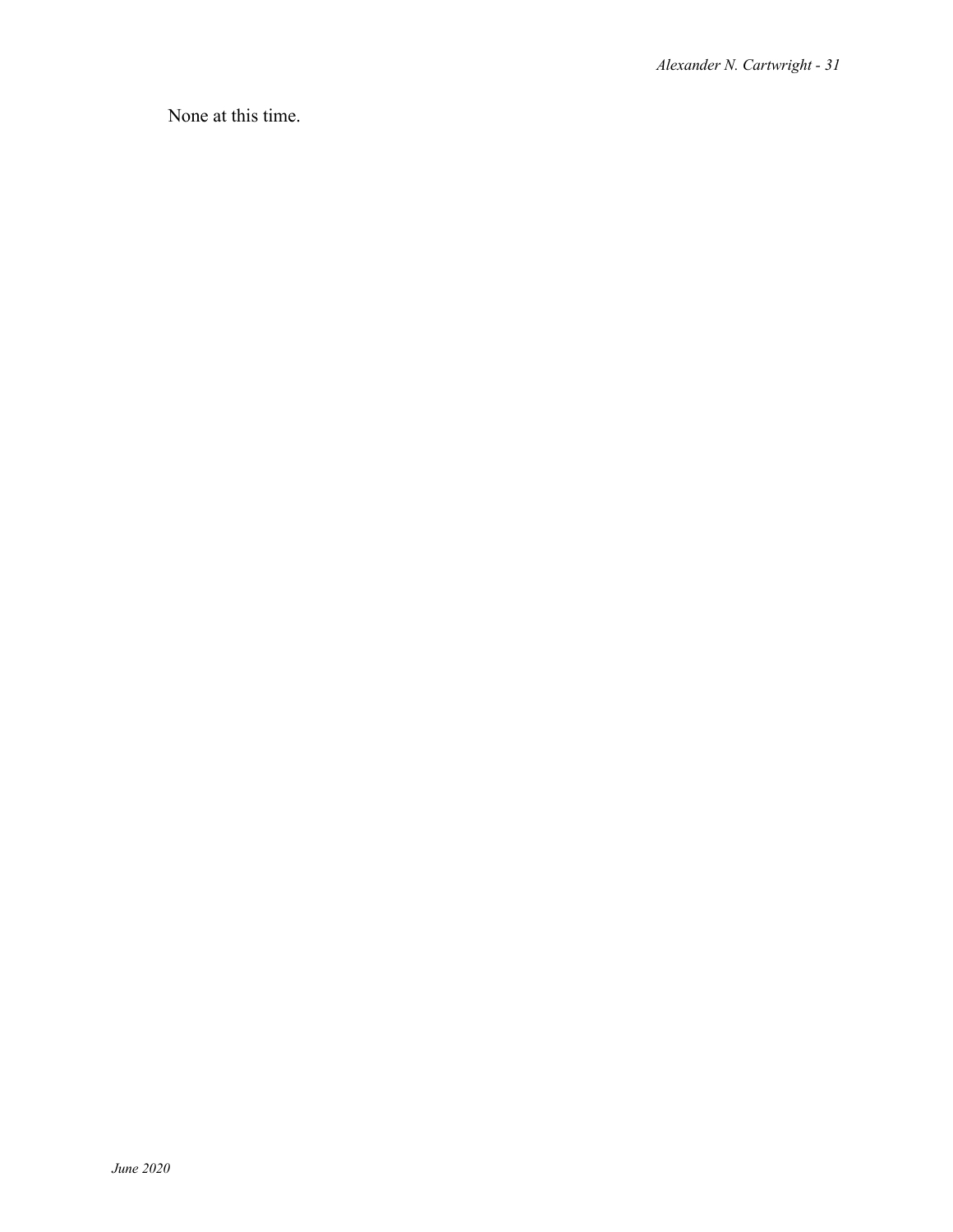None at this time.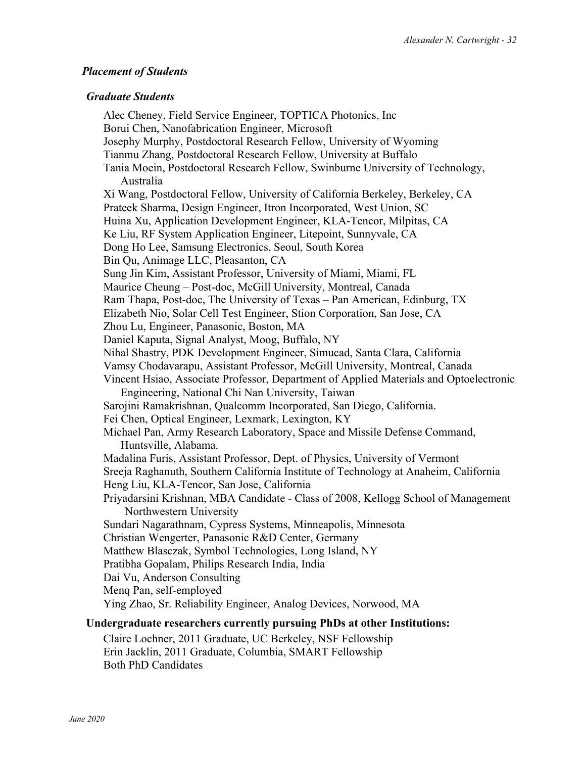### *Placement of Students*

#### *Graduate Students*

Alec Cheney, Field Service Engineer, TOPTICA Photonics, Inc
Borui Chen, Nanofabrication Engineer, Microsoft
Josephy Murphy, Postdoctoral Research Fellow, University of Wyoming
Tianmu Zhang, Postdoctoral Research Fellow, University at Buffalo
Tania Moein, Postdoctoral Research Fellow, Swinburne University of Technology, Australia
Xi Wang, Postdoctoral Fellow, University of California Berkeley, Berkeley, CA
Prateek Sharma, Design Engineer, Itron Incorporated, West Union, SC
Huina Xu, Application Development Engineer, KLA-Tencor, Milpitas, CA
Ke Liu, RF System Application Engineer, Litepoint, Sunnyvale, CA
Dong Ho Lee, Samsung Electronics, Seoul, South Korea
Bin Qu, Animage LLC, Pleasanton, CA
Sung Jin Kim, Assistant Professor, University of Miami, Miami, FL
Maurice Cheung – Post-doc, McGill University, Montreal, Canada
Ram Thapa, Post-doc, The University of Texas – Pan American, Edinburg, TX
Elizabeth Nio, Solar Cell Test Engineer, Stion Corporation, San Jose, CA
Zhou Lu, Engineer, Panasonic, Boston, MA
Daniel Kaputa, Signal Analyst, Moog, Buffalo, NY
Nihal Shastry, PDK Development Engineer, Simucad, Santa Clara, California
Vamsy Chodavarapu, Assistant Professor, McGill University, Montreal, Canada
Vincent Hsiao, Associate Professor, Department of Applied Materials and Optoelectronic Engineering, National Chi Nan University, Taiwan
Sarojini Ramakrishnan, Qualcomm Incorporated, San Diego, California.
Fei Chen, Optical Engineer, Lexmark, Lexington, KY
Michael Pan, Army Research Laboratory, Space and Missile Defense Command, Huntsville, Alabama.
Madalina Furis, Assistant Professor, Dept. of Physics, University of Vermont
Sreeja Raghanuth, Southern California Institute of Technology at Anaheim, California
Heng Liu, KLA-Tencor, San Jose, California
Priyadarsini Krishnan, MBA Candidate - Class of 2008, Kellogg School of Management Northwestern University
Sundari Nagarathnam, Cypress Systems, Minneapolis, Minnesota
Christian Wengerter, Panasonic R&D Center, Germany
Matthew Blasczak, Symbol Technologies, Long Island, NY
Pratibha Gopalam, Philips Research India, India
Dai Vu, Anderson Consulting
Menq Pan, self-employed
Ying Zhao, Sr. Reliability Engineer, Analog Devices, Norwood, MA

#### Undergraduate researchers currently pursuing PhDs at other Institutions:

Claire Lochner, 2011 Graduate, UC Berkeley, NSF Fellowship
Erin Jacklin, 2011 Graduate, Columbia, SMART Fellowship
Both PhD Candidates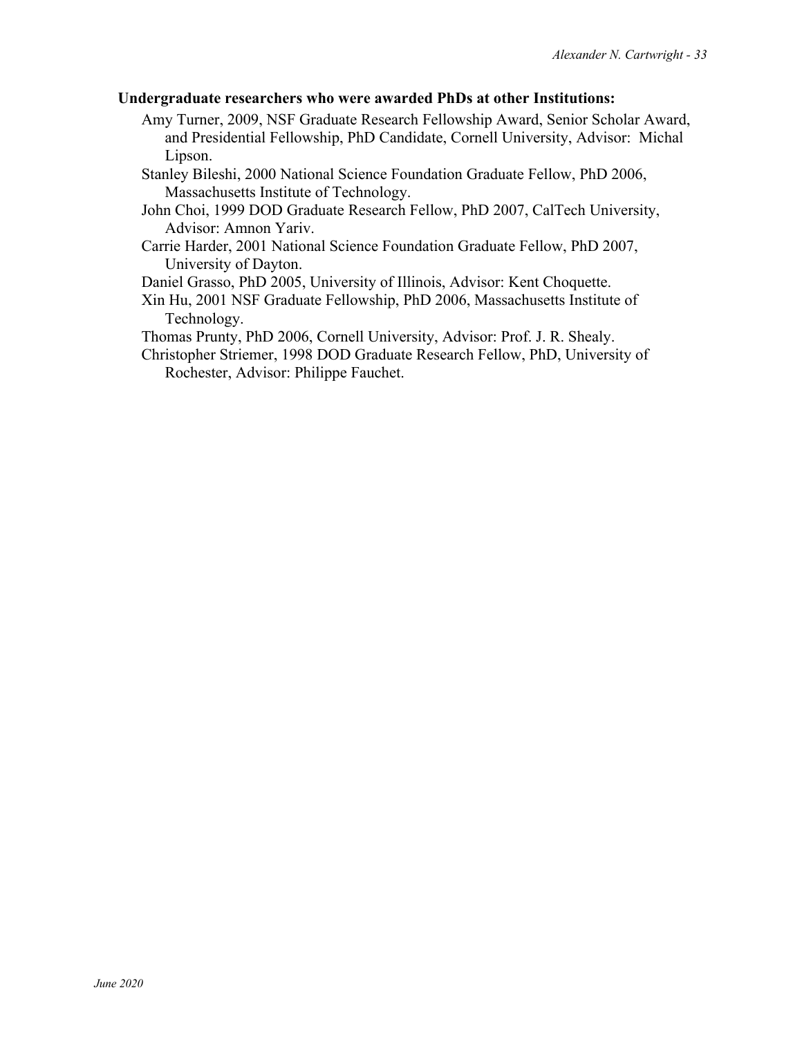**Undergraduate researchers who were awarded PhDs at other Institutions:**

- Amy Turner, 2009, NSF Graduate Research Fellowship Award, Senior Scholar Award, and Presidential Fellowship, PhD Candidate, Cornell University, Advisor: Michal Lipson.
- Stanley Bileshi, 2000 National Science Foundation Graduate Fellow, PhD 2006, Massachusetts Institute of Technology.
- John Choi, 1999 DOD Graduate Research Fellow, PhD 2007, CalTech University, Advisor: Amnon Yariv.
- Carrie Harder, 2001 National Science Foundation Graduate Fellow, PhD 2007, University of Dayton.
- Daniel Grasso, PhD 2005, University of Illinois, Advisor: Kent Choquette.
- Xin Hu, 2001 NSF Graduate Fellowship, PhD 2006, Massachusetts Institute of Technology.
- Thomas Prunty, PhD 2006, Cornell University, Advisor: Prof. J. R. Shealy.
- Christopher Striemer, 1998 DOD Graduate Research Fellow, PhD, University of Rochester, Advisor: Philippe Fauchet.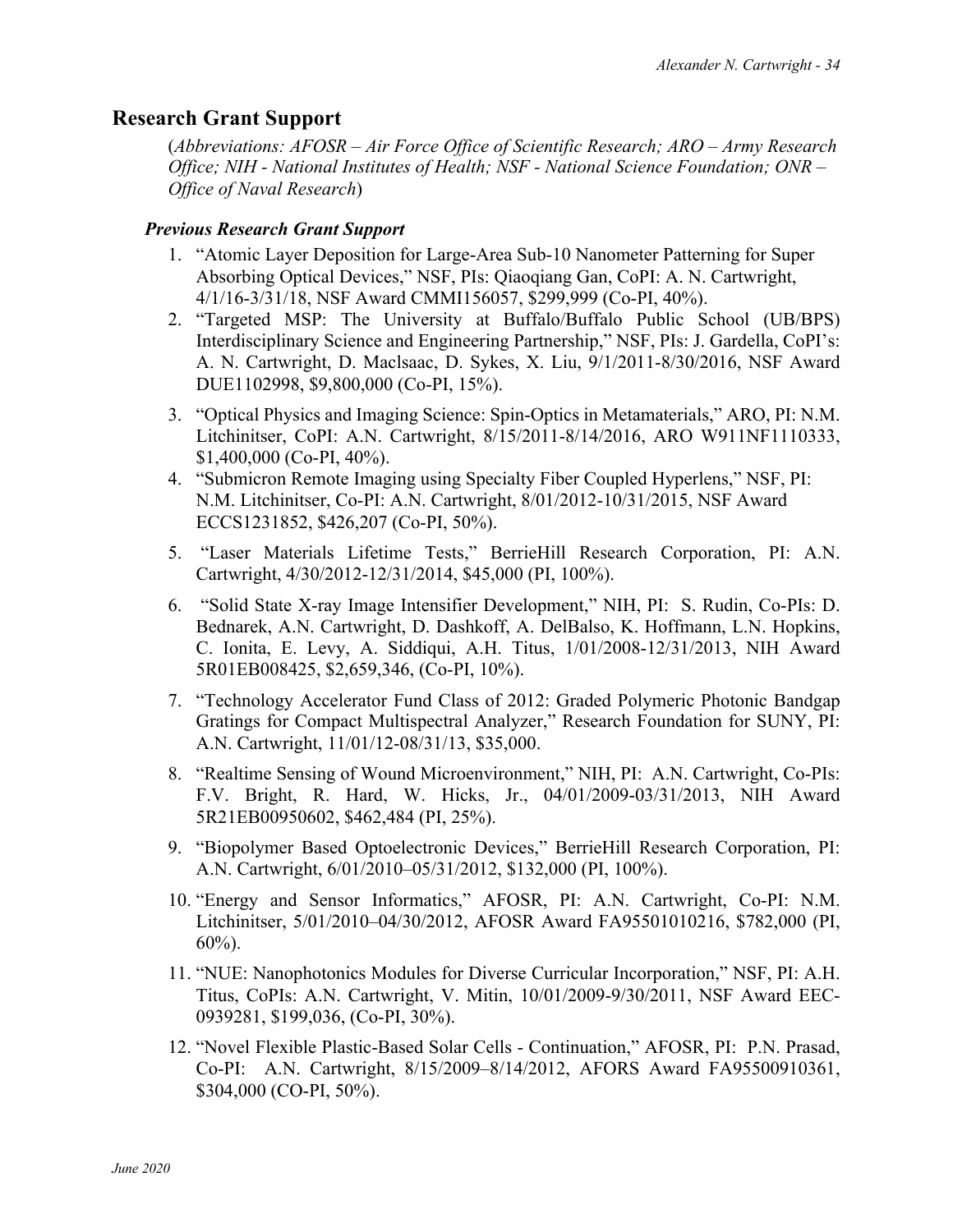## Research Grant Support

(*Abbreviations: AFOSR – Air Force Office of Scientific Research; ARO – Army Research Office; NIH - National Institutes of Health; NSF - National Science Foundation; ONR – Office of Naval Research*)

### *Previous Research Grant Support*

1. "Atomic Layer Deposition for Large-Area Sub-10 Nanometer Patterning for Super Absorbing Optical Devices," NSF, PIs: Qiaoqiang Gan, CoPI: A. N. Cartwright, 4/1/16-3/31/18, NSF Award CMMI156057, $299,999 (Co-PI, 40%).
2. "Targeted MSP: The University at Buffalo/Buffalo Public School (UB/BPS) Interdisciplinary Science and Engineering Partnership," NSF, PIs: J. Gardella, CoPI's: A. N. Cartwright, D. MacIsaac, D. Sykes, X. Liu, 9/1/2011-8/30/2016, NSF Award DUE1102998, $9,800,000 (Co-PI, 15%).
3. "Optical Physics and Imaging Science: Spin-Optics in Metamaterials," ARO, PI: N.M. Litchinitser, CoPI: A.N. Cartwright, 8/15/2011-8/14/2016, ARO W911NF1110333, $1,400,000 (Co-PI, 40%).
4. "Submicron Remote Imaging using Specialty Fiber Coupled Hyperlens," NSF, PI: N.M. Litchinitser, Co-PI: A.N. Cartwright, 8/01/2012-10/31/2015, NSF Award ECCS1231852, $426,207 (Co-PI, 50%).
5. "Laser Materials Lifetime Tests," BerrieHill Research Corporation, PI: A.N. Cartwright, 4/30/2012-12/31/2014, $45,000 (PI, 100%).
6. "Solid State X-ray Image Intensifier Development," NIH, PI: S. Rudin, Co-PIs: D. Bednarek, A.N. Cartwright, D. Dashkoff, A. DelBalso, K. Hoffmann, L.N. Hopkins, C. Ionita, E. Levy, A. Siddiqui, A.H. Titus, 1/01/2008-12/31/2013, NIH Award 5R01EB008425, $2,659,346, (Co-PI, 10%).
7. "Technology Accelerator Fund Class of 2012: Graded Polymeric Photonic Bandgap Gratings for Compact Multispectral Analyzer," Research Foundation for SUNY, PI: A.N. Cartwright, 11/01/12-08/31/13, $35,000.
8. "Realtime Sensing of Wound Microenvironment," NIH, PI: A.N. Cartwright, Co-PIs: F.V. Bright, R. Hard, W. Hicks, Jr., 04/01/2009-03/31/2013, NIH Award 5R21EB00950602, $462,484 (PI, 25%).
9. "Biopolymer Based Optoelectronic Devices," BerrieHill Research Corporation, PI: A.N. Cartwright, 6/01/2010–05/31/2012, $132,000 (PI, 100%).
10. "Energy and Sensor Informatics," AFOSR, PI: A.N. Cartwright, Co-PI: N.M. Litchinitser, 5/01/2010–04/30/2012, AFOSR Award FA95501010216, $782,000 (PI, 60%).
11. "NUE: Nanophotonics Modules for Diverse Curricular Incorporation," NSF, PI: A.H. Titus, CoPIs: A.N. Cartwright, V. Mitin, 10/01/2009-9/30/2011, NSF Award EEC-0939281, $199,036, (Co-PI, 30%).
12. "Novel Flexible Plastic-Based Solar Cells - Continuation," AFOSR, PI: P.N. Prasad, Co-PI: A.N. Cartwright, 8/15/2009–8/14/2012, AFORS Award FA95500910361, $304,000 (CO-PI, 50%).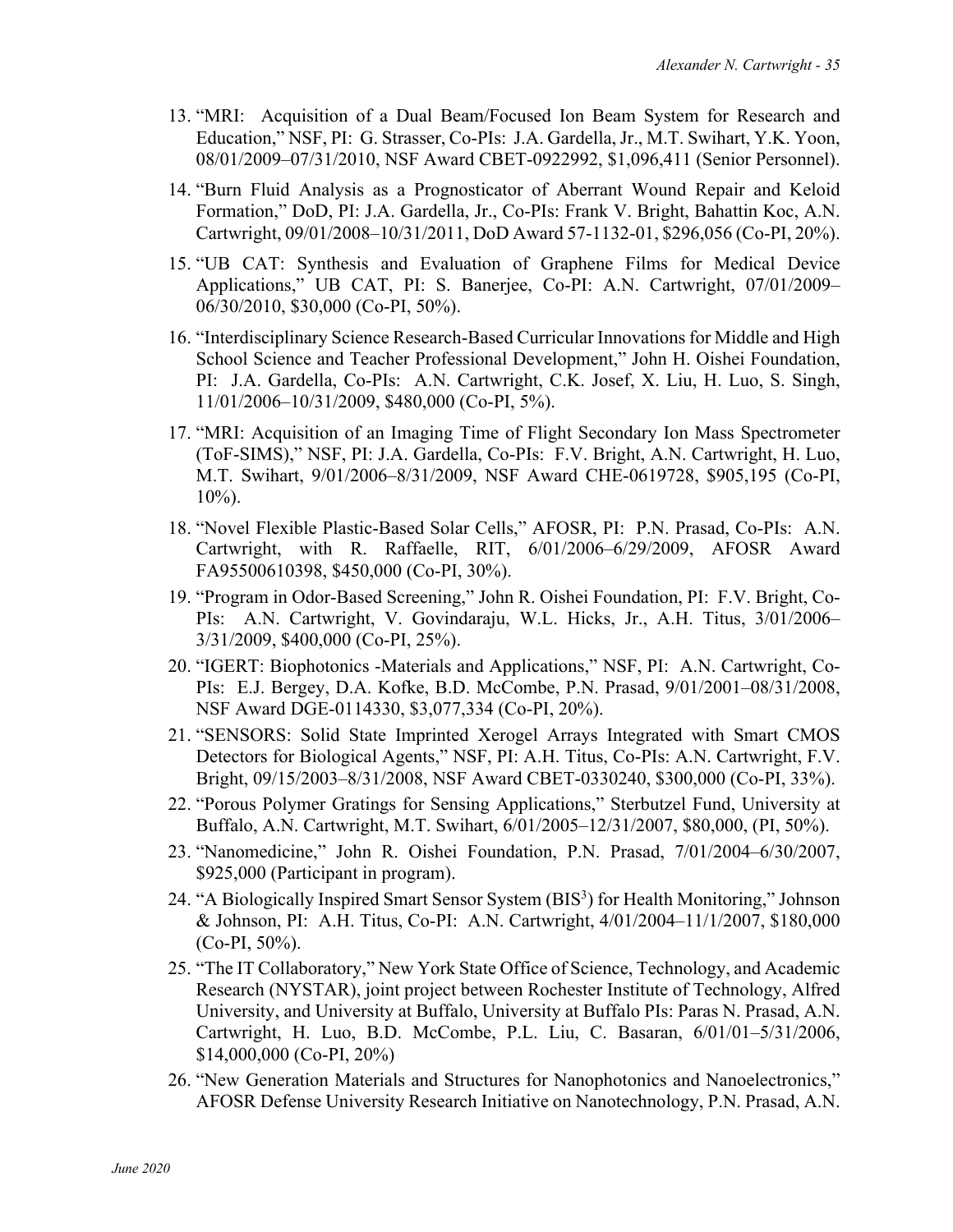13. "MRI: Acquisition of a Dual Beam/Focused Ion Beam System for Research and Education," NSF, PI: G. Strasser, Co-PIs: J.A. Gardella, Jr., M.T. Swihart, Y.K. Yoon, 08/01/2009–07/31/2010, NSF Award CBET-0922992, $1,096,411 (Senior Personnel).
14. "Burn Fluid Analysis as a Prognosticator of Aberrant Wound Repair and Keloid Formation," DoD, PI: J.A. Gardella, Jr., Co-PIs: Frank V. Bright, Bahattin Koc, A.N. Cartwright, 09/01/2008–10/31/2011, DoD Award 57-1132-01, $296,056 (Co-PI, 20%).
15. "UB CAT: Synthesis and Evaluation of Graphene Films for Medical Device Applications," UB CAT, PI: S. Banerjee, Co-PI: A.N. Cartwright, 07/01/2009–06/30/2010, $30,000 (Co-PI, 50%).
16. "Interdisciplinary Science Research-Based Curricular Innovations for Middle and High School Science and Teacher Professional Development," John H. Oishei Foundation, PI: J.A. Gardella, Co-PIs: A.N. Cartwright, C.K. Josef, X. Liu, H. Luo, S. Singh, 11/01/2006–10/31/2009, $480,000 (Co-PI, 5%).
17. "MRI: Acquisition of an Imaging Time of Flight Secondary Ion Mass Spectrometer (ToF-SIMS)," NSF, PI: J.A. Gardella, Co-PIs: F.V. Bright, A.N. Cartwright, H. Luo, M.T. Swihart, 9/01/2006–8/31/2009, NSF Award CHE-0619728, $905,195 (Co-PI, 10%).
18. "Novel Flexible Plastic-Based Solar Cells," AFOSR, PI: P.N. Prasad, Co-PIs: A.N. Cartwright, with R. Raffaelle, RIT, 6/01/2006–6/29/2009, AFOSR Award FA95500610398, $450,000 (Co-PI, 30%).
19. "Program in Odor-Based Screening," John R. Oishei Foundation, PI: F.V. Bright, Co-PIs: A.N. Cartwright, V. Govindaraju, W.L. Hicks, Jr., A.H. Titus, 3/01/2006–3/31/2009, $400,000 (Co-PI, 25%).
20. "IGERT: Biophotonics -Materials and Applications," NSF, PI: A.N. Cartwright, Co-PIs: E.J. Bergey, D.A. Kofke, B.D. McCombe, P.N. Prasad, 9/01/2001–08/31/2008, NSF Award DGE-0114330, $3,077,334 (Co-PI, 20%).
21. "SENSORS: Solid State Imprinted Xerogel Arrays Integrated with Smart CMOS Detectors for Biological Agents," NSF, PI: A.H. Titus, Co-PIs: A.N. Cartwright, F.V. Bright, 09/15/2003–8/31/2008, NSF Award CBET-0330240, $300,000 (Co-PI, 33%).
22. "Porous Polymer Gratings for Sensing Applications," Sterbutzel Fund, University at Buffalo, A.N. Cartwright, M.T. Swihart, 6/01/2005–12/31/2007, $80,000, (PI, 50%).
23. "Nanomedicine," John R. Oishei Foundation, P.N. Prasad, 7/01/2004–6/30/2007, $925,000 (Participant in program).
24. "A Biologically Inspired Smart Sensor System ($BIS^3$) for Health Monitoring," Johnson & Johnson, PI: A.H. Titus, Co-PI: A.N. Cartwright, 4/01/2004–11/1/2007, $180,000 (Co-PI, 50%).
25. "The IT Collaboratory," New York State Office of Science, Technology, and Academic Research (NYSTAR), joint project between Rochester Institute of Technology, Alfred University, and University at Buffalo, University at Buffalo PIs: Paras N. Prasad, A.N. Cartwright, H. Luo, B.D. McCombe, P.L. Liu, C. Basaran, 6/01/01–5/31/2006, $14,000,000 (Co-PI, 20%)
26. "New Generation Materials and Structures for Nanophotonics and Nanoelectronics," AFOSR Defense University Research Initiative on Nanotechnology, P.N. Prasad, A.N.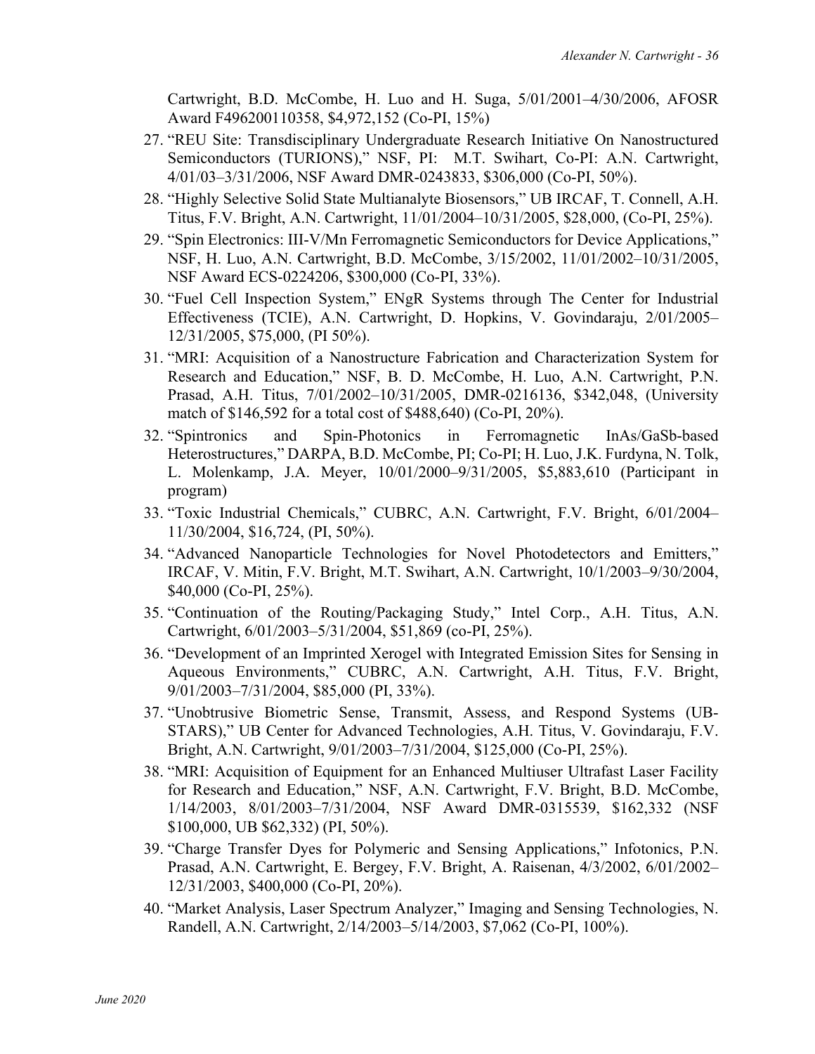Cartwright, B.D. McCombe, H. Luo and H. Suga, 5/01/2001–4/30/2006, AFOSR Award F496200110358, $4,972,152 (Co-PI, 15%)

27. "REU Site: Transdisciplinary Undergraduate Research Initiative On Nanostructured Semiconductors (TURIONS)," NSF, PI: M.T. Swihart, Co-PI: A.N. Cartwright, 4/01/03–3/31/2006, NSF Award DMR-0243833, $306,000 (Co-PI, 50%).
28. "Highly Selective Solid State Multianalyte Biosensors," UB IRCAF, T. Connell, A.H. Titus, F.V. Bright, A.N. Cartwright, 11/01/2004–10/31/2005, $28,000, (Co-PI, 25%).
29. "Spin Electronics: III-V/Mn Ferromagnetic Semiconductors for Device Applications," NSF, H. Luo, A.N. Cartwright, B.D. McCombe, 3/15/2002, 11/01/2002–10/31/2005, NSF Award ECS-0224206, $300,000 (Co-PI, 33%).
30. "Fuel Cell Inspection System," ENgR Systems through The Center for Industrial Effectiveness (TCIE), A.N. Cartwright, D. Hopkins, V. Govindaraju, 2/01/2005–12/31/2005, $75,000, (PI 50%).
31. "MRI: Acquisition of a Nanostructure Fabrication and Characterization System for Research and Education," NSF, B. D. McCombe, H. Luo, A.N. Cartwright, P.N. Prasad, A.H. Titus, 7/01/2002–10/31/2005, DMR-0216136, $342,048, (University match of $146,592 for a total cost of $488,640) (Co-PI, 20%).
32. "Spintronics and Spin-Photonics in Ferromagnetic InAs/GaSb-based Heterostructures," DARPA, B.D. McCombe, PI; Co-PI; H. Luo, J.K. Furdyna, N. Tolk, L. Molenkamp, J.A. Meyer, 10/01/2000–9/31/2005, $5,883,610 (Participant in program)
33. "Toxic Industrial Chemicals," CUBRC, A.N. Cartwright, F.V. Bright, 6/01/2004–11/30/2004, $16,724, (PI, 50%).
34. "Advanced Nanoparticle Technologies for Novel Photodetectors and Emitters," IRCAF, V. Mitin, F.V. Bright, M.T. Swihart, A.N. Cartwright, 10/1/2003–9/30/2004, $40,000 (Co-PI, 25%).
35. "Continuation of the Routing/Packaging Study," Intel Corp., A.H. Titus, A.N. Cartwright, 6/01/2003–5/31/2004, $51,869 (co-PI, 25%).
36. "Development of an Imprinted Xerogel with Integrated Emission Sites for Sensing in Aqueous Environments," CUBRC, A.N. Cartwright, A.H. Titus, F.V. Bright, 9/01/2003–7/31/2004, $85,000 (PI, 33%).
37. "Unobtrusive Biometric Sense, Transmit, Assess, and Respond Systems (UB-STARS)," UB Center for Advanced Technologies, A.H. Titus, V. Govindaraju, F.V. Bright, A.N. Cartwright, 9/01/2003–7/31/2004, $125,000 (Co-PI, 25%).
38. "MRI: Acquisition of Equipment for an Enhanced Multiuser Ultrafast Laser Facility for Research and Education," NSF, A.N. Cartwright, F.V. Bright, B.D. McCombe, 1/14/2003, 8/01/2003–7/31/2004, NSF Award DMR-0315539, $162,332 (NSF $100,000, UB $62,332) (PI, 50%).
39. "Charge Transfer Dyes for Polymeric and Sensing Applications," Infotonics, P.N. Prasad, A.N. Cartwright, E. Bergey, F.V. Bright, A. Raisenan, 4/3/2002, 6/01/2002–12/31/2003, $400,000 (Co-PI, 20%).
40. "Market Analysis, Laser Spectrum Analyzer," Imaging and Sensing Technologies, N. Randell, A.N. Cartwright, 2/14/2003–5/14/2003, $7,062 (Co-PI, 100%).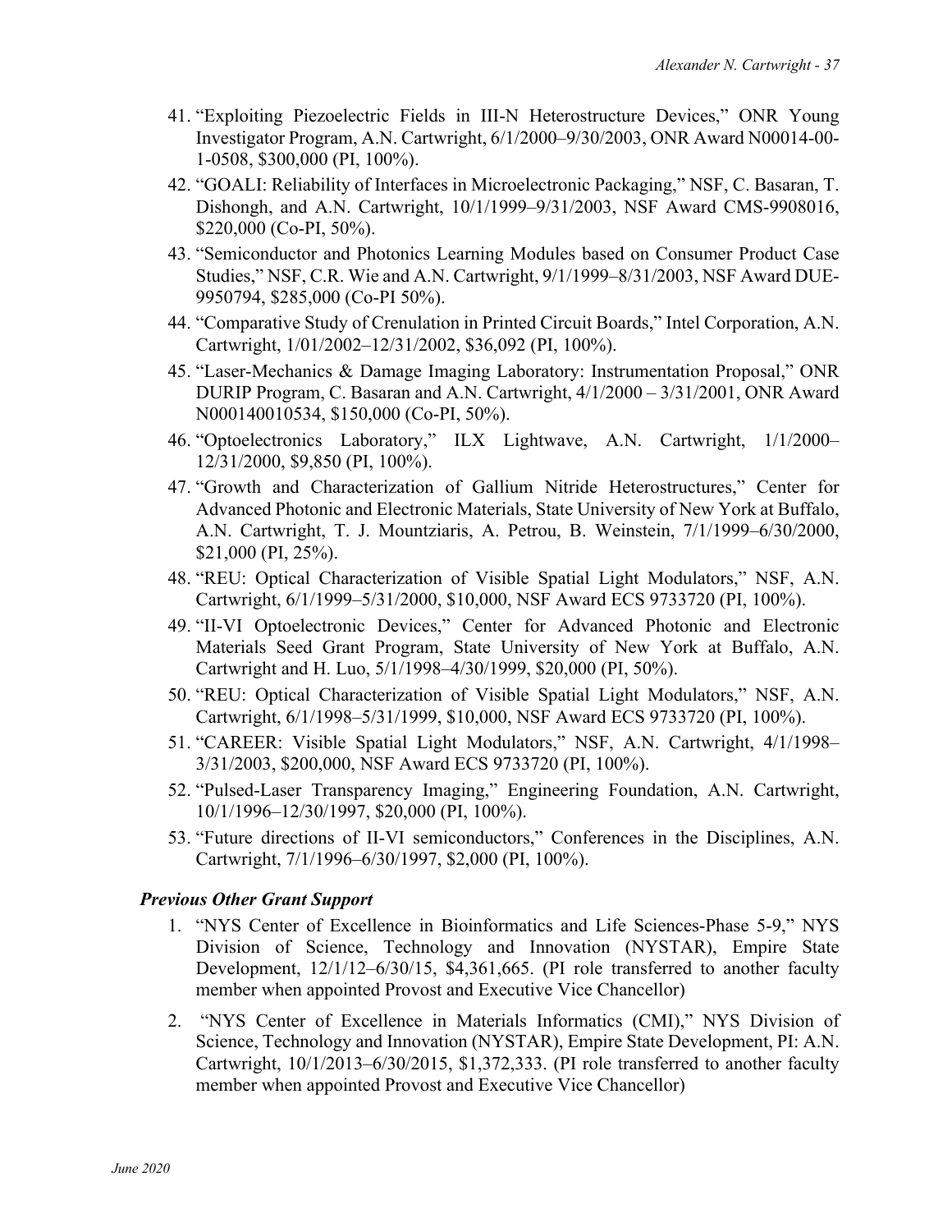41. "Exploiting Piezoelectric Fields in III-N Heterostructure Devices," ONR Young Investigator Program, A.N. Cartwright, 6/1/2000–9/30/2003, ONR Award N00014-00-1-0508, $300,000 (PI, 100%).
42. "GOALI: Reliability of Interfaces in Microelectronic Packaging," NSF, C. Basaran, T. Dishongh, and A.N. Cartwright, 10/1/1999–9/31/2003, NSF Award CMS-9908016, $220,000 (Co-PI, 50%).
43. "Semiconductor and Photonics Learning Modules based on Consumer Product Case Studies," NSF, C.R. Wie and A.N. Cartwright, 9/1/1999–8/31/2003, NSF Award DUE-9950794, $285,000 (Co-PI 50%).
44. "Comparative Study of Crenulation in Printed Circuit Boards," Intel Corporation, A.N. Cartwright, 1/01/2002–12/31/2002, $36,092 (PI, 100%).
45. "Laser-Mechanics & Damage Imaging Laboratory: Instrumentation Proposal," ONR DURIP Program, C. Basaran and A.N. Cartwright, 4/1/2000 – 3/31/2001, ONR Award N000140010534, $150,000 (Co-PI, 50%).
46. "Optoelectronics Laboratory," ILX Lightwave, A.N. Cartwright, 1/1/2000–12/31/2000, $9,850 (PI, 100%).
47. "Growth and Characterization of Gallium Nitride Heterostructures," Center for Advanced Photonic and Electronic Materials, State University of New York at Buffalo, A.N. Cartwright, T. J. Mountziaris, A. Petrou, B. Weinstein, 7/1/1999–6/30/2000, $21,000 (PI, 25%).
48. "REU: Optical Characterization of Visible Spatial Light Modulators," NSF, A.N. Cartwright, 6/1/1999–5/31/2000, $10,000, NSF Award ECS 9733720 (PI, 100%).
49. "II-VI Optoelectronic Devices," Center for Advanced Photonic and Electronic Materials Seed Grant Program, State University of New York at Buffalo, A.N. Cartwright and H. Luo, 5/1/1998–4/30/1999, $20,000 (PI, 50%).
50. "REU: Optical Characterization of Visible Spatial Light Modulators," NSF, A.N. Cartwright, 6/1/1998–5/31/1999, $10,000, NSF Award ECS 9733720 (PI, 100%).
51. "CAREER: Visible Spatial Light Modulators," NSF, A.N. Cartwright, 4/1/1998–3/31/2003, $200,000, NSF Award ECS 9733720 (PI, 100%).
52. "Pulsed-Laser Transparency Imaging," Engineering Foundation, A.N. Cartwright, 10/1/1996–12/30/1997, $20,000 (PI, 100%).
53. "Future directions of II-VI semiconductors," Conferences in the Disciplines, A.N. Cartwright, 7/1/1996–6/30/1997, $2,000 (PI, 100%).

### *Previous Other Grant Support*

1. "NYS Center of Excellence in Bioinformatics and Life Sciences-Phase 5-9," NYS Division of Science, Technology and Innovation (NYSTAR), Empire State Development, 12/1/12–6/30/15, $4,361,665. (PI role transferred to another faculty member when appointed Provost and Executive Vice Chancellor)
2. "NYS Center of Excellence in Materials Informatics (CMI)," NYS Division of Science, Technology and Innovation (NYSTAR), Empire State Development, PI: A.N. Cartwright, 10/1/2013–6/30/2015, $1,372,333. (PI role transferred to another faculty member when appointed Provost and Executive Vice Chancellor)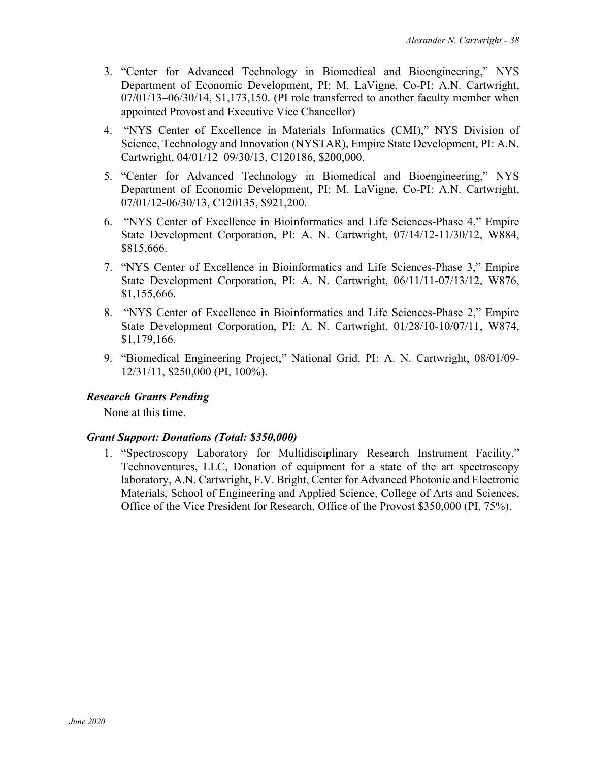3. "Center for Advanced Technology in Biomedical and Bioengineering," NYS Department of Economic Development, PI: M. LaVigne, Co-PI: A.N. Cartwright, 07/01/13–06/30/14, $1,173,150. (PI role transferred to another faculty member when appointed Provost and Executive Vice Chancellor)
4. "NYS Center of Excellence in Materials Informatics (CMI)," NYS Division of Science, Technology and Innovation (NYSTAR), Empire State Development, PI: A.N. Cartwright, 04/01/12–09/30/13, C120186, $200,000.
5. "Center for Advanced Technology in Biomedical and Bioengineering," NYS Department of Economic Development, PI: M. LaVigne, Co-PI: A.N. Cartwright, 07/01/12-06/30/13, C120135, $921,200.
6. "NYS Center of Excellence in Bioinformatics and Life Sciences-Phase 4," Empire State Development Corporation, PI: A. N. Cartwright, 07/14/12-11/30/12, W884, $815,666.
7. "NYS Center of Excellence in Bioinformatics and Life Sciences-Phase 3," Empire State Development Corporation, PI: A. N. Cartwright, 06/11/11-07/13/12, W876, $1,155,666.
8. "NYS Center of Excellence in Bioinformatics and Life Sciences-Phase 2," Empire State Development Corporation, PI: A. N. Cartwright, 01/28/10-10/07/11, W874, $1,179,166.
9. "Biomedical Engineering Project," National Grid, PI: A. N. Cartwright, 08/01/09-12/31/11, $250,000 (PI, 100%).

### *Research Grants Pending*

None at this time.

### *Grant Support: Donations (Total: $350,000)*

1. "Spectroscopy Laboratory for Multidisciplinary Research Instrument Facility," Technoventures, LLC, Donation of equipment for a state of the art spectroscopy laboratory, A.N. Cartwright, F.V. Bright, Center for Advanced Photonic and Electronic Materials, School of Engineering and Applied Science, College of Arts and Sciences, Office of the Vice President for Research, Office of the Provost $350,000 (PI, 75%).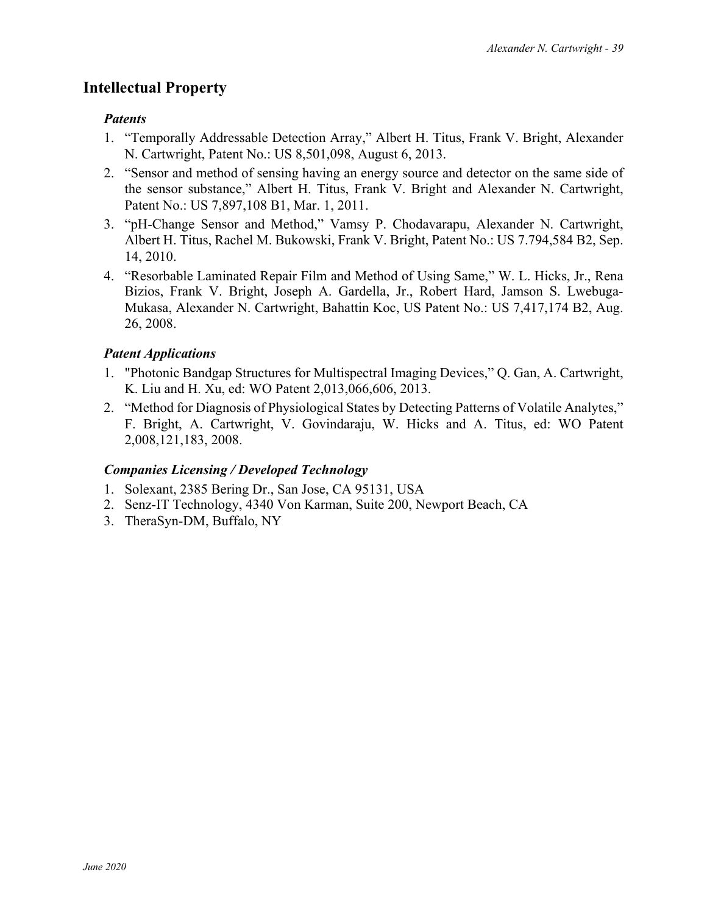## Intellectual Property

### *Patents*

1. "Temporally Addressable Detection Array," Albert H. Titus, Frank V. Bright, Alexander N. Cartwright, Patent No.: US 8,501,098, August 6, 2013.
2. "Sensor and method of sensing having an energy source and detector on the same side of the sensor substance," Albert H. Titus, Frank V. Bright and Alexander N. Cartwright, Patent No.: US 7,897,108 B1, Mar. 1, 2011.
3. "pH-Change Sensor and Method," Vamsy P. Chodavarapu, Alexander N. Cartwright, Albert H. Titus, Rachel M. Bukowski, Frank V. Bright, Patent No.: US 7.794,584 B2, Sep. 14, 2010.
4. "Resorbable Laminated Repair Film and Method of Using Same," W. L. Hicks, Jr., Rena Bizios, Frank V. Bright, Joseph A. Gardella, Jr., Robert Hard, Jamson S. Lwebuga-Mukasa, Alexander N. Cartwright, Bahattin Koc, US Patent No.: US 7,417,174 B2, Aug. 26, 2008.

### *Patent Applications*

1. "Photonic Bandgap Structures for Multispectral Imaging Devices," Q. Gan, A. Cartwright, K. Liu and H. Xu, ed: WO Patent 2,013,066,606, 2013.
2. "Method for Diagnosis of Physiological States by Detecting Patterns of Volatile Analytes," F. Bright, A. Cartwright, V. Govindaraju, W. Hicks and A. Titus, ed: WO Patent 2,008,121,183, 2008.

### *Companies Licensing / Developed Technology*

1. Solexant, 2385 Bering Dr., San Jose, CA 95131, USA
2. Senz-IT Technology, 4340 Von Karman, Suite 200, Newport Beach, CA
3. TheraSyn-DM, Buffalo, NY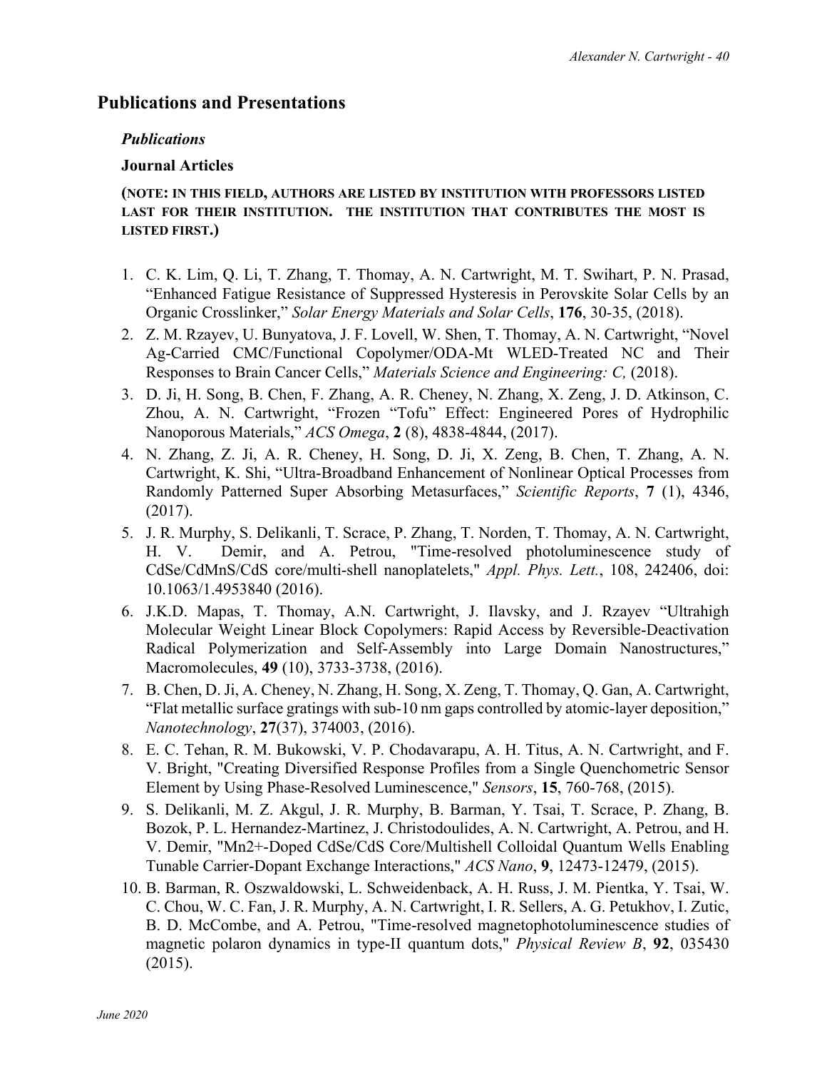# Publications and Presentations

### *Publications*

### Journal Articles

**(NOTE: IN THIS FIELD, AUTHORS ARE LISTED BY INSTITUTION WITH PROFESSORS LISTED LAST FOR THEIR INSTITUTION. THE INSTITUTION THAT CONTRIBUTES THE MOST IS LISTED FIRST.)**

1. C. K. Lim, Q. Li, T. Zhang, T. Thomay, A. N. Cartwright, M. T. Swihart, P. N. Prasad, "Enhanced Fatigue Resistance of Suppressed Hysteresis in Perovskite Solar Cells by an Organic Crosslinker," *Solar Energy Materials and Solar Cells*, **176**, 30-35, (2018).
2. Z. M. Rzayev, U. Bunyatova, J. F. Lovell, W. Shen, T. Thomay, A. N. Cartwright, "Novel Ag-Carried CMC/Functional Copolymer/ODA-Mt WLED-Treated NC and Their Responses to Brain Cancer Cells," *Materials Science and Engineering: C,* (2018).
3. D. Ji, H. Song, B. Chen, F. Zhang, A. R. Cheney, N. Zhang, X. Zeng, J. D. Atkinson, C. Zhou, A. N. Cartwright, "Frozen "Tofu" Effect: Engineered Pores of Hydrophilic Nanoporous Materials," *ACS Omega*, **2** (8), 4838-4844, (2017).
4. N. Zhang, Z. Ji, A. R. Cheney, H. Song, D. Ji, X. Zeng, B. Chen, T. Zhang, A. N. Cartwright, K. Shi, "Ultra-Broadband Enhancement of Nonlinear Optical Processes from Randomly Patterned Super Absorbing Metasurfaces," *Scientific Reports*, **7** (1), 4346, (2017).
5. J. R. Murphy, S. Delikanli, T. Scrace, P. Zhang, T. Norden, T. Thomay, A. N. Cartwright, H. V. Demir, and A. Petrou, "Time-resolved photoluminescence study of CdSe/CdMnS/CdS core/multi-shell nanoplatelets," *Appl. Phys. Lett.*, 108, 242406, doi: 10.1063/1.4953840 (2016).
6. J.K.D. Mapas, T. Thomay, A.N. Cartwright, J. Ilavsky, and J. Rzayev "Ultrahigh Molecular Weight Linear Block Copolymers: Rapid Access by Reversible-Deactivation Radical Polymerization and Self-Assembly into Large Domain Nanostructures," Macromolecules, **49** (10), 3733-3738, (2016).
7. B. Chen, D. Ji, A. Cheney, N. Zhang, H. Song, X. Zeng, T. Thomay, Q. Gan, A. Cartwright, "Flat metallic surface gratings with sub-10 nm gaps controlled by atomic-layer deposition," *Nanotechnology*, **27**(37), 374003, (2016).
8. E. C. Tehan, R. M. Bukowski, V. P. Chodavarapu, A. H. Titus, A. N. Cartwright, and F. V. Bright, "Creating Diversified Response Profiles from a Single Quenchometric Sensor Element by Using Phase-Resolved Luminescence," *Sensors*, **15**, 760-768, (2015).
9. S. Delikanli, M. Z. Akgul, J. R. Murphy, B. Barman, Y. Tsai, T. Scrace, P. Zhang, B. Bozok, P. L. Hernandez-Martinez, J. Christodoulides, A. N. Cartwright, A. Petrou, and H. V. Demir, "Mn2+-Doped CdSe/CdS Core/Multishell Colloidal Quantum Wells Enabling Tunable Carrier-Dopant Exchange Interactions," *ACS Nano*, **9**, 12473-12479, (2015).
10. B. Barman, R. Oszwaldowski, L. Schweidenback, A. H. Russ, J. M. Pientka, Y. Tsai, W. C. Chou, W. C. Fan, J. R. Murphy, A. N. Cartwright, I. R. Sellers, A. G. Petukhov, I. Zutic, B. D. McCombe, and A. Petrou, "Time-resolved magnetophotoluminescence studies of magnetic polaron dynamics in type-II quantum dots," *Physical Review B*, **92**, 035430 (2015).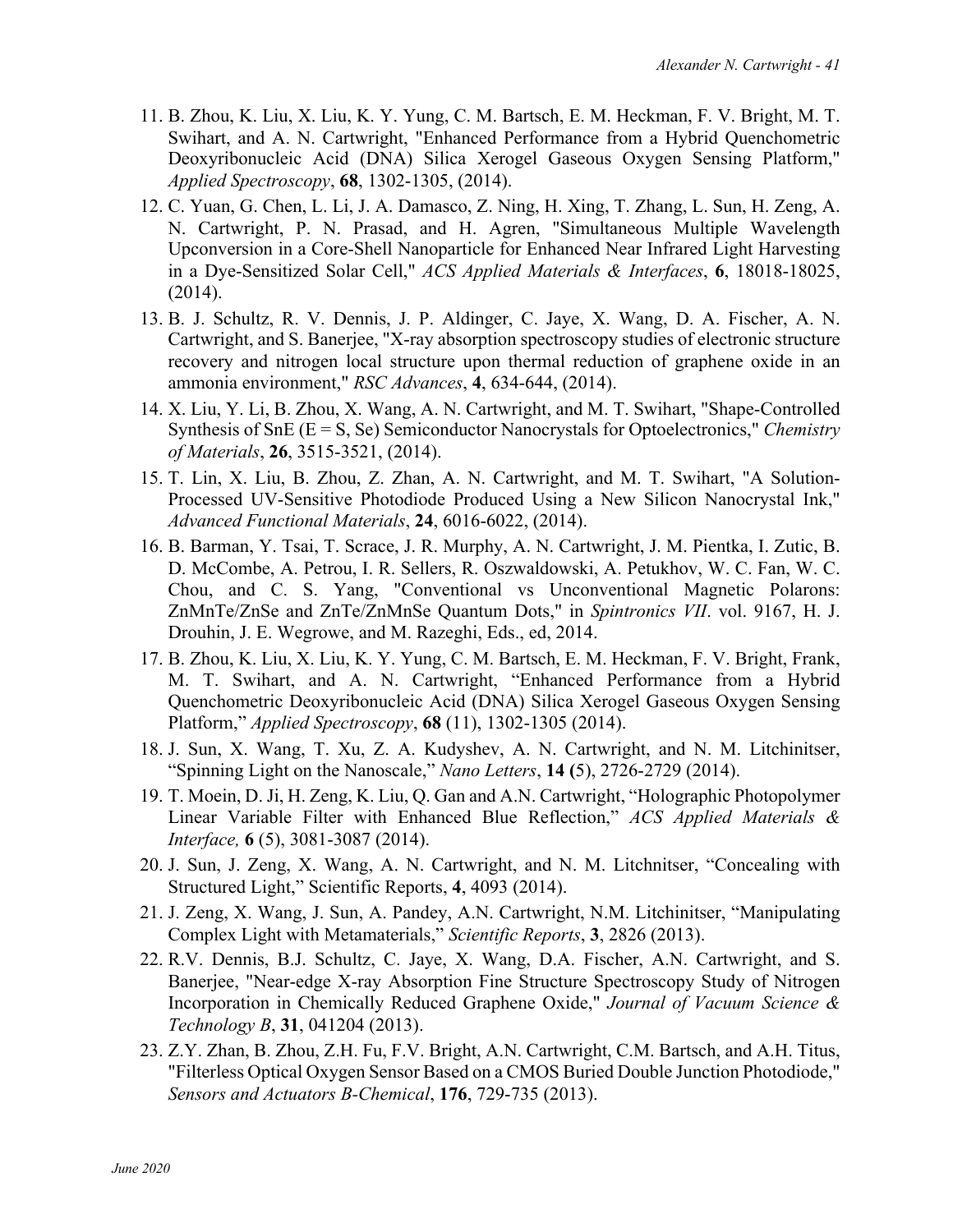11. B. Zhou, K. Liu, X. Liu, K. Y. Yung, C. M. Bartsch, E. M. Heckman, F. V. Bright, M. T. Swihart, and A. N. Cartwright, "Enhanced Performance from a Hybrid Quenchometric Deoxyribonucleic Acid (DNA) Silica Xerogel Gaseous Oxygen Sensing Platform," *Applied Spectroscopy*, **68**, 1302-1305, (2014).
12. C. Yuan, G. Chen, L. Li, J. A. Damasco, Z. Ning, H. Xing, T. Zhang, L. Sun, H. Zeng, A. N. Cartwright, P. N. Prasad, and H. Agren, "Simultaneous Multiple Wavelength Upconversion in a Core-Shell Nanoparticle for Enhanced Near Infrared Light Harvesting in a Dye-Sensitized Solar Cell," *ACS Applied Materials & Interfaces*, **6**, 18018-18025, (2014).
13. B. J. Schultz, R. V. Dennis, J. P. Aldinger, C. Jaye, X. Wang, D. A. Fischer, A. N. Cartwright, and S. Banerjee, "X-ray absorption spectroscopy studies of electronic structure recovery and nitrogen local structure upon thermal reduction of graphene oxide in an ammonia environment," *RSC Advances*, **4**, 634-644, (2014).
14. X. Liu, Y. Li, B. Zhou, X. Wang, A. N. Cartwright, and M. T. Swihart, "Shape-Controlled Synthesis of SnE (E = S, Se) Semiconductor Nanocrystals for Optoelectronics," *Chemistry of Materials*, **26**, 3515-3521, (2014).
15. T. Lin, X. Liu, B. Zhou, Z. Zhan, A. N. Cartwright, and M. T. Swihart, "A Solution-Processed UV-Sensitive Photodiode Produced Using a New Silicon Nanocrystal Ink," *Advanced Functional Materials*, **24**, 6016-6022, (2014).
16. B. Barman, Y. Tsai, T. Scrace, J. R. Murphy, A. N. Cartwright, J. M. Pientka, I. Zutic, B. D. McCombe, A. Petrou, I. R. Sellers, R. Oszwaldowski, A. Petukhov, W. C. Fan, W. C. Chou, and C. S. Yang, "Conventional vs Unconventional Magnetic Polarons: ZnMnTe/ZnSe and ZnTe/ZnMnSe Quantum Dots," in *Spintronics VII*. vol. 9167, H. J. Drouhin, J. E. Wegrowe, and M. Razeghi, Eds., ed, 2014.
17. B. Zhou, K. Liu, X. Liu, K. Y. Yung, C. M. Bartsch, E. M. Heckman, F. V. Bright, Frank, M. T. Swihart, and A. N. Cartwright, "Enhanced Performance from a Hybrid Quenchometric Deoxyribonucleic Acid (DNA) Silica Xerogel Gaseous Oxygen Sensing Platform," *Applied Spectroscopy*, **68** (11), 1302-1305 (2014).
18. J. Sun, X. Wang, T. Xu, Z. A. Kudyshev, A. N. Cartwright, and N. M. Litchinitser, "Spinning Light on the Nanoscale," *Nano Letters*, **14 (**5), 2726-2729 (2014).
19. T. Moein, D. Ji, H. Zeng, K. Liu, Q. Gan and A.N. Cartwright, "Holographic Photopolymer Linear Variable Filter with Enhanced Blue Reflection," *ACS Applied Materials & Interface,* **6** (5), 3081-3087 (2014).
20. J. Sun, J. Zeng, X. Wang, A. N. Cartwright, and N. M. Litchnitser, "Concealing with Structured Light," Scientific Reports, **4**, 4093 (2014).
21. J. Zeng, X. Wang, J. Sun, A. Pandey, A.N. Cartwright, N.M. Litchinitser, "Manipulating Complex Light with Metamaterials," *Scientific Reports*, **3**, 2826 (2013).
22. R.V. Dennis, B.J. Schultz, C. Jaye, X. Wang, D.A. Fischer, A.N. Cartwright, and S. Banerjee, "Near-edge X-ray Absorption Fine Structure Spectroscopy Study of Nitrogen Incorporation in Chemically Reduced Graphene Oxide," *Journal of Vacuum Science & Technology B*, **31**, 041204 (2013).
23. Z.Y. Zhan, B. Zhou, Z.H. Fu, F.V. Bright, A.N. Cartwright, C.M. Bartsch, and A.H. Titus, "Filterless Optical Oxygen Sensor Based on a CMOS Buried Double Junction Photodiode," *Sensors and Actuators B-Chemical*, **176**, 729-735 (2013).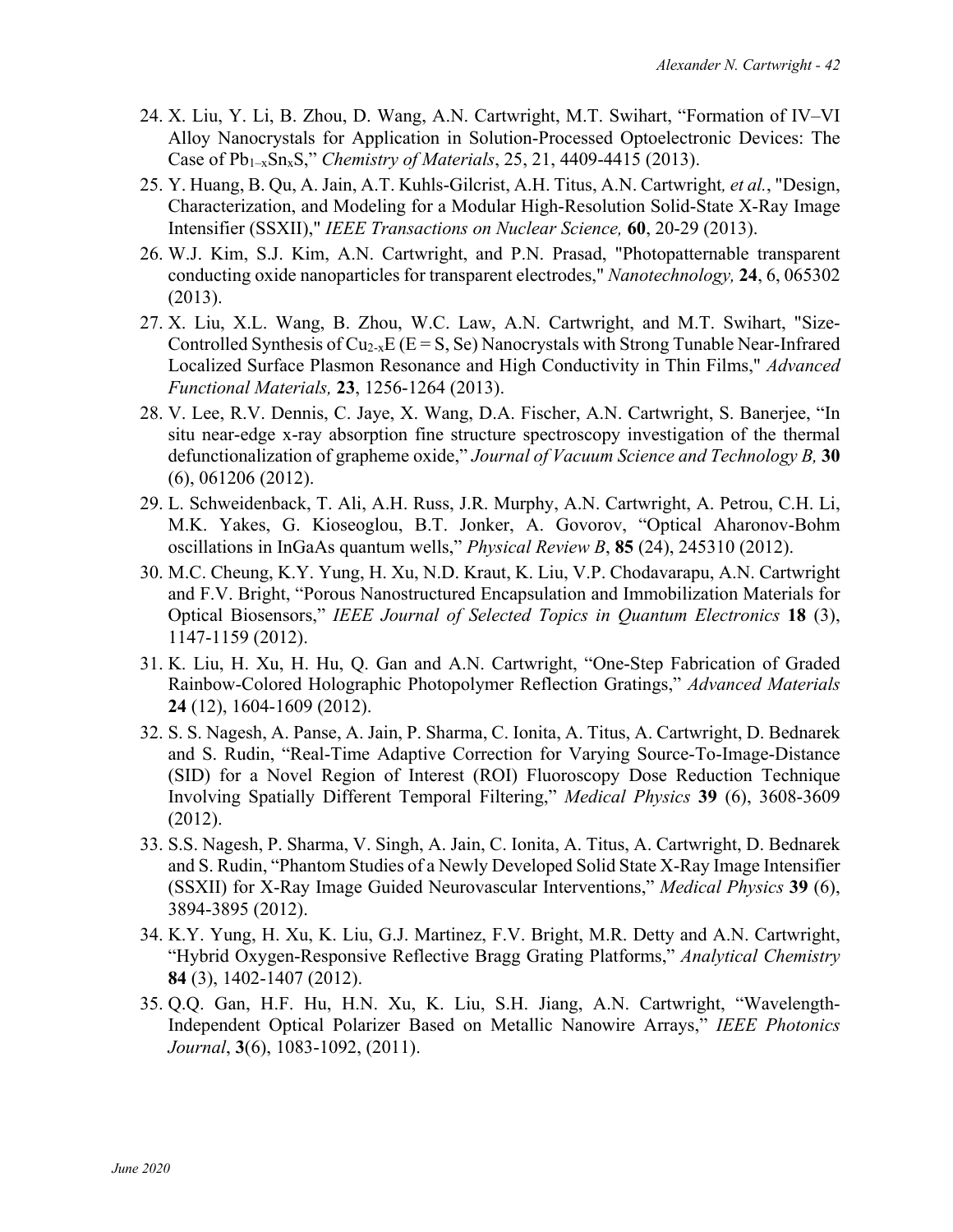24. X. Liu, Y. Li, B. Zhou, D. Wang, A.N. Cartwright, M.T. Swihart, "Formation of IV–VI Alloy Nanocrystals for Application in Solution-Processed Optoelectronic Devices: The Case of $Pb_{1-x}Sn_xS$," *Chemistry of Materials*, 25, 21, 4409-4415 (2013).
25. Y. Huang, B. Qu, A. Jain, A.T. Kuhls-Gilcrist, A.H. Titus, A.N. Cartwright*, et al.*, "Design, Characterization, and Modeling for a Modular High-Resolution Solid-State X-Ray Image Intensifier (SSXII)," *IEEE Transactions on Nuclear Science,* **60**, 20-29 (2013).
26. W.J. Kim, S.J. Kim, A.N. Cartwright, and P.N. Prasad, "Photopatternable transparent conducting oxide nanoparticles for transparent electrodes," *Nanotechnology,* **24**, 6, 065302 (2013).
27. X. Liu, X.L. Wang, B. Zhou, W.C. Law, A.N. Cartwright, and M.T. Swihart, "Size-Controlled Synthesis of $Cu_{2-x}E$ (E = S, Se) Nanocrystals with Strong Tunable Near-Infrared Localized Surface Plasmon Resonance and High Conductivity in Thin Films," *Advanced Functional Materials,* **23**, 1256-1264 (2013).
28. V. Lee, R.V. Dennis, C. Jaye, X. Wang, D.A. Fischer, A.N. Cartwright, S. Banerjee, "In situ near-edge x-ray absorption fine structure spectroscopy investigation of the thermal defunctionalization of grapheme oxide," *Journal of Vacuum Science and Technology B,* **30** (6), 061206 (2012).
29. L. Schweidenback, T. Ali, A.H. Russ, J.R. Murphy, A.N. Cartwright, A. Petrou, C.H. Li, M.K. Yakes, G. Kioseoglou, B.T. Jonker, A. Govorov, "Optical Aharonov-Bohm oscillations in InGaAs quantum wells," *Physical Review B*, **85** (24), 245310 (2012).
30. M.C. Cheung, K.Y. Yung, H. Xu, N.D. Kraut, K. Liu, V.P. Chodavarapu, A.N. Cartwright and F.V. Bright, "Porous Nanostructured Encapsulation and Immobilization Materials for Optical Biosensors," *IEEE Journal of Selected Topics in Quantum Electronics* **18** (3), 1147-1159 (2012).
31. K. Liu, H. Xu, H. Hu, Q. Gan and A.N. Cartwright, "One-Step Fabrication of Graded Rainbow-Colored Holographic Photopolymer Reflection Gratings," *Advanced Materials* **24** (12), 1604-1609 (2012).
32. S. S. Nagesh, A. Panse, A. Jain, P. Sharma, C. Ionita, A. Titus, A. Cartwright, D. Bednarek and S. Rudin, "Real-Time Adaptive Correction for Varying Source-To-Image-Distance (SID) for a Novel Region of Interest (ROI) Fluoroscopy Dose Reduction Technique Involving Spatially Different Temporal Filtering," *Medical Physics* **39** (6), 3608-3609 (2012).
33. S.S. Nagesh, P. Sharma, V. Singh, A. Jain, C. Ionita, A. Titus, A. Cartwright, D. Bednarek and S. Rudin, "Phantom Studies of a Newly Developed Solid State X-Ray Image Intensifier (SSXII) for X-Ray Image Guided Neurovascular Interventions," *Medical Physics* **39** (6), 3894-3895 (2012).
34. K.Y. Yung, H. Xu, K. Liu, G.J. Martinez, F.V. Bright, M.R. Detty and A.N. Cartwright, "Hybrid Oxygen-Responsive Reflective Bragg Grating Platforms," *Analytical Chemistry* **84** (3), 1402-1407 (2012).
35. Q.Q. Gan, H.F. Hu, H.N. Xu, K. Liu, S.H. Jiang, A.N. Cartwright, "Wavelength-Independent Optical Polarizer Based on Metallic Nanowire Arrays," *IEEE Photonics Journal*, **3**(6), 1083-1092, (2011).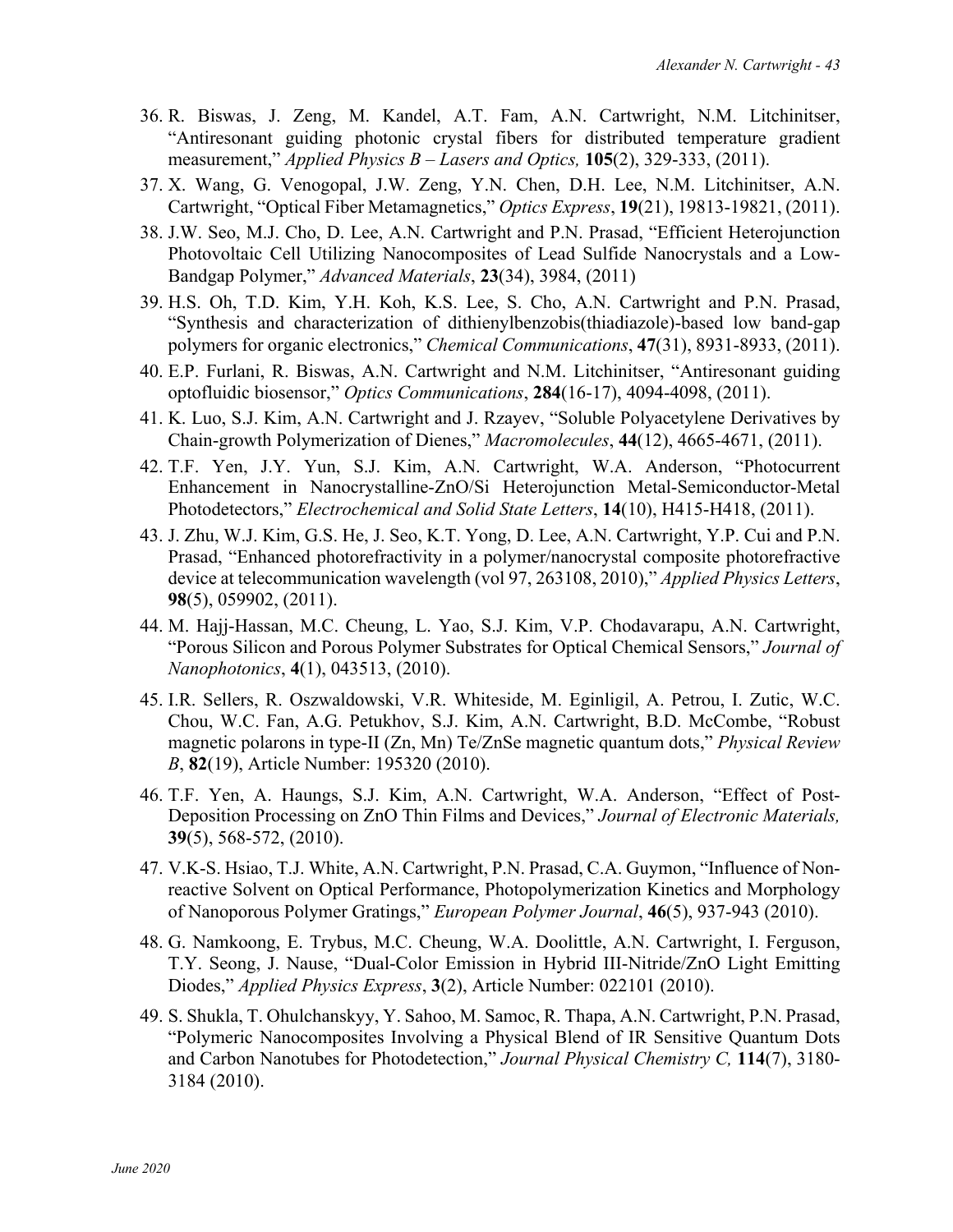36. R. Biswas, J. Zeng, M. Kandel, A.T. Fam, A.N. Cartwright, N.M. Litchinitser, "Antiresonant guiding photonic crystal fibers for distributed temperature gradient measurement," *Applied Physics B – Lasers and Optics,* **105**(2), 329-333, (2011).
37. X. Wang, G. Venogopal, J.W. Zeng, Y.N. Chen, D.H. Lee, N.M. Litchinitser, A.N. Cartwright, "Optical Fiber Metamagnetics," *Optics Express*, **19**(21), 19813-19821, (2011).
38. J.W. Seo, M.J. Cho, D. Lee, A.N. Cartwright and P.N. Prasad, "Efficient Heterojunction Photovoltaic Cell Utilizing Nanocomposites of Lead Sulfide Nanocrystals and a Low-Bandgap Polymer," *Advanced Materials*, **23**(34), 3984, (2011)
39. H.S. Oh, T.D. Kim, Y.H. Koh, K.S. Lee, S. Cho, A.N. Cartwright and P.N. Prasad, "Synthesis and characterization of dithienylbenzobis(thiadiazole)-based low band-gap polymers for organic electronics," *Chemical Communications*, **47**(31), 8931-8933, (2011).
40. E.P. Furlani, R. Biswas, A.N. Cartwright and N.M. Litchinitser, "Antiresonant guiding optofluidic biosensor," *Optics Communications*, **284**(16-17), 4094-4098, (2011).
41. K. Luo, S.J. Kim, A.N. Cartwright and J. Rzayev, "Soluble Polyacetylene Derivatives by Chain-growth Polymerization of Dienes," *Macromolecules*, **44**(12), 4665-4671, (2011).
42. T.F. Yen, J.Y. Yun, S.J. Kim, A.N. Cartwright, W.A. Anderson, "Photocurrent Enhancement in Nanocrystalline-ZnO/Si Heterojunction Metal-Semiconductor-Metal Photodetectors," *Electrochemical and Solid State Letters*, **14**(10), H415-H418, (2011).
43. J. Zhu, W.J. Kim, G.S. He, J. Seo, K.T. Yong, D. Lee, A.N. Cartwright, Y.P. Cui and P.N. Prasad, "Enhanced photorefractivity in a polymer/nanocrystal composite photorefractive device at telecommunication wavelength (vol 97, 263108, 2010)," *Applied Physics Letters*, **98**(5), 059902, (2011).
44. M. Hajj-Hassan, M.C. Cheung, L. Yao, S.J. Kim, V.P. Chodavarapu, A.N. Cartwright, "Porous Silicon and Porous Polymer Substrates for Optical Chemical Sensors," *Journal of Nanophotonics*, **4**(1), 043513, (2010).
45. I.R. Sellers, R. Oszwaldowski, V.R. Whiteside, M. Eginligil, A. Petrou, I. Zutic, W.C. Chou, W.C. Fan, A.G. Petukhov, S.J. Kim, A.N. Cartwright, B.D. McCombe, "Robust magnetic polarons in type-II (Zn, Mn) Te/ZnSe magnetic quantum dots," *Physical Review B*, **82**(19), Article Number: 195320 (2010).
46. T.F. Yen, A. Haungs, S.J. Kim, A.N. Cartwright, W.A. Anderson, "Effect of Post-Deposition Processing on ZnO Thin Films and Devices," *Journal of Electronic Materials,* **39**(5), 568-572, (2010).
47. V.K-S. Hsiao, T.J. White, A.N. Cartwright, P.N. Prasad, C.A. Guymon, "Influence of Non-reactive Solvent on Optical Performance, Photopolymerization Kinetics and Morphology of Nanoporous Polymer Gratings," *European Polymer Journal*, **46**(5), 937-943 (2010).
48. G. Namkoong, E. Trybus, M.C. Cheung, W.A. Doolittle, A.N. Cartwright, I. Ferguson, T.Y. Seong, J. Nause, "Dual-Color Emission in Hybrid III-Nitride/ZnO Light Emitting Diodes," *Applied Physics Express*, **3**(2), Article Number: 022101 (2010).
49. S. Shukla, T. Ohulchanskyy, Y. Sahoo, M. Samoc, R. Thapa, A.N. Cartwright, P.N. Prasad, "Polymeric Nanocomposites Involving a Physical Blend of IR Sensitive Quantum Dots and Carbon Nanotubes for Photodetection," *Journal Physical Chemistry C,* **114**(7), 3180-3184 (2010).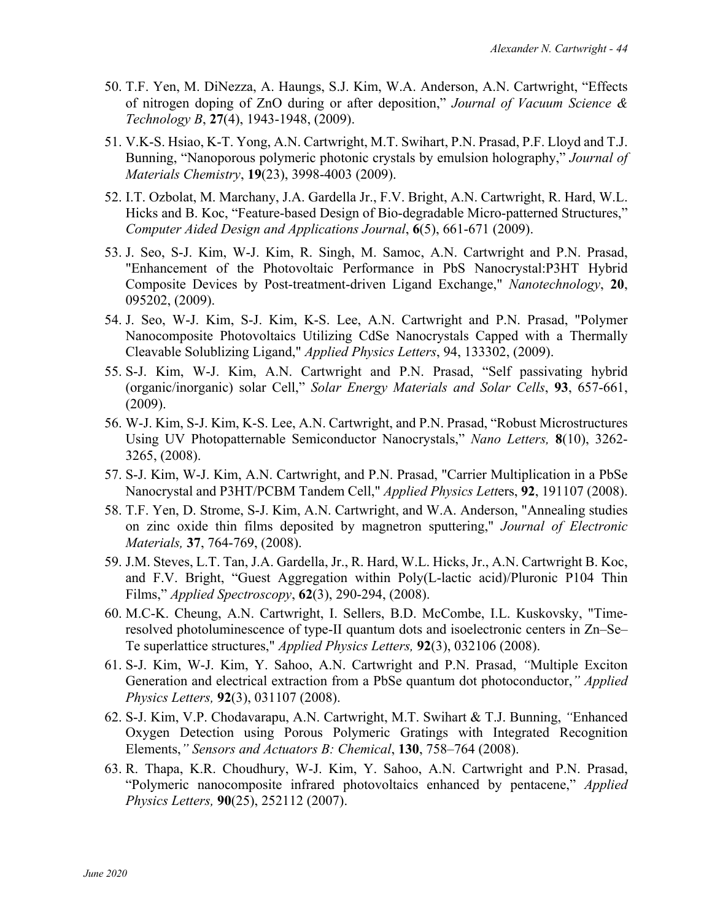50. T.F. Yen, M. DiNezza, A. Haungs, S.J. Kim, W.A. Anderson, A.N. Cartwright, “Effects of nitrogen doping of ZnO during or after deposition,” *Journal of Vacuum Science & Technology B*, **27**(4), 1943-1948, (2009).

51. V.K-S. Hsiao, K-T. Yong, A.N. Cartwright, M.T. Swihart, P.N. Prasad, P.F. Lloyd and T.J. Bunning, “Nanoporous polymeric photonic crystals by emulsion holography,” *Journal of Materials Chemistry*, **19**(23), 3998-4003 (2009).

52. I.T. Ozbolat, M. Marchany, J.A. Gardella Jr., F.V. Bright, A.N. Cartwright, R. Hard, W.L. Hicks and B. Koc, “Feature-based Design of Bio-degradable Micro-patterned Structures,” *Computer Aided Design and Applications Journal*, **6**(5), 661-671 (2009).

53. J. Seo, S-J. Kim, W-J. Kim, R. Singh, M. Samoc, A.N. Cartwright and P.N. Prasad, "Enhancement of the Photovoltaic Performance in PbS Nanocrystal:P3HT Hybrid Composite Devices by Post-treatment-driven Ligand Exchange," *Nanotechnology*, **20**, 095202, (2009).

54. J. Seo, W-J. Kim, S-J. Kim, K-S. Lee, A.N. Cartwright and P.N. Prasad, "Polymer Nanocomposite Photovoltaics Utilizing CdSe Nanocrystals Capped with a Thermally Cleavable Solublizing Ligand," *Applied Physics Letters*, 94, 133302, (2009).

55. S-J. Kim, W-J. Kim, A.N. Cartwright and P.N. Prasad, “Self passivating hybrid (organic/inorganic) solar Cell,” *Solar Energy Materials and Solar Cells*, **93**, 657-661, (2009).

56. W-J. Kim, S-J. Kim, K-S. Lee, A.N. Cartwright, and P.N. Prasad, “Robust Microstructures Using UV Photopatternable Semiconductor Nanocrystals,” *Nano Letters,* **8**(10), 3262-3265, (2008).

57. S-J. Kim, W-J. Kim, A.N. Cartwright, and P.N. Prasad, "Carrier Multiplication in a PbSe Nanocrystal and P3HT/PCBM Tandem Cell," *Applied Physics Lett*ers, **92**, 191107 (2008).

58. T.F. Yen, D. Strome, S-J. Kim, A.N. Cartwright, and W.A. Anderson, "Annealing studies on zinc oxide thin films deposited by magnetron sputtering," *Journal of Electronic Materials,* **37**, 764-769, (2008).

59. J.M. Steves, L.T. Tan, J.A. Gardella, Jr., R. Hard, W.L. Hicks, Jr., A.N. Cartwright B. Koc, and F.V. Bright, “Guest Aggregation within Poly(L-lactic acid)/Pluronic P104 Thin Films,” *Applied Spectroscopy*, **62**(3), 290-294, (2008).

60. M.C-K. Cheung, A.N. Cartwright, I. Sellers, B.D. McCombe, I.L. Kuskovsky, "Time-resolved photoluminescence of type-II quantum dots and isoelectronic centers in Zn–Se–Te superlattice structures," *Applied Physics Letters,* **92**(3), 032106 (2008).

61. S-J. Kim, W-J. Kim, Y. Sahoo, A.N. Cartwright and P.N. Prasad, *“*Multiple Exciton Generation and electrical extraction from a PbSe quantum dot photoconductor,*” Applied Physics Letters,* **92**(3), 031107 (2008).

62. S-J. Kim, V.P. Chodavarapu, A.N. Cartwright, M.T. Swihart & T.J. Bunning, *“*Enhanced Oxygen Detection using Porous Polymeric Gratings with Integrated Recognition Elements,*” Sensors and Actuators B: Chemical*, **130**, 758–764 (2008).

63. R. Thapa, K.R. Choudhury, W-J. Kim, Y. Sahoo, A.N. Cartwright and P.N. Prasad, “Polymeric nanocomposite infrared photovoltaics enhanced by pentacene,” *Applied Physics Letters,* **90**(25), 252112 (2007).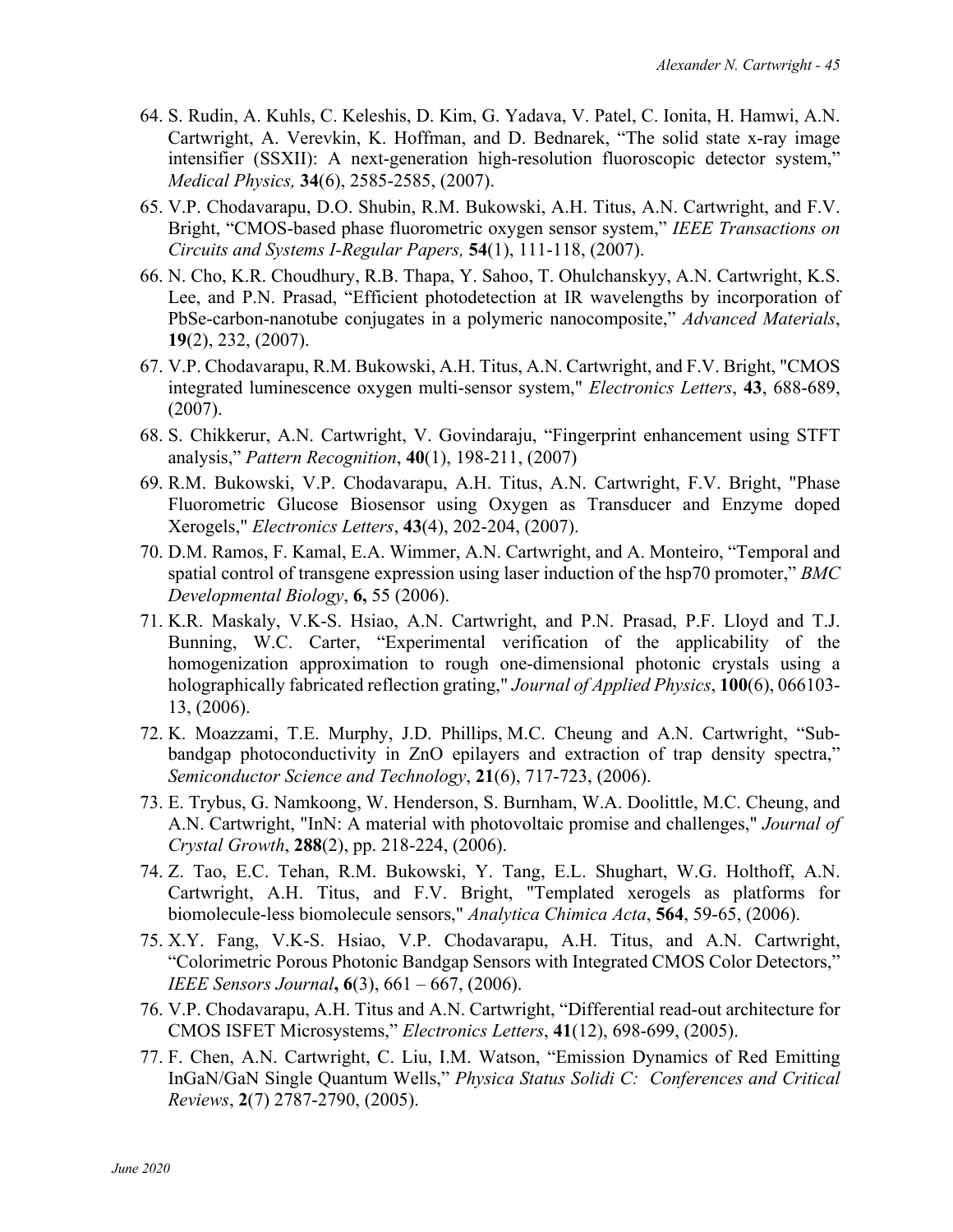64. S. Rudin, A. Kuhls, C. Keleshis, D. Kim, G. Yadava, V. Patel, C. Ionita, H. Hamwi, A.N. Cartwright, A. Verevkin, K. Hoffman, and D. Bednarek, "The solid state x-ray image intensifier (SSXII): A next-generation high-resolution fluoroscopic detector system," *Medical Physics,* **34**(6), 2585-2585, (2007).
65. V.P. Chodavarapu, D.O. Shubin, R.M. Bukowski, A.H. Titus, A.N. Cartwright, and F.V. Bright, "CMOS-based phase fluorometric oxygen sensor system," *IEEE Transactions on Circuits and Systems I-Regular Papers,* **54**(1), 111-118, (2007).
66. N. Cho, K.R. Choudhury, R.B. Thapa, Y. Sahoo, T. Ohulchanskyy, A.N. Cartwright, K.S. Lee, and P.N. Prasad, "Efficient photodetection at IR wavelengths by incorporation of PbSe-carbon-nanotube conjugates in a polymeric nanocomposite," *Advanced Materials*, **19**(2), 232, (2007).
67. V.P. Chodavarapu, R.M. Bukowski, A.H. Titus, A.N. Cartwright, and F.V. Bright, "CMOS integrated luminescence oxygen multi-sensor system," *Electronics Letters*, **43**, 688-689, (2007).
68. S. Chikkerur, A.N. Cartwright, V. Govindaraju, "Fingerprint enhancement using STFT analysis," *Pattern Recognition*, **40**(1), 198-211, (2007)
69. R.M. Bukowski, V.P. Chodavarapu, A.H. Titus, A.N. Cartwright, F.V. Bright, "Phase Fluorometric Glucose Biosensor using Oxygen as Transducer and Enzyme doped Xerogels," *Electronics Letters*, **43**(4), 202-204, (2007).
70. D.M. Ramos, F. Kamal, E.A. Wimmer, A.N. Cartwright, and A. Monteiro, "Temporal and spatial control of transgene expression using laser induction of the hsp70 promoter," *BMC Developmental Biology*, **6,** 55 (2006).
71. K.R. Maskaly, V.K-S. Hsiao, A.N. Cartwright, and P.N. Prasad, P.F. Lloyd and T.J. Bunning, W.C. Carter, "Experimental verification of the applicability of the homogenization approximation to rough one-dimensional photonic crystals using a holographically fabricated reflection grating," *Journal of Applied Physics*, **100**(6), 066103-13, (2006).
72. K. Moazzami, T.E. Murphy, J.D. Phillips, M.C. Cheung and A.N. Cartwright, "Sub-bandgap photoconductivity in ZnO epilayers and extraction of trap density spectra," *Semiconductor Science and Technology*, **21**(6), 717-723, (2006).
73. E. Trybus, G. Namkoong, W. Henderson, S. Burnham, W.A. Doolittle, M.C. Cheung, and A.N. Cartwright, "InN: A material with photovoltaic promise and challenges," *Journal of Crystal Growth*, **288**(2), pp. 218-224, (2006).
74. Z. Tao, E.C. Tehan, R.M. Bukowski, Y. Tang, E.L. Shughart, W.G. Holthoff, A.N. Cartwright, A.H. Titus, and F.V. Bright, "Templated xerogels as platforms for biomolecule-less biomolecule sensors," *Analytica Chimica Acta*, **564**, 59-65, (2006).
75. X.Y. Fang, V.K-S. Hsiao, V.P. Chodavarapu, A.H. Titus, and A.N. Cartwright, "Colorimetric Porous Photonic Bandgap Sensors with Integrated CMOS Color Detectors," *IEEE Sensors Journal***, 6**(3), 661 – 667, (2006).
76. V.P. Chodavarapu, A.H. Titus and A.N. Cartwright, "Differential read-out architecture for CMOS ISFET Microsystems," *Electronics Letters*, **41**(12), 698-699, (2005).
77. F. Chen, A.N. Cartwright, C. Liu, I.M. Watson, "Emission Dynamics of Red Emitting InGaN/GaN Single Quantum Wells," *Physica Status Solidi C: Conferences and Critical Reviews*, **2**(7) 2787-2790, (2005).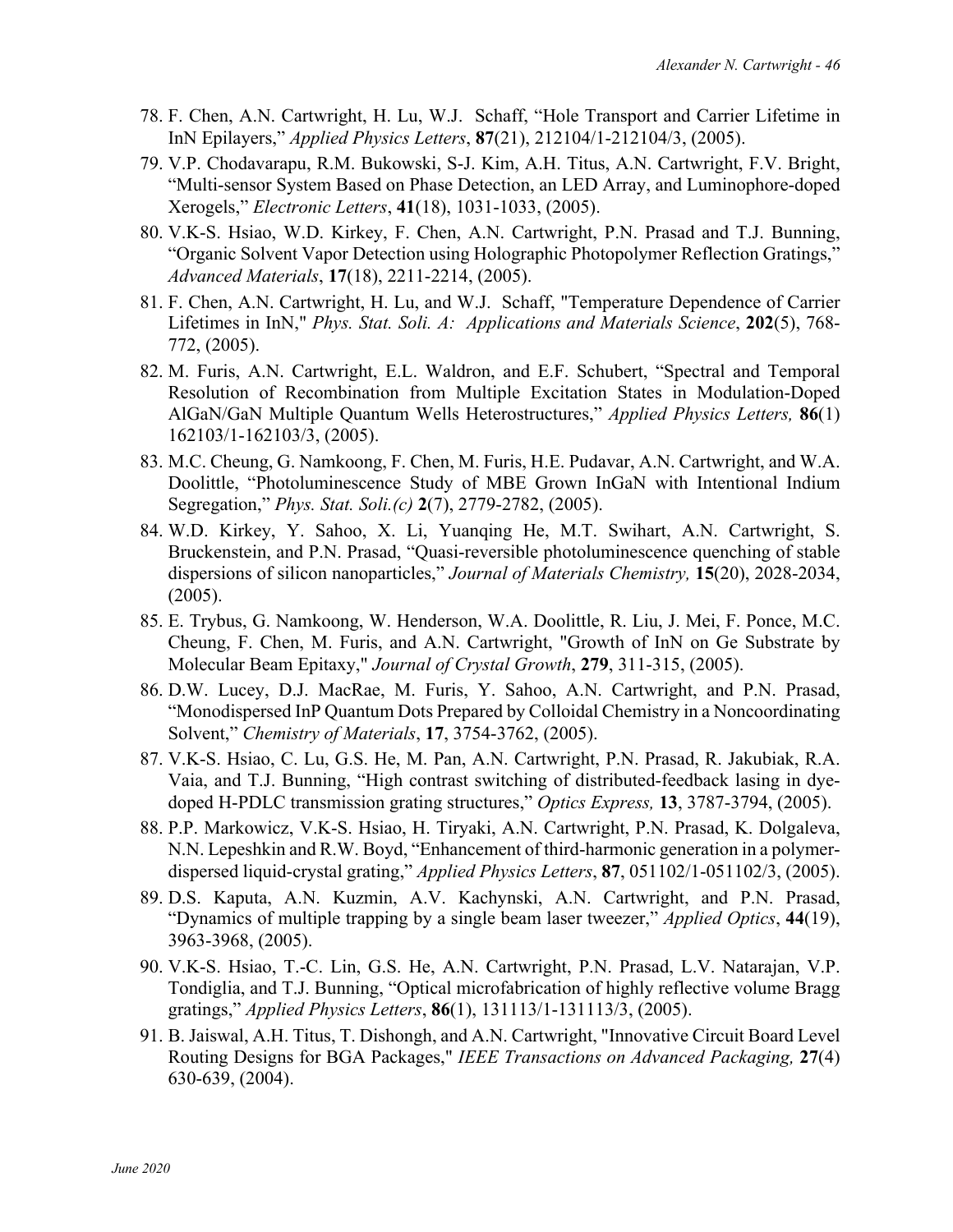78. F. Chen, A.N. Cartwright, H. Lu, W.J. Schaff, "Hole Transport and Carrier Lifetime in InN Epilayers," *Applied Physics Letters*, **87**(21), 212104/1-212104/3, (2005).
79. V.P. Chodavarapu, R.M. Bukowski, S-J. Kim, A.H. Titus, A.N. Cartwright, F.V. Bright, "Multi-sensor System Based on Phase Detection, an LED Array, and Luminophore-doped Xerogels," *Electronic Letters*, **41**(18), 1031-1033, (2005).
80. V.K-S. Hsiao, W.D. Kirkey, F. Chen, A.N. Cartwright, P.N. Prasad and T.J. Bunning, "Organic Solvent Vapor Detection using Holographic Photopolymer Reflection Gratings," *Advanced Materials*, **17**(18), 2211-2214, (2005).
81. F. Chen, A.N. Cartwright, H. Lu, and W.J. Schaff, "Temperature Dependence of Carrier Lifetimes in InN," *Phys. Stat. Soli. A: Applications and Materials Science*, **202**(5), 768-772, (2005).
82. M. Furis, A.N. Cartwright, E.L. Waldron, and E.F. Schubert, "Spectral and Temporal Resolution of Recombination from Multiple Excitation States in Modulation-Doped AlGaN/GaN Multiple Quantum Wells Heterostructures," *Applied Physics Letters,* **86**(1) 162103/1-162103/3, (2005).
83. M.C. Cheung, G. Namkoong, F. Chen, M. Furis, H.E. Pudavar, A.N. Cartwright, and W.A. Doolittle, "Photoluminescence Study of MBE Grown InGaN with Intentional Indium Segregation," *Phys. Stat. Soli.(c)* **2**(7), 2779-2782, (2005).
84. W.D. Kirkey, Y. Sahoo, X. Li, Yuanqing He, M.T. Swihart, A.N. Cartwright, S. Bruckenstein, and P.N. Prasad, "Quasi-reversible photoluminescence quenching of stable dispersions of silicon nanoparticles," *Journal of Materials Chemistry,* **15**(20), 2028-2034, (2005).
85. E. Trybus, G. Namkoong, W. Henderson, W.A. Doolittle, R. Liu, J. Mei, F. Ponce, M.C. Cheung, F. Chen, M. Furis, and A.N. Cartwright, "Growth of InN on Ge Substrate by Molecular Beam Epitaxy," *Journal of Crystal Growth*, **279**, 311-315, (2005).
86. D.W. Lucey, D.J. MacRae, M. Furis, Y. Sahoo, A.N. Cartwright, and P.N. Prasad, "Monodispersed InP Quantum Dots Prepared by Colloidal Chemistry in a Noncoordinating Solvent," *Chemistry of Materials*, **17**, 3754-3762, (2005).
87. V.K-S. Hsiao, C. Lu, G.S. He, M. Pan, A.N. Cartwright, P.N. Prasad, R. Jakubiak, R.A. Vaia, and T.J. Bunning, "High contrast switching of distributed-feedback lasing in dye-doped H-PDLC transmission grating structures," *Optics Express,* **13**, 3787-3794, (2005).
88. P.P. Markowicz, V.K-S. Hsiao, H. Tiryaki, A.N. Cartwright, P.N. Prasad, K. Dolgaleva, N.N. Lepeshkin and R.W. Boyd, "Enhancement of third-harmonic generation in a polymer-dispersed liquid-crystal grating," *Applied Physics Letters*, **87**, 051102/1-051102/3, (2005).
89. D.S. Kaputa, A.N. Kuzmin, A.V. Kachynski, A.N. Cartwright, and P.N. Prasad, "Dynamics of multiple trapping by a single beam laser tweezer," *Applied Optics*, **44**(19), 3963-3968, (2005).
90. V.K-S. Hsiao, T.-C. Lin, G.S. He, A.N. Cartwright, P.N. Prasad, L.V. Natarajan, V.P. Tondiglia, and T.J. Bunning, "Optical microfabrication of highly reflective volume Bragg gratings," *Applied Physics Letters*, **86**(1), 131113/1-131113/3, (2005).
91. B. Jaiswal, A.H. Titus, T. Dishongh, and A.N. Cartwright, "Innovative Circuit Board Level Routing Designs for BGA Packages," *IEEE Transactions on Advanced Packaging,* **27**(4) 630-639, (2004).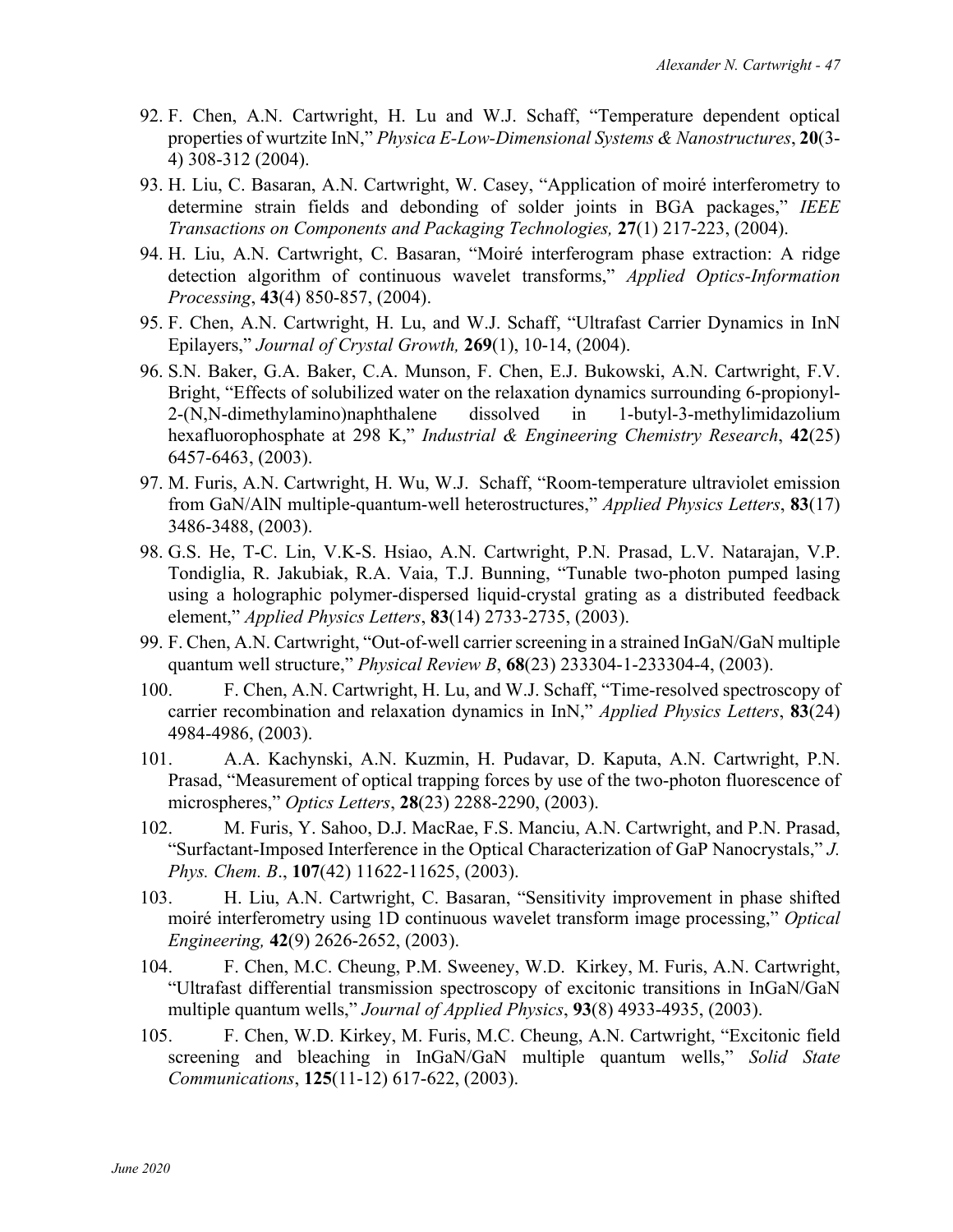92. F. Chen, A.N. Cartwright, H. Lu and W.J. Schaff, "Temperature dependent optical properties of wurtzite InN," *Physica E-Low-Dimensional Systems & Nanostructures*, **20**(3-4) 308-312 (2004).
93. H. Liu, C. Basaran, A.N. Cartwright, W. Casey, "Application of moiré interferometry to determine strain fields and debonding of solder joints in BGA packages," *IEEE Transactions on Components and Packaging Technologies,* **27**(1) 217-223, (2004).
94. H. Liu, A.N. Cartwright, C. Basaran, "Moiré interferogram phase extraction: A ridge detection algorithm of continuous wavelet transforms," *Applied Optics-Information Processing*, **43**(4) 850-857, (2004).
95. F. Chen, A.N. Cartwright, H. Lu, and W.J. Schaff, "Ultrafast Carrier Dynamics in InN Epilayers," *Journal of Crystal Growth,* **269**(1), 10-14, (2004).
96. S.N. Baker, G.A. Baker, C.A. Munson, F. Chen, E.J. Bukowski, A.N. Cartwright, F.V. Bright, "Effects of solubilized water on the relaxation dynamics surrounding 6-propionyl-2-(N,N-dimethylamino)naphthalene dissolved in 1-butyl-3-methylimidazolium hexafluorophosphate at 298 K," *Industrial & Engineering Chemistry Research*, **42**(25) 6457-6463, (2003).
97. M. Furis, A.N. Cartwright, H. Wu, W.J. Schaff, "Room-temperature ultraviolet emission from GaN/AlN multiple-quantum-well heterostructures," *Applied Physics Letters*, **83**(17) 3486-3488, (2003).
98. G.S. He, T-C. Lin, V.K-S. Hsiao, A.N. Cartwright, P.N. Prasad, L.V. Natarajan, V.P. Tondiglia, R. Jakubiak, R.A. Vaia, T.J. Bunning, "Tunable two-photon pumped lasing using a holographic polymer-dispersed liquid-crystal grating as a distributed feedback element," *Applied Physics Letters*, **83**(14) 2733-2735, (2003).
99. F. Chen, A.N. Cartwright, "Out-of-well carrier screening in a strained InGaN/GaN multiple quantum well structure," *Physical Review B*, **68**(23) 233304-1-233304-4, (2003).
100. F. Chen, A.N. Cartwright, H. Lu, and W.J. Schaff, "Time-resolved spectroscopy of carrier recombination and relaxation dynamics in InN," *Applied Physics Letters*, **83**(24) 4984-4986, (2003).
101. A.A. Kachynski, A.N. Kuzmin, H. Pudavar, D. Kaputa, A.N. Cartwright, P.N. Prasad, "Measurement of optical trapping forces by use of the two-photon fluorescence of microspheres," *Optics Letters*, **28**(23) 2288-2290, (2003).
102. M. Furis, Y. Sahoo, D.J. MacRae, F.S. Manciu, A.N. Cartwright, and P.N. Prasad, "Surfactant-Imposed Interference in the Optical Characterization of GaP Nanocrystals," *J. Phys. Chem. B*., **107**(42) 11622-11625, (2003).
103. H. Liu, A.N. Cartwright, C. Basaran, "Sensitivity improvement in phase shifted moiré interferometry using 1D continuous wavelet transform image processing," *Optical Engineering,* **42**(9) 2626-2652, (2003).
104. F. Chen, M.C. Cheung, P.M. Sweeney, W.D. Kirkey, M. Furis, A.N. Cartwright, "Ultrafast differential transmission spectroscopy of excitonic transitions in InGaN/GaN multiple quantum wells," *Journal of Applied Physics*, **93**(8) 4933-4935, (2003).
105. F. Chen, W.D. Kirkey, M. Furis, M.C. Cheung, A.N. Cartwright, "Excitonic field screening and bleaching in InGaN/GaN multiple quantum wells," *Solid State Communications*, **125**(11-12) 617-622, (2003).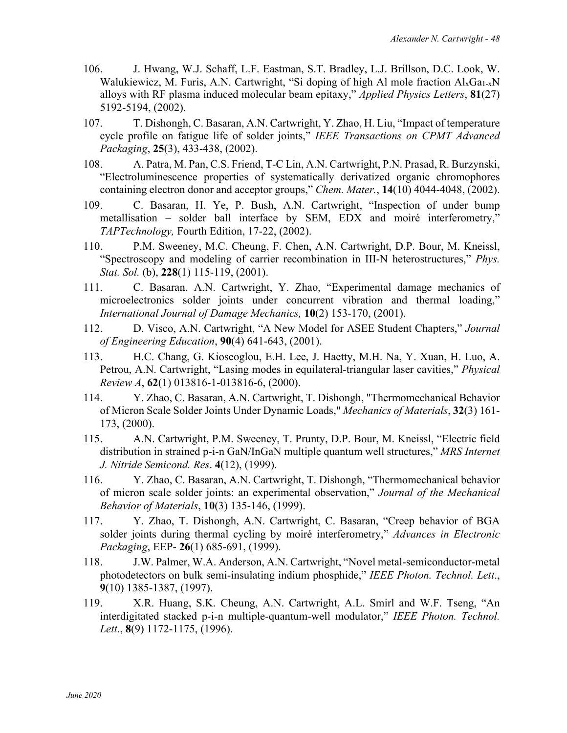106. J. Hwang, W.J. Schaff, L.F. Eastman, S.T. Bradley, L.J. Brillson, D.C. Look, W. Walukiewicz, M. Furis, A.N. Cartwright, "Si doping of high Al mole fraction $Al_xGa_{1-x}N$ alloys with RF plasma induced molecular beam epitaxy," *Applied Physics Letters*, **81**(27) 5192-5194, (2002).

107. T. Dishongh, C. Basaran, A.N. Cartwright, Y. Zhao, H. Liu, "Impact of temperature cycle profile on fatigue life of solder joints," *IEEE Transactions on CPMT Advanced Packaging*, **25**(3), 433-438, (2002).

108. A. Patra, M. Pan, C.S. Friend, T-C Lin, A.N. Cartwright, P.N. Prasad, R. Burzynski, "Electroluminescence properties of systematically derivatized organic chromophores containing electron donor and acceptor groups," *Chem. Mater.*, **14**(10) 4044-4048, (2002).

109. C. Basaran, H. Ye, P. Bush, A.N. Cartwright, "Inspection of under bump metallisation – solder ball interface by SEM, EDX and moiré interferometry," *TAPTechnology,* Fourth Edition, 17-22, (2002).

110. P.M. Sweeney, M.C. Cheung, F. Chen, A.N. Cartwright, D.P. Bour, M. Kneissl, "Spectroscopy and modeling of carrier recombination in III-N heterostructures," *Phys. Stat. Sol.* (b), **228**(1) 115-119, (2001).

111. C. Basaran, A.N. Cartwright, Y. Zhao, "Experimental damage mechanics of microelectronics solder joints under concurrent vibration and thermal loading," *International Journal of Damage Mechanics,* **10**(2) 153-170, (2001).

112. D. Visco, A.N. Cartwright, "A New Model for ASEE Student Chapters," *Journal of Engineering Education*, **90**(4) 641-643, (2001).

113. H.C. Chang, G. Kioseoglou, E.H. Lee, J. Haetty, M.H. Na, Y. Xuan, H. Luo, A. Petrou, A.N. Cartwright, "Lasing modes in equilateral-triangular laser cavities," *Physical Review A*, **62**(1) 013816-1-013816-6, (2000).

114. Y. Zhao, C. Basaran, A.N. Cartwright, T. Dishongh, "Thermomechanical Behavior of Micron Scale Solder Joints Under Dynamic Loads," *Mechanics of Materials*, **32**(3) 161-173, (2000).

115. A.N. Cartwright, P.M. Sweeney, T. Prunty, D.P. Bour, M. Kneissl, "Electric field distribution in strained p-i-n GaN/InGaN multiple quantum well structures," *MRS Internet J. Nitride Semicond. Res*. **4**(12), (1999).

116. Y. Zhao, C. Basaran, A.N. Cartwright, T. Dishongh, "Thermomechanical behavior of micron scale solder joints: an experimental observation," *Journal of the Mechanical Behavior of Materials*, **10**(3) 135-146, (1999).

117. Y. Zhao, T. Dishongh, A.N. Cartwright, C. Basaran, "Creep behavior of BGA solder joints during thermal cycling by moiré interferometry," *Advances in Electronic Packaging*, EEP- **26**(1) 685-691, (1999).

118. J.W. Palmer, W.A. Anderson, A.N. Cartwright, "Novel metal-semiconductor-metal photodetectors on bulk semi-insulating indium phosphide," *IEEE Photon. Technol. Lett*., **9**(10) 1385-1387, (1997).

119. X.R. Huang, S.K. Cheung, A.N. Cartwright, A.L. Smirl and W.F. Tseng, "An interdigitated stacked p-i-n multiple-quantum-well modulator," *IEEE Photon. Technol. Lett*., **8**(9) 1172-1175, (1996).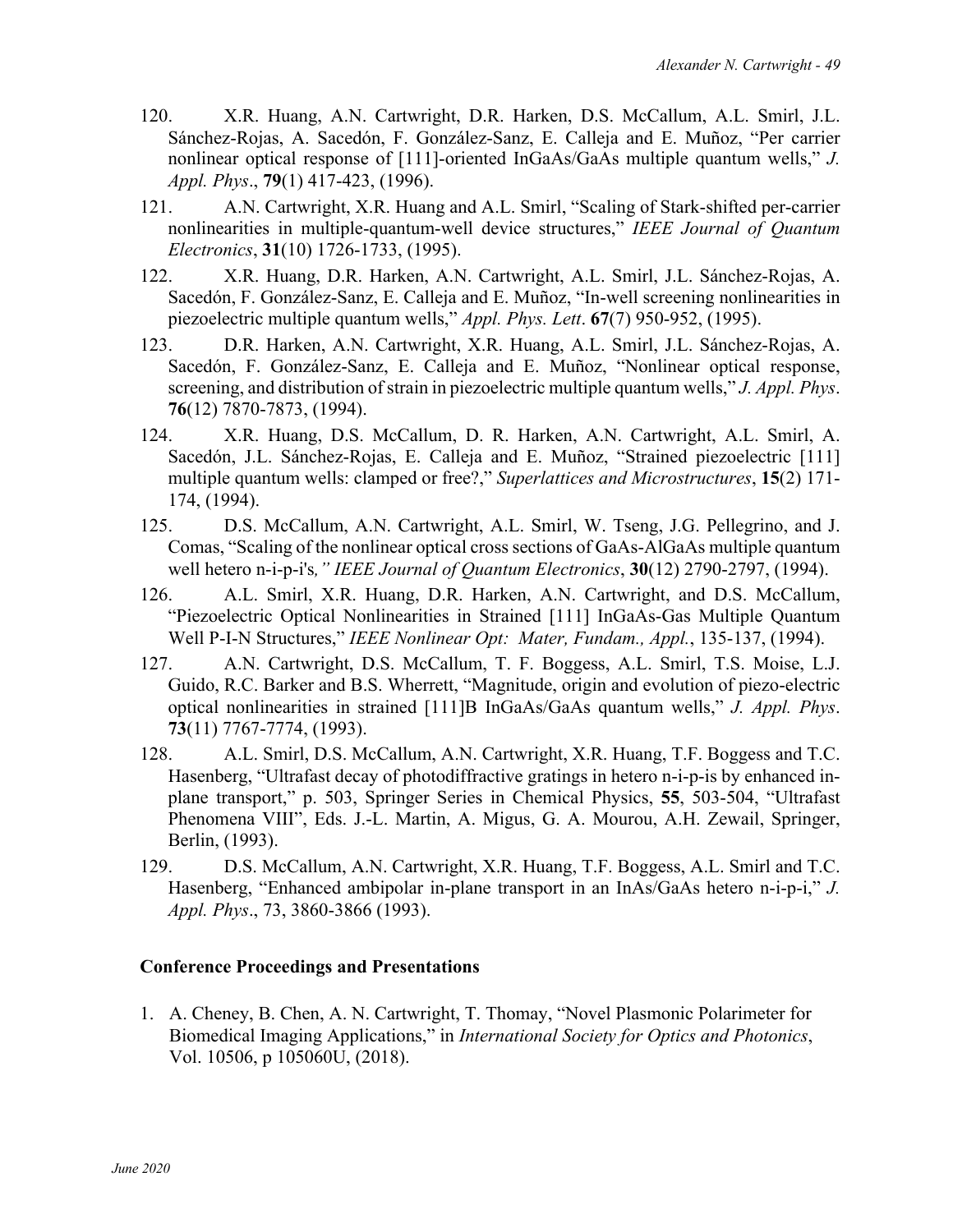120. X.R. Huang, A.N. Cartwright, D.R. Harken, D.S. McCallum, A.L. Smirl, J.L. Sánchez-Rojas, A. Sacedón, F. González-Sanz, E. Calleja and E. Muñoz, "Per carrier nonlinear optical response of [111]-oriented InGaAs/GaAs multiple quantum wells," *J. Appl. Phys*., **79**(1) 417-423, (1996).

121. A.N. Cartwright, X.R. Huang and A.L. Smirl, "Scaling of Stark-shifted per-carrier nonlinearities in multiple-quantum-well device structures," *IEEE Journal of Quantum Electronics*, **31**(10) 1726-1733, (1995).

122. X.R. Huang, D.R. Harken, A.N. Cartwright, A.L. Smirl, J.L. Sánchez-Rojas, A. Sacedón, F. González-Sanz, E. Calleja and E. Muñoz, "In-well screening nonlinearities in piezoelectric multiple quantum wells," *Appl. Phys. Lett*. **67**(7) 950-952, (1995).

123. D.R. Harken, A.N. Cartwright, X.R. Huang, A.L. Smirl, J.L. Sánchez-Rojas, A. Sacedón, F. González-Sanz, E. Calleja and E. Muñoz, "Nonlinear optical response, screening, and distribution of strain in piezoelectric multiple quantum wells," *J. Appl. Phys*. **76**(12) 7870-7873, (1994).

124. X.R. Huang, D.S. McCallum, D. R. Harken, A.N. Cartwright, A.L. Smirl, A. Sacedón, J.L. Sánchez-Rojas, E. Calleja and E. Muñoz, "Strained piezoelectric [111] multiple quantum wells: clamped or free?," *Superlattices and Microstructures*, **15**(2) 171-174, (1994).

125. D.S. McCallum, A.N. Cartwright, A.L. Smirl, W. Tseng, J.G. Pellegrino, and J. Comas, "Scaling of the nonlinear optical cross sections of GaAs-AlGaAs multiple quantum well hetero n-i-p-i's," *IEEE Journal of Quantum Electronics*, **30**(12) 2790-2797, (1994).

126. A.L. Smirl, X.R. Huang, D.R. Harken, A.N. Cartwright, and D.S. McCallum, "Piezoelectric Optical Nonlinearities in Strained [111] InGaAs-Gas Multiple Quantum Well P-I-N Structures," *IEEE Nonlinear Opt: Mater, Fundam., Appl.*, 135-137, (1994).

127. A.N. Cartwright, D.S. McCallum, T. F. Boggess, A.L. Smirl, T.S. Moise, L.J. Guido, R.C. Barker and B.S. Wherrett, "Magnitude, origin and evolution of piezo-electric optical nonlinearities in strained [111]B InGaAs/GaAs quantum wells," *J. Appl. Phys*. **73**(11) 7767-7774, (1993).

128. A.L. Smirl, D.S. McCallum, A.N. Cartwright, X.R. Huang, T.F. Boggess and T.C. Hasenberg, "Ultrafast decay of photodiffractive gratings in hetero n-i-p-is by enhanced in-plane transport," p. 503, Springer Series in Chemical Physics, **55**, 503-504, "Ultrafast Phenomena VIII", Eds. J.-L. Martin, A. Migus, G. A. Mourou, A.H. Zewail, Springer, Berlin, (1993).

129. D.S. McCallum, A.N. Cartwright, X.R. Huang, T.F. Boggess, A.L. Smirl and T.C. Hasenberg, "Enhanced ambipolar in-plane transport in an InAs/GaAs hetero n-i-p-i," *J. Appl. Phys*., 73, 3860-3866 (1993).

### Conference Proceedings and Presentations

1. A. Cheney, B. Chen, A. N. Cartwright, T. Thomay, "Novel Plasmonic Polarimeter for Biomedical Imaging Applications," in *International Society for Optics and Photonics*, Vol. 10506, p 105060U, (2018).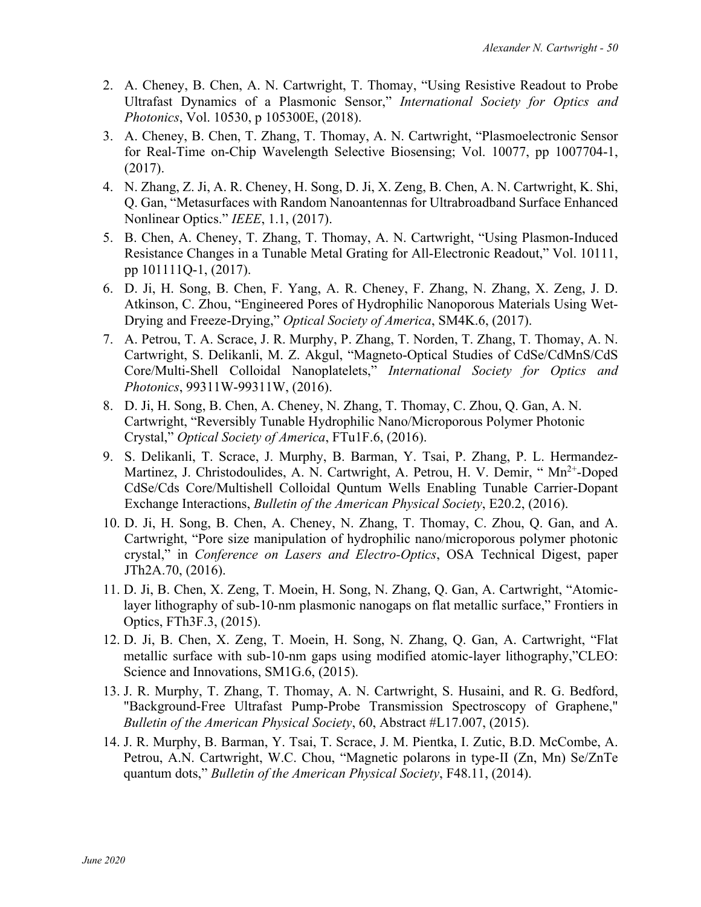2. A. Cheney, B. Chen, A. N. Cartwright, T. Thomay, "Using Resistive Readout to Probe Ultrafast Dynamics of a Plasmonic Sensor," *International Society for Optics and Photonics*, Vol. 10530, p 105300E, (2018).
3. A. Cheney, B. Chen, T. Zhang, T. Thomay, A. N. Cartwright, "Plasmoelectronic Sensor for Real-Time on-Chip Wavelength Selective Biosensing; Vol. 10077, pp 1007704-1, (2017).
4. N. Zhang, Z. Ji, A. R. Cheney, H. Song, D. Ji, X. Zeng, B. Chen, A. N. Cartwright, K. Shi, Q. Gan, "Metasurfaces with Random Nanoantennas for Ultrabroadband Surface Enhanced Nonlinear Optics." *IEEE*, 1.1, (2017).
5. B. Chen, A. Cheney, T. Zhang, T. Thomay, A. N. Cartwright, "Using Plasmon-Induced Resistance Changes in a Tunable Metal Grating for All-Electronic Readout," Vol. 10111, pp 101111Q-1, (2017).
6. D. Ji, H. Song, B. Chen, F. Yang, A. R. Cheney, F. Zhang, N. Zhang, X. Zeng, J. D. Atkinson, C. Zhou, "Engineered Pores of Hydrophilic Nanoporous Materials Using Wet-Drying and Freeze-Drying," *Optical Society of America*, SM4K.6, (2017).
7. A. Petrou, T. A. Scrace, J. R. Murphy, P. Zhang, T. Norden, T. Zhang, T. Thomay, A. N. Cartwright, S. Delikanli, M. Z. Akgul, "Magneto-Optical Studies of CdSe/CdMnS/CdS Core/Multi-Shell Colloidal Nanoplatelets," *International Society for Optics and Photonics*, 99311W-99311W, (2016).
8. D. Ji, H. Song, B. Chen, A. Cheney, N. Zhang, T. Thomay, C. Zhou, Q. Gan, A. N. Cartwright, "Reversibly Tunable Hydrophilic Nano/Microporous Polymer Photonic Crystal," *Optical Society of America*, FTu1F.6, (2016).
9. S. Delikanli, T. Scrace, J. Murphy, B. Barman, Y. Tsai, P. Zhang, P. L. Hermandez-Martinez, J. Christodoulides, A. N. Cartwright, A. Petrou, H. V. Demir, " $Mn^{2+}$-Doped CdSe/Cds Core/Multishell Colloidal Quntum Wells Enabling Tunable Carrier-Dopant Exchange Interactions, *Bulletin of the American Physical Society*, E20.2, (2016).
10. D. Ji, H. Song, B. Chen, A. Cheney, N. Zhang, T. Thomay, C. Zhou, Q. Gan, and A. Cartwright, "Pore size manipulation of hydrophilic nano/microporous polymer photonic crystal," in *Conference on Lasers and Electro-Optics*, OSA Technical Digest, paper JTh2A.70, (2016).
11. D. Ji, B. Chen, X. Zeng, T. Moein, H. Song, N. Zhang, Q. Gan, A. Cartwright, "Atomic-layer lithography of sub-10-nm plasmonic nanogaps on flat metallic surface," Frontiers in Optics, FTh3F.3, (2015).
12. D. Ji, B. Chen, X. Zeng, T. Moein, H. Song, N. Zhang, Q. Gan, A. Cartwright, "Flat metallic surface with sub-10-nm gaps using modified atomic-layer lithography,"CLEO: Science and Innovations, SM1G.6, (2015).
13. J. R. Murphy, T. Zhang, T. Thomay, A. N. Cartwright, S. Husaini, and R. G. Bedford, "Background-Free Ultrafast Pump-Probe Transmission Spectroscopy of Graphene," *Bulletin of the American Physical Society*, 60, Abstract #L17.007, (2015).
14. J. R. Murphy, B. Barman, Y. Tsai, T. Scrace, J. M. Pientka, I. Zutic, B.D. McCombe, A. Petrou, A.N. Cartwright, W.C. Chou, "Magnetic polarons in type-II (Zn, Mn) Se/ZnTe quantum dots," *Bulletin of the American Physical Society*, F48.11, (2014).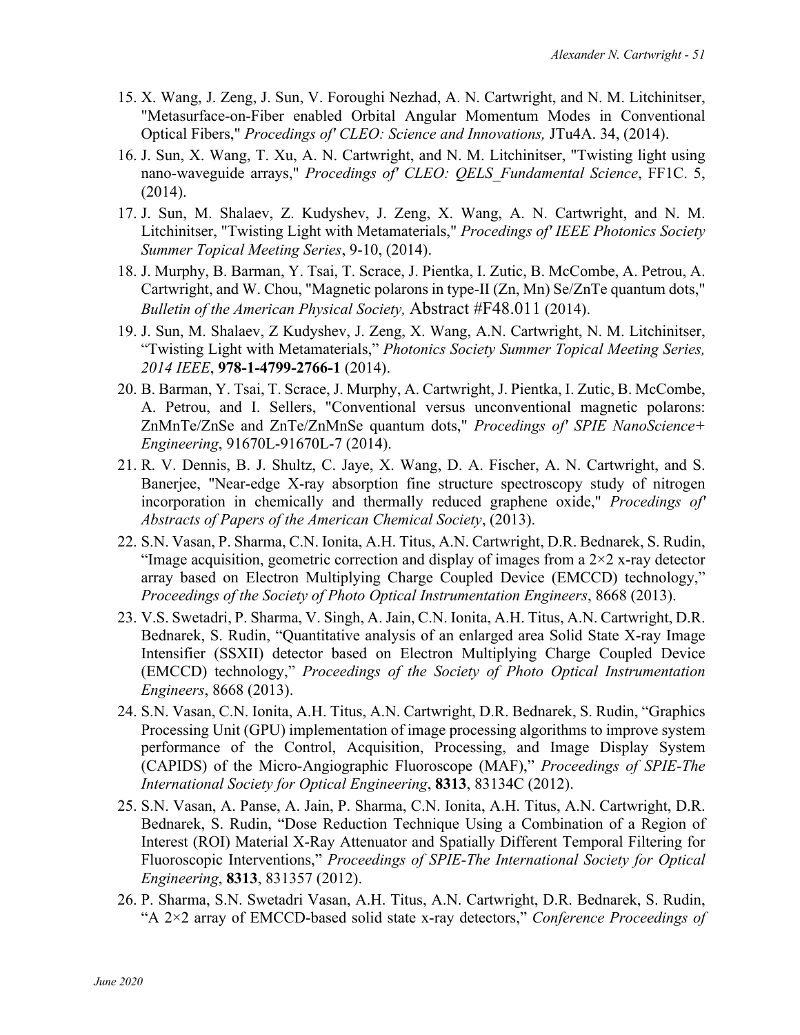15. X. Wang, J. Zeng, J. Sun, V. Foroughi Nezhad, A. N. Cartwright, and N. M. Litchinitser, "Metasurface-on-Fiber enabled Orbital Angular Momentum Modes in Conventional Optical Fibers," *Procedings of' CLEO: Science and Innovations,* JTu4A. 34, (2014).
16. J. Sun, X. Wang, T. Xu, A. N. Cartwright, and N. M. Litchinitser, "Twisting light using nano-waveguide arrays," *Procedings of' CLEO: QELS_Fundamental Science*, FF1C. 5, (2014).
17. J. Sun, M. Shalaev, Z. Kudyshev, J. Zeng, X. Wang, A. N. Cartwright, and N. M. Litchinitser, "Twisting Light with Metamaterials," *Procedings of' IEEE Photonics Society Summer Topical Meeting Series*, 9-10, (2014).
18. J. Murphy, B. Barman, Y. Tsai, T. Scrace, J. Pientka, I. Zutic, B. McCombe, A. Petrou, A. Cartwright, and W. Chou, "Magnetic polarons in type-II (Zn, Mn) Se/ZnTe quantum dots," *Bulletin of the American Physical Society,* Abstract #F48.011 (2014).
19. J. Sun, M. Shalaev, Z Kudyshev, J. Zeng, X. Wang, A.N. Cartwright, N. M. Litchinitser, "Twisting Light with Metamaterials," *Photonics Society Summer Topical Meeting Series, 2014 IEEE*, **978-1-4799-2766-1** (2014).
20. B. Barman, Y. Tsai, T. Scrace, J. Murphy, A. Cartwright, J. Pientka, I. Zutic, B. McCombe, A. Petrou, and I. Sellers, "Conventional versus unconventional magnetic polarons: ZnMnTe/ZnSe and ZnTe/ZnMnSe quantum dots," *Procedings of' SPIE NanoScience+ Engineering*, 91670L-91670L-7 (2014).
21. R. V. Dennis, B. J. Shultz, C. Jaye, X. Wang, D. A. Fischer, A. N. Cartwright, and S. Banerjee, "Near-edge X-ray absorption fine structure spectroscopy study of nitrogen incorporation in chemically and thermally reduced graphene oxide," *Procedings of' Abstracts of Papers of the American Chemical Society*, (2013).
22. S.N. Vasan, P. Sharma, C.N. Ionita, A.H. Titus, A.N. Cartwright, D.R. Bednarek, S. Rudin, "Image acquisition, geometric correction and display of images from a 2×2 x-ray detector array based on Electron Multiplying Charge Coupled Device (EMCCD) technology," *Proceedings of the Society of Photo Optical Instrumentation Engineers*, 8668 (2013).
23. V.S. Swetadri, P. Sharma, V. Singh, A. Jain, C.N. Ionita, A.H. Titus, A.N. Cartwright, D.R. Bednarek, S. Rudin, "Quantitative analysis of an enlarged area Solid State X-ray Image Intensifier (SSXII) detector based on Electron Multiplying Charge Coupled Device (EMCCD) technology," *Proceedings of the Society of Photo Optical Instrumentation Engineers*, 8668 (2013).
24. S.N. Vasan, C.N. Ionita, A.H. Titus, A.N. Cartwright, D.R. Bednarek, S. Rudin, "Graphics Processing Unit (GPU) implementation of image processing algorithms to improve system performance of the Control, Acquisition, Processing, and Image Display System (CAPIDS) of the Micro-Angiographic Fluoroscope (MAF)," *Proceedings of SPIE-The International Society for Optical Engineering*, **8313**, 83134C (2012).
25. S.N. Vasan, A. Panse, A. Jain, P. Sharma, C.N. Ionita, A.H. Titus, A.N. Cartwright, D.R. Bednarek, S. Rudin, "Dose Reduction Technique Using a Combination of a Region of Interest (ROI) Material X-Ray Attenuator and Spatially Different Temporal Filtering for Fluoroscopic Interventions," *Proceedings of SPIE-The International Society for Optical Engineering*, **8313**, 831357 (2012).
26. P. Sharma, S.N. Swetadri Vasan, A.H. Titus, A.N. Cartwright, D.R. Bednarek, S. Rudin, "A 2×2 array of EMCCD-based solid state x-ray detectors," *Conference Proceedings of*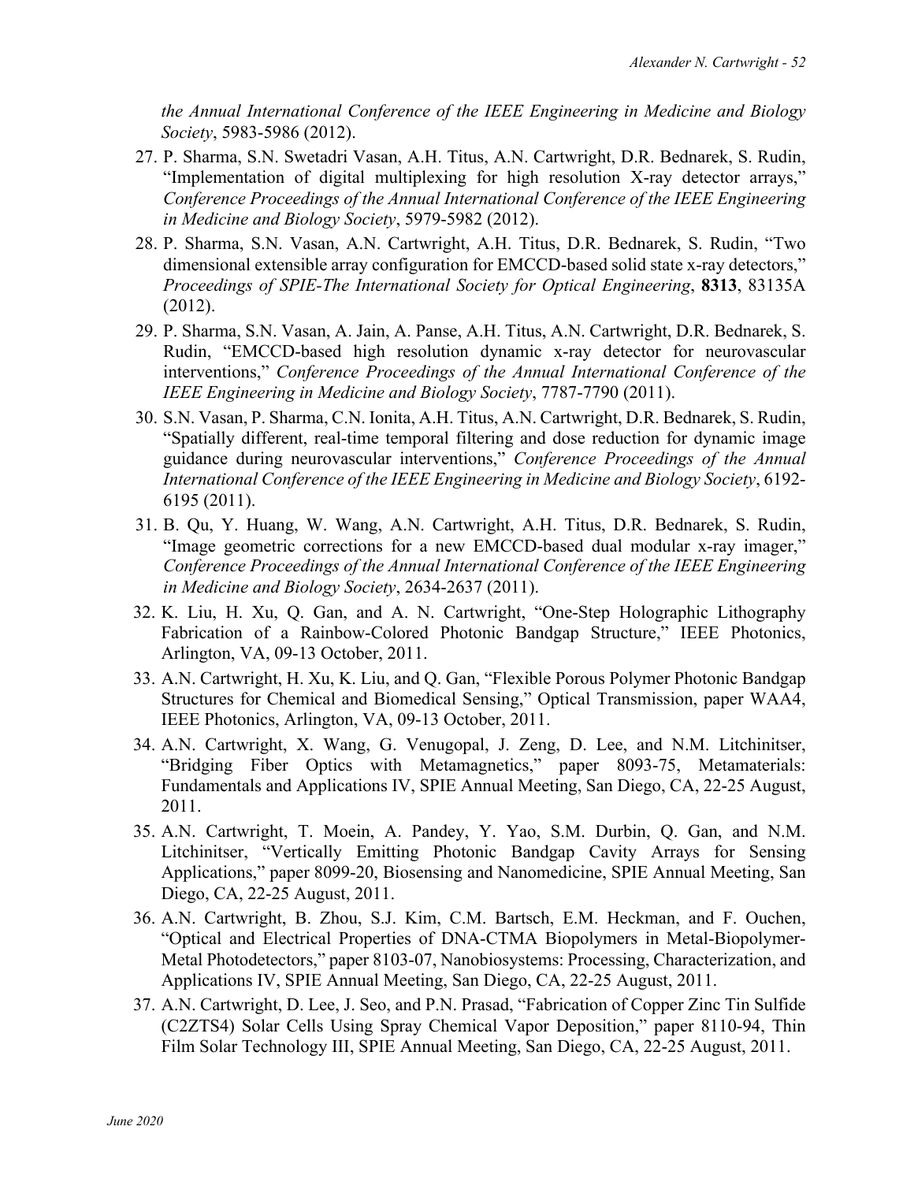*the Annual International Conference of the IEEE Engineering in Medicine and Biology Society*, 5983-5986 (2012).

27. P. Sharma, S.N. Swetadri Vasan, A.H. Titus, A.N. Cartwright, D.R. Bednarek, S. Rudin, "Implementation of digital multiplexing for high resolution X-ray detector arrays," *Conference Proceedings of the Annual International Conference of the IEEE Engineering in Medicine and Biology Society*, 5979-5982 (2012).
28. P. Sharma, S.N. Vasan, A.N. Cartwright, A.H. Titus, D.R. Bednarek, S. Rudin, "Two dimensional extensible array configuration for EMCCD-based solid state x-ray detectors," *Proceedings of SPIE-The International Society for Optical Engineering*, **8313**, 83135A (2012).
29. P. Sharma, S.N. Vasan, A. Jain, A. Panse, A.H. Titus, A.N. Cartwright, D.R. Bednarek, S. Rudin, "EMCCD-based high resolution dynamic x-ray detector for neurovascular interventions," *Conference Proceedings of the Annual International Conference of the IEEE Engineering in Medicine and Biology Society*, 7787-7790 (2011).
30. S.N. Vasan, P. Sharma, C.N. Ionita, A.H. Titus, A.N. Cartwright, D.R. Bednarek, S. Rudin, "Spatially different, real-time temporal filtering and dose reduction for dynamic image guidance during neurovascular interventions," *Conference Proceedings of the Annual International Conference of the IEEE Engineering in Medicine and Biology Society*, 6192-6195 (2011).
31. B. Qu, Y. Huang, W. Wang, A.N. Cartwright, A.H. Titus, D.R. Bednarek, S. Rudin, "Image geometric corrections for a new EMCCD-based dual modular x-ray imager," *Conference Proceedings of the Annual International Conference of the IEEE Engineering in Medicine and Biology Society*, 2634-2637 (2011).
32. K. Liu, H. Xu, Q. Gan, and A. N. Cartwright, "One-Step Holographic Lithography Fabrication of a Rainbow-Colored Photonic Bandgap Structure," IEEE Photonics, Arlington, VA, 09-13 October, 2011.
33. A.N. Cartwright, H. Xu, K. Liu, and Q. Gan, "Flexible Porous Polymer Photonic Bandgap Structures for Chemical and Biomedical Sensing," Optical Transmission, paper WAA4, IEEE Photonics, Arlington, VA, 09-13 October, 2011.
34. A.N. Cartwright, X. Wang, G. Venugopal, J. Zeng, D. Lee, and N.M. Litchinitser, "Bridging Fiber Optics with Metamagnetics," paper 8093-75, Metamaterials: Fundamentals and Applications IV, SPIE Annual Meeting, San Diego, CA, 22-25 August, 2011.
35. A.N. Cartwright, T. Moein, A. Pandey, Y. Yao, S.M. Durbin, Q. Gan, and N.M. Litchinitser, "Vertically Emitting Photonic Bandgap Cavity Arrays for Sensing Applications," paper 8099-20, Biosensing and Nanomedicine, SPIE Annual Meeting, San Diego, CA, 22-25 August, 2011.
36. A.N. Cartwright, B. Zhou, S.J. Kim, C.M. Bartsch, E.M. Heckman, and F. Ouchen, "Optical and Electrical Properties of DNA-CTMA Biopolymers in Metal-Biopolymer-Metal Photodetectors," paper 8103-07, Nanobiosystems: Processing, Characterization, and Applications IV, SPIE Annual Meeting, San Diego, CA, 22-25 August, 2011.
37. A.N. Cartwright, D. Lee, J. Seo, and P.N. Prasad, "Fabrication of Copper Zinc Tin Sulfide (C2ZTS4) Solar Cells Using Spray Chemical Vapor Deposition," paper 8110-94, Thin Film Solar Technology III, SPIE Annual Meeting, San Diego, CA, 22-25 August, 2011.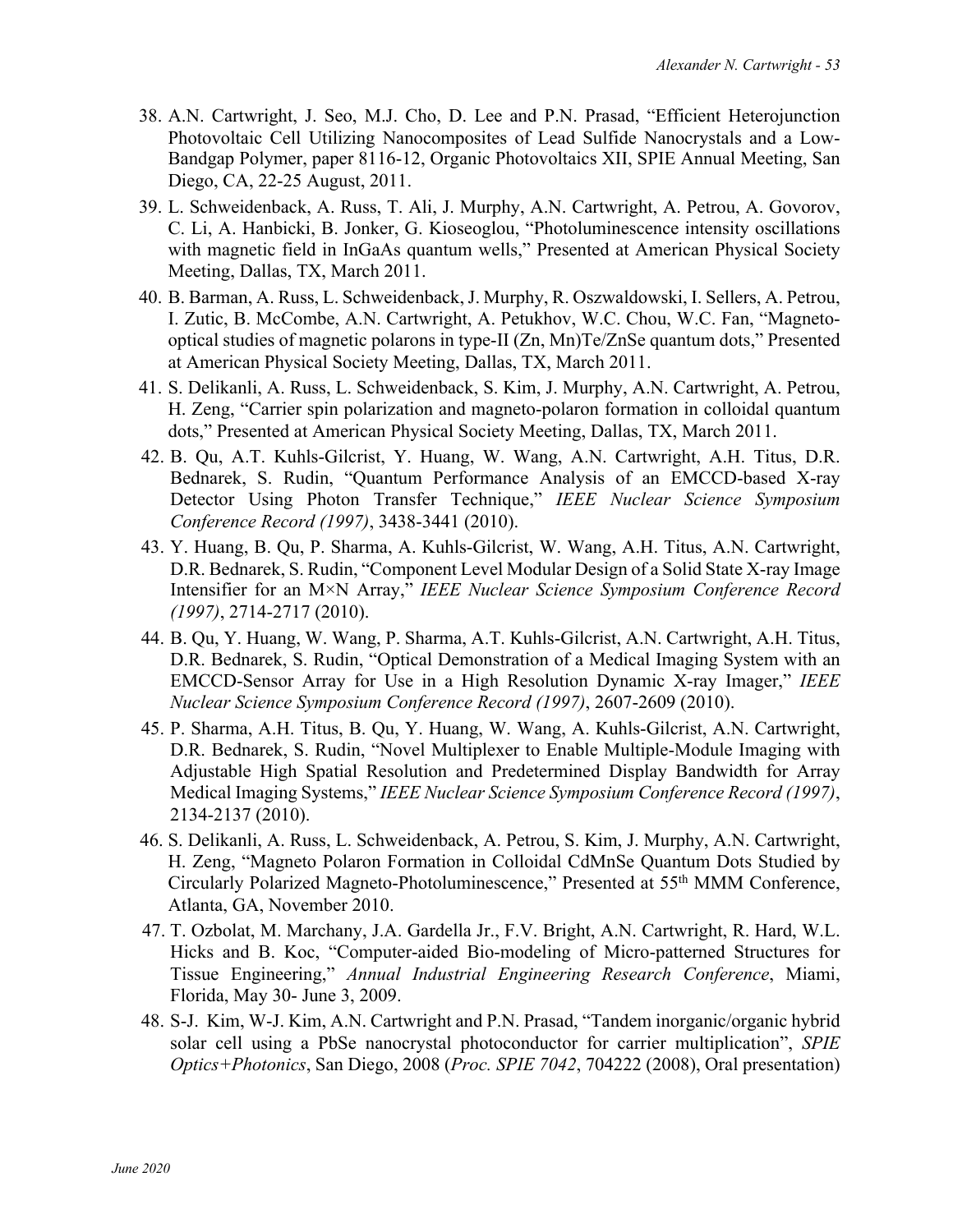38. A.N. Cartwright, J. Seo, M.J. Cho, D. Lee and P.N. Prasad, "Efficient Heterojunction Photovoltaic Cell Utilizing Nanocomposites of Lead Sulfide Nanocrystals and a Low-Bandgap Polymer, paper 8116-12, Organic Photovoltaics XII, SPIE Annual Meeting, San Diego, CA, 22-25 August, 2011.
39. L. Schweidenback, A. Russ, T. Ali, J. Murphy, A.N. Cartwright, A. Petrou, A. Govorov, C. Li, A. Hanbicki, B. Jonker, G. Kioseoglou, "Photoluminescence intensity oscillations with magnetic field in InGaAs quantum wells," Presented at American Physical Society Meeting, Dallas, TX, March 2011.
40. B. Barman, A. Russ, L. Schweidenback, J. Murphy, R. Oszwaldowski, I. Sellers, A. Petrou, I. Zutic, B. McCombe, A.N. Cartwright, A. Petukhov, W.C. Chou, W.C. Fan, "Magneto-optical studies of magnetic polarons in type-II (Zn, Mn)Te/ZnSe quantum dots," Presented at American Physical Society Meeting, Dallas, TX, March 2011.
41. S. Delikanli, A. Russ, L. Schweidenback, S. Kim, J. Murphy, A.N. Cartwright, A. Petrou, H. Zeng, "Carrier spin polarization and magneto-polaron formation in colloidal quantum dots," Presented at American Physical Society Meeting, Dallas, TX, March 2011.
42. B. Qu, A.T. Kuhls-Gilcrist, Y. Huang, W. Wang, A.N. Cartwright, A.H. Titus, D.R. Bednarek, S. Rudin, "Quantum Performance Analysis of an EMCCD-based X-ray Detector Using Photon Transfer Technique," *IEEE Nuclear Science Symposium Conference Record (1997)*, 3438-3441 (2010).
43. Y. Huang, B. Qu, P. Sharma, A. Kuhls-Gilcrist, W. Wang, A.H. Titus, A.N. Cartwright, D.R. Bednarek, S. Rudin, "Component Level Modular Design of a Solid State X-ray Image Intensifier for an M×N Array," *IEEE Nuclear Science Symposium Conference Record (1997)*, 2714-2717 (2010).
44. B. Qu, Y. Huang, W. Wang, P. Sharma, A.T. Kuhls-Gilcrist, A.N. Cartwright, A.H. Titus, D.R. Bednarek, S. Rudin, "Optical Demonstration of a Medical Imaging System with an EMCCD-Sensor Array for Use in a High Resolution Dynamic X-ray Imager," *IEEE Nuclear Science Symposium Conference Record (1997)*, 2607-2609 (2010).
45. P. Sharma, A.H. Titus, B. Qu, Y. Huang, W. Wang, A. Kuhls-Gilcrist, A.N. Cartwright, D.R. Bednarek, S. Rudin, "Novel Multiplexer to Enable Multiple-Module Imaging with Adjustable High Spatial Resolution and Predetermined Display Bandwidth for Array Medical Imaging Systems," *IEEE Nuclear Science Symposium Conference Record (1997)*, 2134-2137 (2010).
46. S. Delikanli, A. Russ, L. Schweidenback, A. Petrou, S. Kim, J. Murphy, A.N. Cartwright, H. Zeng, "Magneto Polaron Formation in Colloidal CdMnSe Quantum Dots Studied by Circularly Polarized Magneto-Photoluminescence," Presented at 55th MMM Conference, Atlanta, GA, November 2010.
47. T. Ozbolat, M. Marchany, J.A. Gardella Jr., F.V. Bright, A.N. Cartwright, R. Hard, W.L. Hicks and B. Koc, "Computer-aided Bio-modeling of Micro-patterned Structures for Tissue Engineering," *Annual Industrial Engineering Research Conference*, Miami, Florida, May 30- June 3, 2009.
48. S-J. Kim, W-J. Kim, A.N. Cartwright and P.N. Prasad, "Tandem inorganic/organic hybrid solar cell using a PbSe nanocrystal photoconductor for carrier multiplication", *SPIE Optics+Photonics*, San Diego, 2008 (*Proc. SPIE 7042*, 704222 (2008), Oral presentation)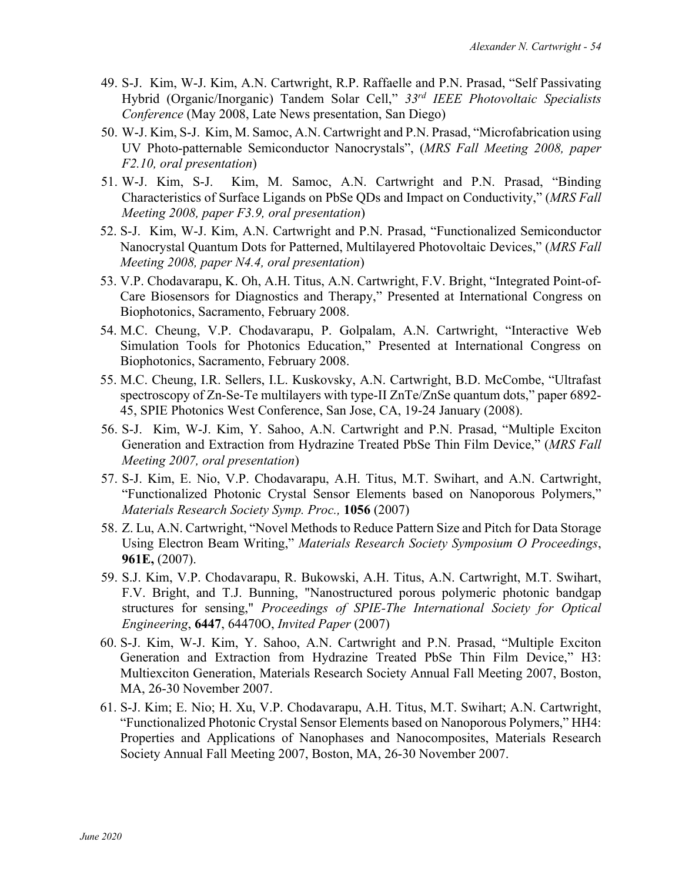49. S-J. Kim, W-J. Kim, A.N. Cartwright, R.P. Raffaelle and P.N. Prasad, "Self Passivating Hybrid (Organic/Inorganic) Tandem Solar Cell," *33rd IEEE Photovoltaic Specialists Conference* (May 2008, Late News presentation, San Diego)
50. W-J. Kim, S-J. Kim, M. Samoc, A.N. Cartwright and P.N. Prasad, "Microfabrication using UV Photo-patternable Semiconductor Nanocrystals", (*MRS Fall Meeting 2008, paper F2.10, oral presentation*)
51. W-J. Kim, S-J. Kim, M. Samoc, A.N. Cartwright and P.N. Prasad, "Binding Characteristics of Surface Ligands on PbSe QDs and Impact on Conductivity," (*MRS Fall Meeting 2008, paper F3.9, oral presentation*)
52. S-J. Kim, W-J. Kim, A.N. Cartwright and P.N. Prasad, "Functionalized Semiconductor Nanocrystal Quantum Dots for Patterned, Multilayered Photovoltaic Devices," (*MRS Fall Meeting 2008, paper N4.4, oral presentation*)
53. V.P. Chodavarapu, K. Oh, A.H. Titus, A.N. Cartwright, F.V. Bright, "Integrated Point-of-Care Biosensors for Diagnostics and Therapy," Presented at International Congress on Biophotonics, Sacramento, February 2008.
54. M.C. Cheung, V.P. Chodavarapu, P. Golpalam, A.N. Cartwright, "Interactive Web Simulation Tools for Photonics Education," Presented at International Congress on Biophotonics, Sacramento, February 2008.
55. M.C. Cheung, I.R. Sellers, I.L. Kuskovsky, A.N. Cartwright, B.D. McCombe, "Ultrafast spectroscopy of Zn-Se-Te multilayers with type-II ZnTe/ZnSe quantum dots," paper 6892-45, SPIE Photonics West Conference, San Jose, CA, 19-24 January (2008).
56. S-J. Kim, W-J. Kim, Y. Sahoo, A.N. Cartwright and P.N. Prasad, "Multiple Exciton Generation and Extraction from Hydrazine Treated PbSe Thin Film Device," (*MRS Fall Meeting 2007, oral presentation*)
57. S-J. Kim, E. Nio, V.P. Chodavarapu, A.H. Titus, M.T. Swihart, and A.N. Cartwright, "Functionalized Photonic Crystal Sensor Elements based on Nanoporous Polymers," *Materials Research Society Symp. Proc.,* **1056** (2007)
58. Z. Lu, A.N. Cartwright, "Novel Methods to Reduce Pattern Size and Pitch for Data Storage Using Electron Beam Writing," *Materials Research Society Symposium O Proceedings*, **961E,** (2007).
59. S.J. Kim, V.P. Chodavarapu, R. Bukowski, A.H. Titus, A.N. Cartwright, M.T. Swihart, F.V. Bright, and T.J. Bunning, "Nanostructured porous polymeric photonic bandgap structures for sensing," *Proceedings of SPIE-The International Society for Optical Engineering*, **6447**, 64470O, *Invited Paper* (2007)
60. S-J. Kim, W-J. Kim, Y. Sahoo, A.N. Cartwright and P.N. Prasad, "Multiple Exciton Generation and Extraction from Hydrazine Treated PbSe Thin Film Device," H3: Multiexciton Generation, Materials Research Society Annual Fall Meeting 2007, Boston, MA, 26-30 November 2007.
61. S-J. Kim; E. Nio; H. Xu, V.P. Chodavarapu, A.H. Titus, M.T. Swihart; A.N. Cartwright, "Functionalized Photonic Crystal Sensor Elements based on Nanoporous Polymers," HH4: Properties and Applications of Nanophases and Nanocomposites, Materials Research Society Annual Fall Meeting 2007, Boston, MA, 26-30 November 2007.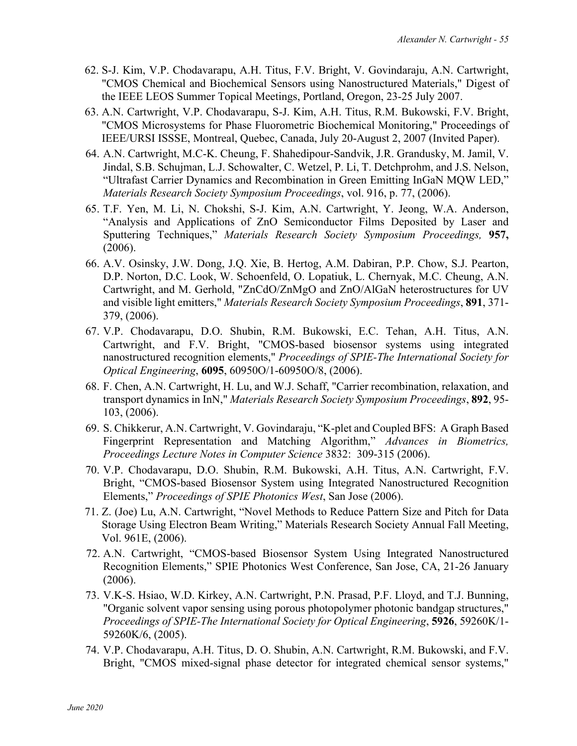62. S-J. Kim, V.P. Chodavarapu, A.H. Titus, F.V. Bright, V. Govindaraju, A.N. Cartwright, "CMOS Chemical and Biochemical Sensors using Nanostructured Materials," Digest of the IEEE LEOS Summer Topical Meetings, Portland, Oregon, 23-25 July 2007.
63. A.N. Cartwright, V.P. Chodavarapu, S-J. Kim, A.H. Titus, R.M. Bukowski, F.V. Bright, "CMOS Microsystems for Phase Fluorometric Biochemical Monitoring," Proceedings of IEEE/URSI ISSSE, Montreal, Quebec, Canada, July 20-August 2, 2007 (Invited Paper).
64. A.N. Cartwright, M.C-K. Cheung, F. Shahedipour-Sandvik, J.R. Grandusky, M. Jamil, V. Jindal, S.B. Schujman, L.J. Schowalter, C. Wetzel, P. Li, T. Detchprohm, and J.S. Nelson, "Ultrafast Carrier Dynamics and Recombination in Green Emitting InGaN MQW LED," *Materials Research Society Symposium Proceedings*, vol. 916, p. 77, (2006).
65. T.F. Yen, M. Li, N. Chokshi, S-J. Kim, A.N. Cartwright, Y. Jeong, W.A. Anderson, "Analysis and Applications of ZnO Semiconductor Films Deposited by Laser and Sputtering Techniques," *Materials Research Society Symposium Proceedings,* **957,** (2006).
66. A.V. Osinsky, J.W. Dong, J.Q. Xie, B. Hertog, A.M. Dabiran, P.P. Chow, S.J. Pearton, D.P. Norton, D.C. Look, W. Schoenfeld, O. Lopatiuk, L. Chernyak, M.C. Cheung, A.N. Cartwright, and M. Gerhold, "ZnCdO/ZnMgO and ZnO/AlGaN heterostructures for UV and visible light emitters," *Materials Research Society Symposium Proceedings*, **891**, 371-379, (2006).
67. V.P. Chodavarapu, D.O. Shubin, R.M. Bukowski, E.C. Tehan, A.H. Titus, A.N. Cartwright, and F.V. Bright, "CMOS-based biosensor systems using integrated nanostructured recognition elements," *Proceedings of SPIE-The International Society for Optical Engineering*, **6095**, 60950O/1-60950O/8, (2006).
68. F. Chen, A.N. Cartwright, H. Lu, and W.J. Schaff, "Carrier recombination, relaxation, and transport dynamics in InN," *Materials Research Society Symposium Proceedings*, **892**, 95-103, (2006).
69. S. Chikkerur, A.N. Cartwright, V. Govindaraju, "K-plet and Coupled BFS: A Graph Based Fingerprint Representation and Matching Algorithm," *Advances in Biometrics, Proceedings Lecture Notes in Computer Science* 3832: 309-315 (2006).
70. V.P. Chodavarapu, D.O. Shubin, R.M. Bukowski, A.H. Titus, A.N. Cartwright, F.V. Bright, "CMOS-based Biosensor System using Integrated Nanostructured Recognition Elements," *Proceedings of SPIE Photonics West*, San Jose (2006).
71. Z. (Joe) Lu, A.N. Cartwright, "Novel Methods to Reduce Pattern Size and Pitch for Data Storage Using Electron Beam Writing," Materials Research Society Annual Fall Meeting, Vol. 961E, (2006).
72. A.N. Cartwright, "CMOS-based Biosensor System Using Integrated Nanostructured Recognition Elements," SPIE Photonics West Conference, San Jose, CA, 21-26 January (2006).
73. V.K-S. Hsiao, W.D. Kirkey, A.N. Cartwright, P.N. Prasad, P.F. Lloyd, and T.J. Bunning, "Organic solvent vapor sensing using porous photopolymer photonic bandgap structures," *Proceedings of SPIE-The International Society for Optical Engineering*, **5926**, 59260K/1-59260K/6, (2005).
74. V.P. Chodavarapu, A.H. Titus, D. O. Shubin, A.N. Cartwright, R.M. Bukowski, and F.V. Bright, "CMOS mixed-signal phase detector for integrated chemical sensor systems,"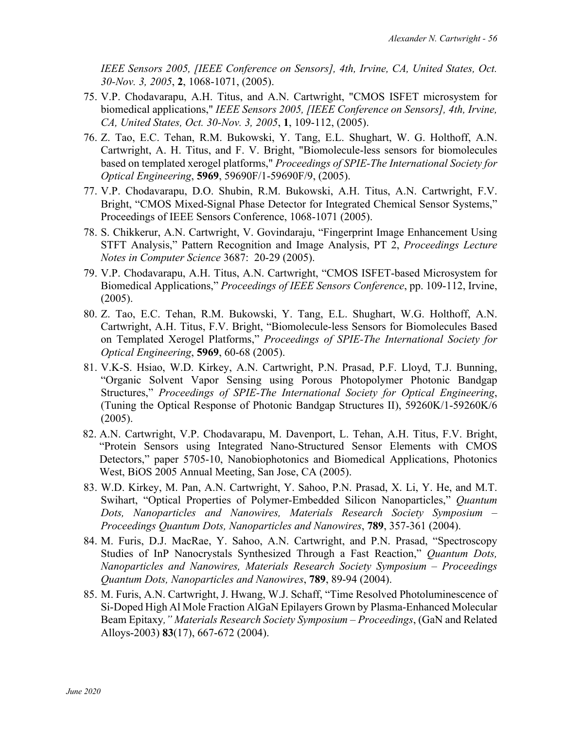*IEEE Sensors 2005, [IEEE Conference on Sensors], 4th, Irvine, CA, United States, Oct. 30-Nov. 3, 2005*, **2**, 1068-1071, (2005).

75. V.P. Chodavarapu, A.H. Titus, and A.N. Cartwright, "CMOS ISFET microsystem for biomedical applications," *IEEE Sensors 2005, [IEEE Conference on Sensors], 4th, Irvine, CA, United States, Oct. 30-Nov. 3, 2005*, **1**, 109-112, (2005).
76. Z. Tao, E.C. Tehan, R.M. Bukowski, Y. Tang, E.L. Shughart, W. G. Holthoff, A.N. Cartwright, A. H. Titus, and F. V. Bright, "Biomolecule-less sensors for biomolecules based on templated xerogel platforms," *Proceedings of SPIE-The International Society for Optical Engineering*, **5969**, 59690F/1-59690F/9, (2005).
77. V.P. Chodavarapu, D.O. Shubin, R.M. Bukowski, A.H. Titus, A.N. Cartwright, F.V. Bright, "CMOS Mixed-Signal Phase Detector for Integrated Chemical Sensor Systems," Proceedings of IEEE Sensors Conference, 1068-1071 (2005).
78. S. Chikkerur, A.N. Cartwright, V. Govindaraju, "Fingerprint Image Enhancement Using STFT Analysis," Pattern Recognition and Image Analysis, PT 2, *Proceedings Lecture Notes in Computer Science* 3687: 20-29 (2005).
79. V.P. Chodavarapu, A.H. Titus, A.N. Cartwright, "CMOS ISFET-based Microsystem for Biomedical Applications," *Proceedings of IEEE Sensors Conference*, pp. 109-112, Irvine, (2005).
80. Z. Tao, E.C. Tehan, R.M. Bukowski, Y. Tang, E.L. Shughart, W.G. Holthoff, A.N. Cartwright, A.H. Titus, F.V. Bright, "Biomolecule-less Sensors for Biomolecules Based on Templated Xerogel Platforms," *Proceedings of SPIE-The International Society for Optical Engineering*, **5969**, 60-68 (2005).
81. V.K-S. Hsiao, W.D. Kirkey, A.N. Cartwright, P.N. Prasad, P.F. Lloyd, T.J. Bunning, "Organic Solvent Vapor Sensing using Porous Photopolymer Photonic Bandgap Structures," *Proceedings of SPIE-The International Society for Optical Engineering*, (Tuning the Optical Response of Photonic Bandgap Structures II), 59260K/1-59260K/6 (2005).
82. A.N. Cartwright, V.P. Chodavarapu, M. Davenport, L. Tehan, A.H. Titus, F.V. Bright, "Protein Sensors using Integrated Nano-Structured Sensor Elements with CMOS Detectors," paper 5705-10, Nanobiophotonics and Biomedical Applications, Photonics West, BiOS 2005 Annual Meeting, San Jose, CA (2005).
83. W.D. Kirkey, M. Pan, A.N. Cartwright, Y. Sahoo, P.N. Prasad, X. Li, Y. He, and M.T. Swihart, "Optical Properties of Polymer-Embedded Silicon Nanoparticles," *Quantum Dots, Nanoparticles and Nanowires, Materials Research Society Symposium – Proceedings Quantum Dots, Nanoparticles and Nanowires*, **789**, 357-361 (2004).
84. M. Furis, D.J. MacRae, Y. Sahoo, A.N. Cartwright, and P.N. Prasad, "Spectroscopy Studies of InP Nanocrystals Synthesized Through a Fast Reaction," *Quantum Dots, Nanoparticles and Nanowires, Materials Research Society Symposium – Proceedings Quantum Dots, Nanoparticles and Nanowires*, **789**, 89-94 (2004).
85. M. Furis, A.N. Cartwright, J. Hwang, W.J. Schaff, "Time Resolved Photoluminescence of Si-Doped High Al Mole Fraction AlGaN Epilayers Grown by Plasma-Enhanced Molecular Beam Epitaxy*," Materials Research Society Symposium – Proceedings*, (GaN and Related Alloys-2003) **83**(17), 667-672 (2004).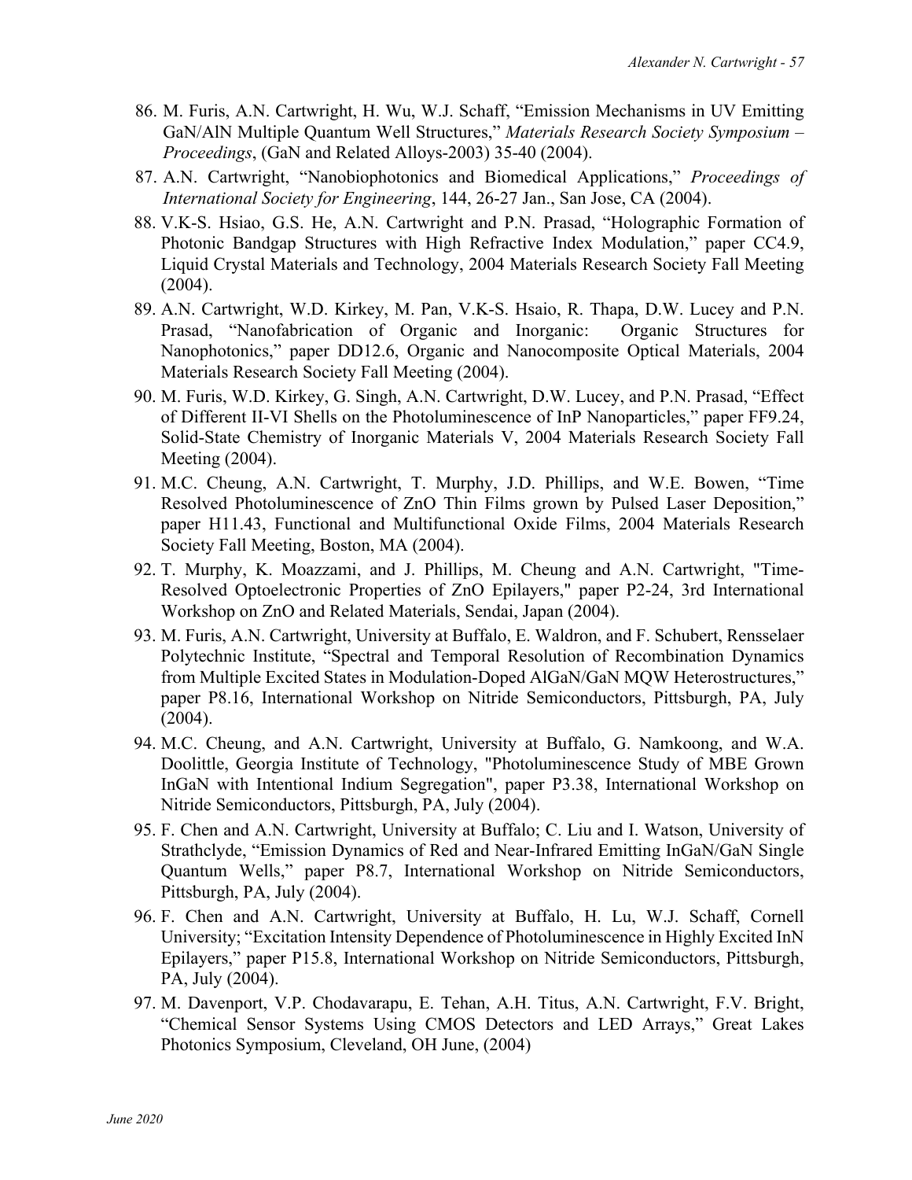86. M. Furis, A.N. Cartwright, H. Wu, W.J. Schaff, "Emission Mechanisms in UV Emitting GaN/AlN Multiple Quantum Well Structures," *Materials Research Society Symposium – Proceedings*, (GaN and Related Alloys-2003) 35-40 (2004).
87. A.N. Cartwright, "Nanobiophotonics and Biomedical Applications," *Proceedings of International Society for Engineering*, 144, 26-27 Jan., San Jose, CA (2004).
88. V.K-S. Hsiao, G.S. He, A.N. Cartwright and P.N. Prasad, "Holographic Formation of Photonic Bandgap Structures with High Refractive Index Modulation," paper CC4.9, Liquid Crystal Materials and Technology, 2004 Materials Research Society Fall Meeting (2004).
89. A.N. Cartwright, W.D. Kirkey, M. Pan, V.K-S. Hsaio, R. Thapa, D.W. Lucey and P.N. Prasad, "Nanofabrication of Organic and Inorganic: Organic Structures for Nanophotonics," paper DD12.6, Organic and Nanocomposite Optical Materials, 2004 Materials Research Society Fall Meeting (2004).
90. M. Furis, W.D. Kirkey, G. Singh, A.N. Cartwright, D.W. Lucey, and P.N. Prasad, "Effect of Different II-VI Shells on the Photoluminescence of InP Nanoparticles," paper FF9.24, Solid-State Chemistry of Inorganic Materials V, 2004 Materials Research Society Fall Meeting (2004).
91. M.C. Cheung, A.N. Cartwright, T. Murphy, J.D. Phillips, and W.E. Bowen, "Time Resolved Photoluminescence of ZnO Thin Films grown by Pulsed Laser Deposition," paper H11.43, Functional and Multifunctional Oxide Films, 2004 Materials Research Society Fall Meeting, Boston, MA (2004).
92. T. Murphy, K. Moazzami, and J. Phillips, M. Cheung and A.N. Cartwright, "Time-Resolved Optoelectronic Properties of ZnO Epilayers," paper P2-24, 3rd International Workshop on ZnO and Related Materials, Sendai, Japan (2004).
93. M. Furis, A.N. Cartwright, University at Buffalo, E. Waldron, and F. Schubert, Rensselaer Polytechnic Institute, "Spectral and Temporal Resolution of Recombination Dynamics from Multiple Excited States in Modulation-Doped AlGaN/GaN MQW Heterostructures," paper P8.16, International Workshop on Nitride Semiconductors, Pittsburgh, PA, July (2004).
94. M.C. Cheung, and A.N. Cartwright, University at Buffalo, G. Namkoong, and W.A. Doolittle, Georgia Institute of Technology, "Photoluminescence Study of MBE Grown InGaN with Intentional Indium Segregation", paper P3.38, International Workshop on Nitride Semiconductors, Pittsburgh, PA, July (2004).
95. F. Chen and A.N. Cartwright, University at Buffalo; C. Liu and I. Watson, University of Strathclyde, "Emission Dynamics of Red and Near-Infrared Emitting InGaN/GaN Single Quantum Wells," paper P8.7, International Workshop on Nitride Semiconductors, Pittsburgh, PA, July (2004).
96. F. Chen and A.N. Cartwright, University at Buffalo, H. Lu, W.J. Schaff, Cornell University; "Excitation Intensity Dependence of Photoluminescence in Highly Excited InN Epilayers," paper P15.8, International Workshop on Nitride Semiconductors, Pittsburgh, PA, July (2004).
97. M. Davenport, V.P. Chodavarapu, E. Tehan, A.H. Titus, A.N. Cartwright, F.V. Bright, "Chemical Sensor Systems Using CMOS Detectors and LED Arrays," Great Lakes Photonics Symposium, Cleveland, OH June, (2004)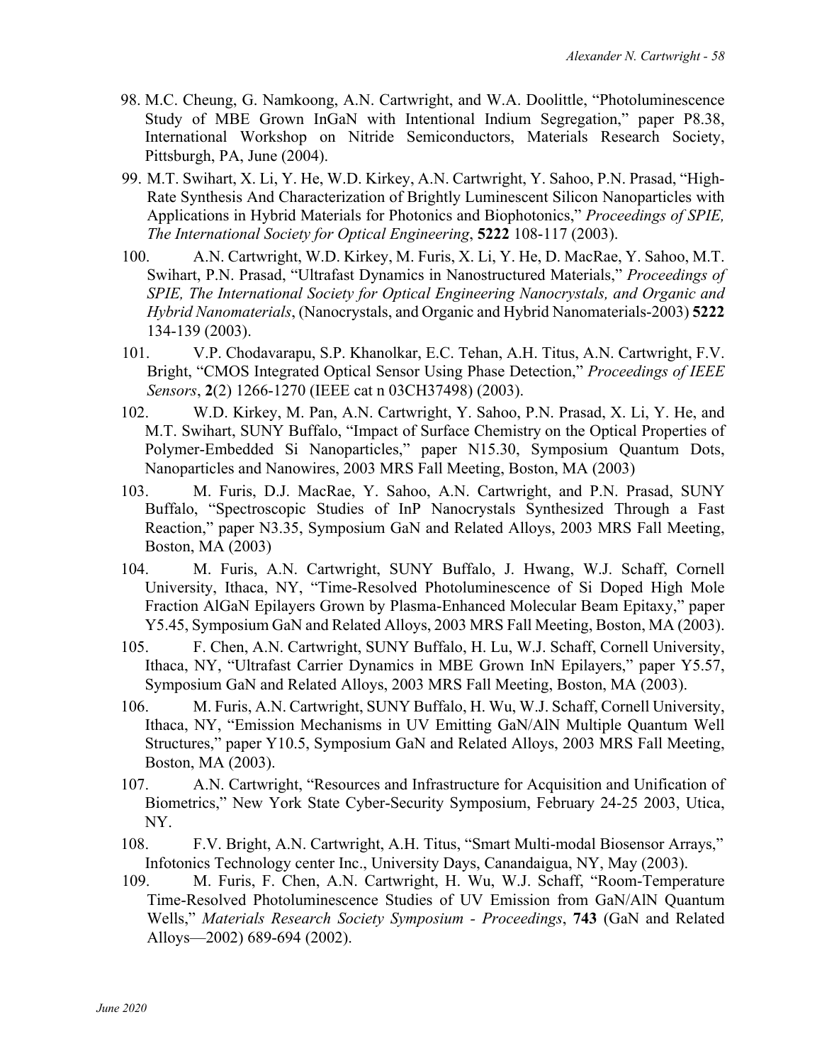98. M.C. Cheung, G. Namkoong, A.N. Cartwright, and W.A. Doolittle, "Photoluminescence Study of MBE Grown InGaN with Intentional Indium Segregation," paper P8.38, International Workshop on Nitride Semiconductors, Materials Research Society, Pittsburgh, PA, June (2004).

99. M.T. Swihart, X. Li, Y. He, W.D. Kirkey, A.N. Cartwright, Y. Sahoo, P.N. Prasad, "High-Rate Synthesis And Characterization of Brightly Luminescent Silicon Nanoparticles with Applications in Hybrid Materials for Photonics and Biophotonics," *Proceedings of SPIE, The International Society for Optical Engineering*, **5222** 108-117 (2003).

100. A.N. Cartwright, W.D. Kirkey, M. Furis, X. Li, Y. He, D. MacRae, Y. Sahoo, M.T. Swihart, P.N. Prasad, "Ultrafast Dynamics in Nanostructured Materials," *Proceedings of SPIE, The International Society for Optical Engineering Nanocrystals, and Organic and Hybrid Nanomaterials*, (Nanocrystals, and Organic and Hybrid Nanomaterials-2003) **5222** 134-139 (2003).

101. V.P. Chodavarapu, S.P. Khanolkar, E.C. Tehan, A.H. Titus, A.N. Cartwright, F.V. Bright, "CMOS Integrated Optical Sensor Using Phase Detection," *Proceedings of IEEE Sensors*, **2**(2) 1266-1270 (IEEE cat n 03CH37498) (2003).

102. W.D. Kirkey, M. Pan, A.N. Cartwright, Y. Sahoo, P.N. Prasad, X. Li, Y. He, and M.T. Swihart, SUNY Buffalo, "Impact of Surface Chemistry on the Optical Properties of Polymer-Embedded Si Nanoparticles," paper N15.30, Symposium Quantum Dots, Nanoparticles and Nanowires, 2003 MRS Fall Meeting, Boston, MA (2003)

103. M. Furis, D.J. MacRae, Y. Sahoo, A.N. Cartwright, and P.N. Prasad, SUNY Buffalo, "Spectroscopic Studies of InP Nanocrystals Synthesized Through a Fast Reaction," paper N3.35, Symposium GaN and Related Alloys, 2003 MRS Fall Meeting, Boston, MA (2003)

104. M. Furis, A.N. Cartwright, SUNY Buffalo, J. Hwang, W.J. Schaff, Cornell University, Ithaca, NY, "Time-Resolved Photoluminescence of Si Doped High Mole Fraction AlGaN Epilayers Grown by Plasma-Enhanced Molecular Beam Epitaxy," paper Y5.45, Symposium GaN and Related Alloys, 2003 MRS Fall Meeting, Boston, MA (2003).

105. F. Chen, A.N. Cartwright, SUNY Buffalo, H. Lu, W.J. Schaff, Cornell University, Ithaca, NY, "Ultrafast Carrier Dynamics in MBE Grown InN Epilayers," paper Y5.57, Symposium GaN and Related Alloys, 2003 MRS Fall Meeting, Boston, MA (2003).

106. M. Furis, A.N. Cartwright, SUNY Buffalo, H. Wu, W.J. Schaff, Cornell University, Ithaca, NY, "Emission Mechanisms in UV Emitting GaN/AlN Multiple Quantum Well Structures," paper Y10.5, Symposium GaN and Related Alloys, 2003 MRS Fall Meeting, Boston, MA (2003).

107. A.N. Cartwright, "Resources and Infrastructure for Acquisition and Unification of Biometrics," New York State Cyber-Security Symposium, February 24-25 2003, Utica, NY.

108. F.V. Bright, A.N. Cartwright, A.H. Titus, "Smart Multi-modal Biosensor Arrays," Infotonics Technology center Inc., University Days, Canandaigua, NY, May (2003).

109. M. Furis, F. Chen, A.N. Cartwright, H. Wu, W.J. Schaff, "Room-Temperature Time-Resolved Photoluminescence Studies of UV Emission from GaN/AlN Quantum Wells," *Materials Research Society Symposium - Proceedings*, **743** (GaN and Related Alloys—2002) 689-694 (2002).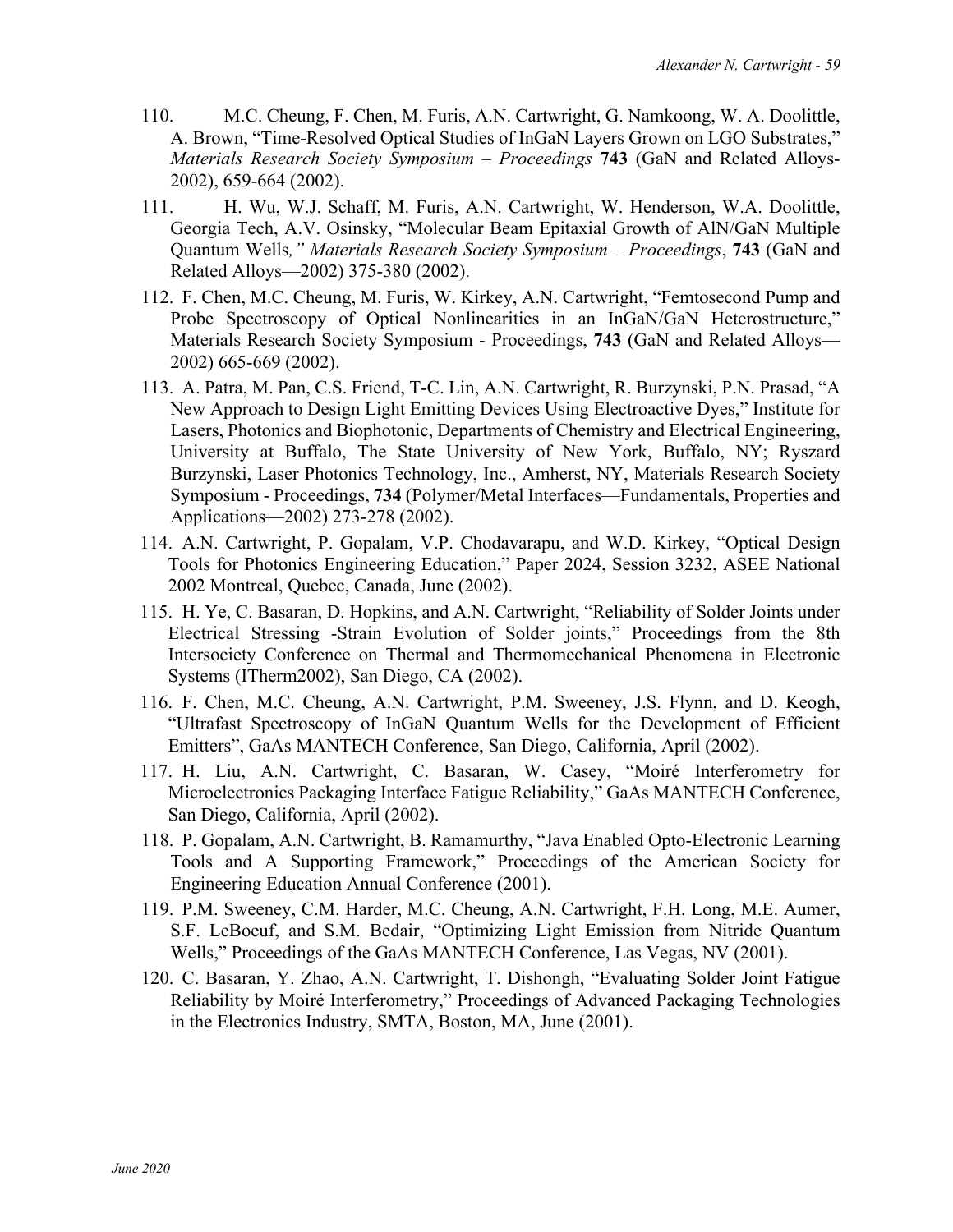110. M.C. Cheung, F. Chen, M. Furis, A.N. Cartwright, G. Namkoong, W. A. Doolittle, A. Brown, "Time-Resolved Optical Studies of InGaN Layers Grown on LGO Substrates," *Materials Research Society Symposium – Proceedings* **743** (GaN and Related Alloys-2002), 659-664 (2002).

111. H. Wu, W.J. Schaff, M. Furis, A.N. Cartwright, W. Henderson, W.A. Doolittle, Georgia Tech, A.V. Osinsky, "Molecular Beam Epitaxial Growth of AlN/GaN Multiple Quantum Wells*," Materials Research Society Symposium – Proceedings*, **743** (GaN and Related Alloys—2002) 375-380 (2002).

112. F. Chen, M.C. Cheung, M. Furis, W. Kirkey, A.N. Cartwright, "Femtosecond Pump and Probe Spectroscopy of Optical Nonlinearities in an InGaN/GaN Heterostructure," Materials Research Society Symposium - Proceedings, **743** (GaN and Related Alloys—2002) 665-669 (2002).

113. A. Patra, M. Pan, C.S. Friend, T-C. Lin, A.N. Cartwright, R. Burzynski, P.N. Prasad, "A New Approach to Design Light Emitting Devices Using Electroactive Dyes," Institute for Lasers, Photonics and Biophotonic, Departments of Chemistry and Electrical Engineering, University at Buffalo, The State University of New York, Buffalo, NY; Ryszard Burzynski, Laser Photonics Technology, Inc., Amherst, NY, Materials Research Society Symposium - Proceedings, **734** (Polymer/Metal Interfaces—Fundamentals, Properties and Applications—2002) 273-278 (2002).

114. A.N. Cartwright, P. Gopalam, V.P. Chodavarapu, and W.D. Kirkey, "Optical Design Tools for Photonics Engineering Education," Paper 2024, Session 3232, ASEE National 2002 Montreal, Quebec, Canada, June (2002).

115. H. Ye, C. Basaran, D. Hopkins, and A.N. Cartwright, "Reliability of Solder Joints under Electrical Stressing -Strain Evolution of Solder joints," Proceedings from the 8th Intersociety Conference on Thermal and Thermomechanical Phenomena in Electronic Systems (ITherm2002), San Diego, CA (2002).

116. F. Chen, M.C. Cheung, A.N. Cartwright, P.M. Sweeney, J.S. Flynn, and D. Keogh, "Ultrafast Spectroscopy of InGaN Quantum Wells for the Development of Efficient Emitters", GaAs MANTECH Conference, San Diego, California, April (2002).

117. H. Liu, A.N. Cartwright, C. Basaran, W. Casey, "Moiré Interferometry for Microelectronics Packaging Interface Fatigue Reliability," GaAs MANTECH Conference, San Diego, California, April (2002).

118. P. Gopalam, A.N. Cartwright, B. Ramamurthy, "Java Enabled Opto-Electronic Learning Tools and A Supporting Framework," Proceedings of the American Society for Engineering Education Annual Conference (2001).

119. P.M. Sweeney, C.M. Harder, M.C. Cheung, A.N. Cartwright, F.H. Long, M.E. Aumer, S.F. LeBoeuf, and S.M. Bedair, "Optimizing Light Emission from Nitride Quantum Wells," Proceedings of the GaAs MANTECH Conference, Las Vegas, NV (2001).

120. C. Basaran, Y. Zhao, A.N. Cartwright, T. Dishongh, "Evaluating Solder Joint Fatigue Reliability by Moiré Interferometry," Proceedings of Advanced Packaging Technologies in the Electronics Industry, SMTA, Boston, MA, June (2001).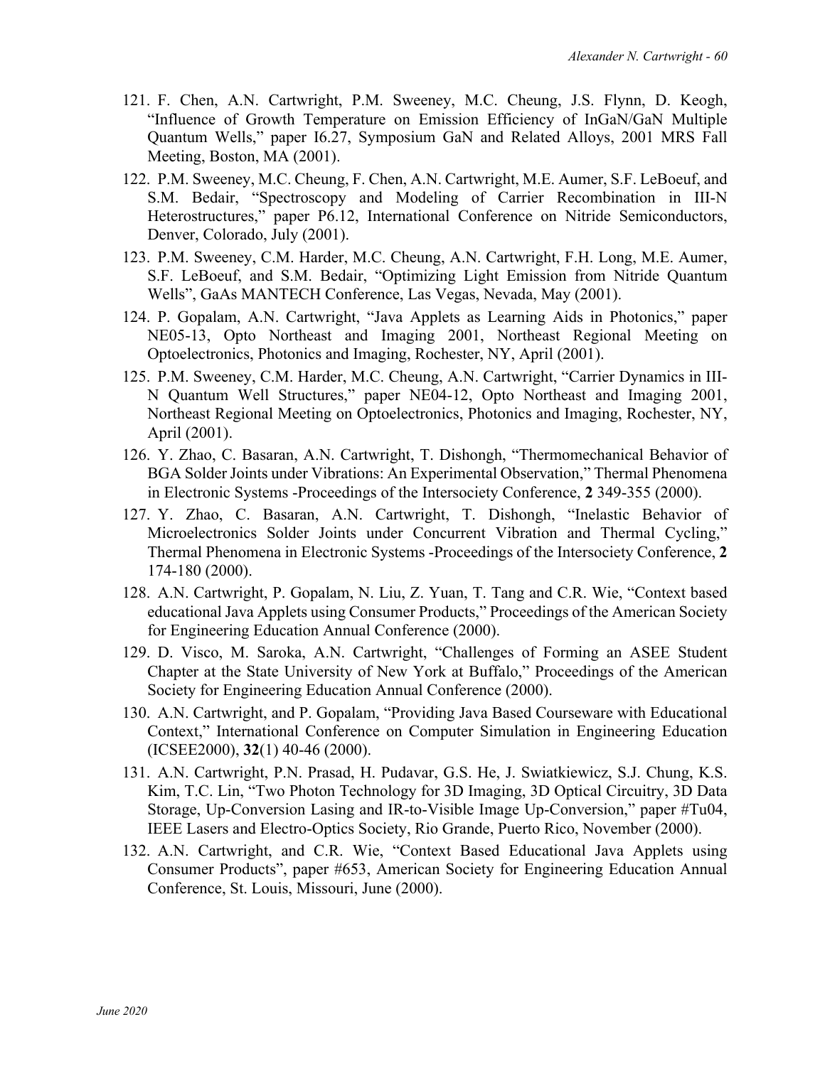121. F. Chen, A.N. Cartwright, P.M. Sweeney, M.C. Cheung, J.S. Flynn, D. Keogh, "Influence of Growth Temperature on Emission Efficiency of InGaN/GaN Multiple Quantum Wells," paper I6.27, Symposium GaN and Related Alloys, 2001 MRS Fall Meeting, Boston, MA (2001).
122. P.M. Sweeney, M.C. Cheung, F. Chen, A.N. Cartwright, M.E. Aumer, S.F. LeBoeuf, and S.M. Bedair, "Spectroscopy and Modeling of Carrier Recombination in III-N Heterostructures," paper P6.12, International Conference on Nitride Semiconductors, Denver, Colorado, July (2001).
123. P.M. Sweeney, C.M. Harder, M.C. Cheung, A.N. Cartwright, F.H. Long, M.E. Aumer, S.F. LeBoeuf, and S.M. Bedair, "Optimizing Light Emission from Nitride Quantum Wells", GaAs MANTECH Conference, Las Vegas, Nevada, May (2001).
124. P. Gopalam, A.N. Cartwright, "Java Applets as Learning Aids in Photonics," paper NE05-13, Opto Northeast and Imaging 2001, Northeast Regional Meeting on Optoelectronics, Photonics and Imaging, Rochester, NY, April (2001).
125. P.M. Sweeney, C.M. Harder, M.C. Cheung, A.N. Cartwright, "Carrier Dynamics in III-N Quantum Well Structures," paper NE04-12, Opto Northeast and Imaging 2001, Northeast Regional Meeting on Optoelectronics, Photonics and Imaging, Rochester, NY, April (2001).
126. Y. Zhao, C. Basaran, A.N. Cartwright, T. Dishongh, "Thermomechanical Behavior of BGA Solder Joints under Vibrations: An Experimental Observation," Thermal Phenomena in Electronic Systems -Proceedings of the Intersociety Conference, **2** 349-355 (2000).
127. Y. Zhao, C. Basaran, A.N. Cartwright, T. Dishongh, "Inelastic Behavior of Microelectronics Solder Joints under Concurrent Vibration and Thermal Cycling," Thermal Phenomena in Electronic Systems -Proceedings of the Intersociety Conference, **2** 174-180 (2000).
128. A.N. Cartwright, P. Gopalam, N. Liu, Z. Yuan, T. Tang and C.R. Wie, "Context based educational Java Applets using Consumer Products," Proceedings of the American Society for Engineering Education Annual Conference (2000).
129. D. Visco, M. Saroka, A.N. Cartwright, "Challenges of Forming an ASEE Student Chapter at the State University of New York at Buffalo," Proceedings of the American Society for Engineering Education Annual Conference (2000).
130. A.N. Cartwright, and P. Gopalam, "Providing Java Based Courseware with Educational Context," International Conference on Computer Simulation in Engineering Education (ICSEE2000), **32**(1) 40-46 (2000).
131. A.N. Cartwright, P.N. Prasad, H. Pudavar, G.S. He, J. Swiatkiewicz, S.J. Chung, K.S. Kim, T.C. Lin, "Two Photon Technology for 3D Imaging, 3D Optical Circuitry, 3D Data Storage, Up-Conversion Lasing and IR-to-Visible Image Up-Conversion," paper #Tu04, IEEE Lasers and Electro-Optics Society, Rio Grande, Puerto Rico, November (2000).
132. A.N. Cartwright, and C.R. Wie, "Context Based Educational Java Applets using Consumer Products", paper #653, American Society for Engineering Education Annual Conference, St. Louis, Missouri, June (2000).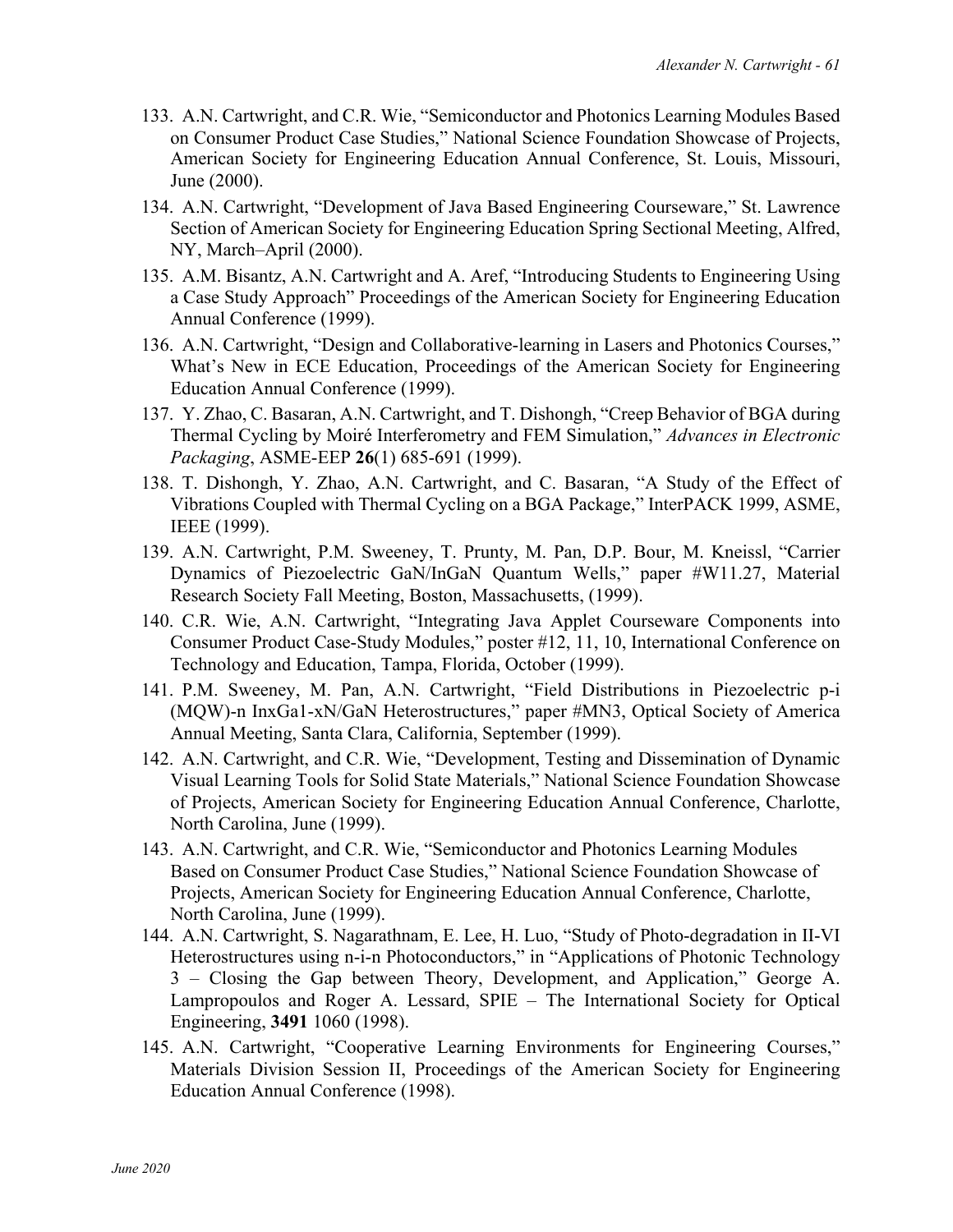133. A.N. Cartwright, and C.R. Wie, "Semiconductor and Photonics Learning Modules Based on Consumer Product Case Studies," National Science Foundation Showcase of Projects, American Society for Engineering Education Annual Conference, St. Louis, Missouri, June (2000).

134. A.N. Cartwright, "Development of Java Based Engineering Courseware," St. Lawrence Section of American Society for Engineering Education Spring Sectional Meeting, Alfred, NY, March–April (2000).

135. A.M. Bisantz, A.N. Cartwright and A. Aref, "Introducing Students to Engineering Using a Case Study Approach" Proceedings of the American Society for Engineering Education Annual Conference (1999).

136. A.N. Cartwright, "Design and Collaborative-learning in Lasers and Photonics Courses," What's New in ECE Education, Proceedings of the American Society for Engineering Education Annual Conference (1999).

137. Y. Zhao, C. Basaran, A.N. Cartwright, and T. Dishongh, "Creep Behavior of BGA during Thermal Cycling by Moiré Interferometry and FEM Simulation," *Advances in Electronic Packaging*, ASME-EEP **26**(1) 685-691 (1999).

138. T. Dishongh, Y. Zhao, A.N. Cartwright, and C. Basaran, "A Study of the Effect of Vibrations Coupled with Thermal Cycling on a BGA Package," InterPACK 1999, ASME, IEEE (1999).

139. A.N. Cartwright, P.M. Sweeney, T. Prunty, M. Pan, D.P. Bour, M. Kneissl, "Carrier Dynamics of Piezoelectric GaN/InGaN Quantum Wells," paper #W11.27, Material Research Society Fall Meeting, Boston, Massachusetts, (1999).

140. C.R. Wie, A.N. Cartwright, "Integrating Java Applet Courseware Components into Consumer Product Case-Study Modules," poster #12, 11, 10, International Conference on Technology and Education, Tampa, Florida, October (1999).

141. P.M. Sweeney, M. Pan, A.N. Cartwright, "Field Distributions in Piezoelectric p-i (MQW)-n InxGa1-xN/GaN Heterostructures," paper #MN3, Optical Society of America Annual Meeting, Santa Clara, California, September (1999).

142. A.N. Cartwright, and C.R. Wie, "Development, Testing and Dissemination of Dynamic Visual Learning Tools for Solid State Materials," National Science Foundation Showcase of Projects, American Society for Engineering Education Annual Conference, Charlotte, North Carolina, June (1999).

143. A.N. Cartwright, and C.R. Wie, "Semiconductor and Photonics Learning Modules Based on Consumer Product Case Studies," National Science Foundation Showcase of Projects, American Society for Engineering Education Annual Conference, Charlotte, North Carolina, June (1999).

144. A.N. Cartwright, S. Nagarathnam, E. Lee, H. Luo, "Study of Photo-degradation in II-VI Heterostructures using n-i-n Photoconductors," in "Applications of Photonic Technology 3 – Closing the Gap between Theory, Development, and Application," George A. Lampropoulos and Roger A. Lessard, SPIE – The International Society for Optical Engineering, **3491** 1060 (1998).

145. A.N. Cartwright, "Cooperative Learning Environments for Engineering Courses," Materials Division Session II, Proceedings of the American Society for Engineering Education Annual Conference (1998).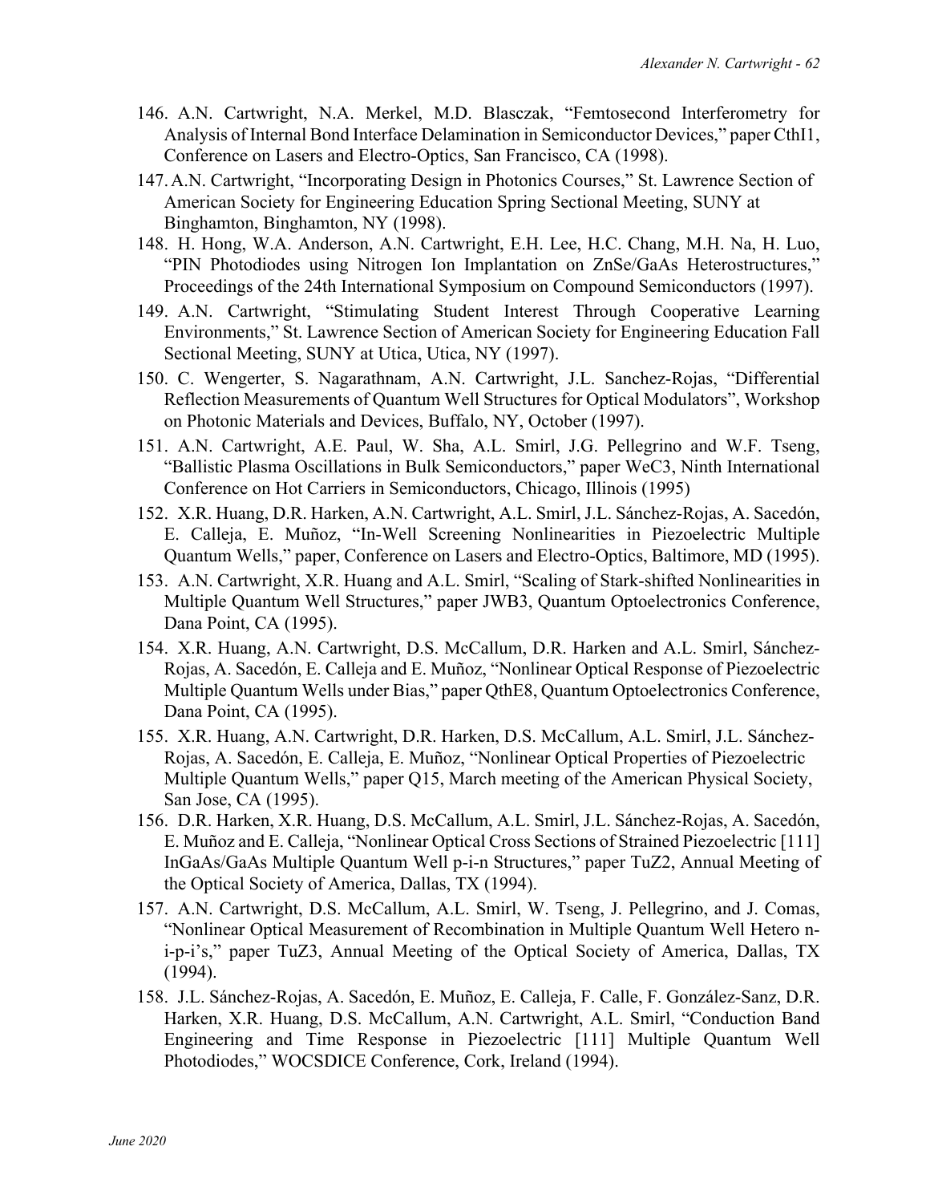146. A.N. Cartwright, N.A. Merkel, M.D. Blasczak, "Femtosecond Interferometry for Analysis of Internal Bond Interface Delamination in Semiconductor Devices," paper CthI1, Conference on Lasers and Electro-Optics, San Francisco, CA (1998).
147. A.N. Cartwright, "Incorporating Design in Photonics Courses," St. Lawrence Section of American Society for Engineering Education Spring Sectional Meeting, SUNY at Binghamton, Binghamton, NY (1998).
148. H. Hong, W.A. Anderson, A.N. Cartwright, E.H. Lee, H.C. Chang, M.H. Na, H. Luo, "PIN Photodiodes using Nitrogen Ion Implantation on ZnSe/GaAs Heterostructures," Proceedings of the 24th International Symposium on Compound Semiconductors (1997).
149. A.N. Cartwright, "Stimulating Student Interest Through Cooperative Learning Environments," St. Lawrence Section of American Society for Engineering Education Fall Sectional Meeting, SUNY at Utica, Utica, NY (1997).
150. C. Wengerter, S. Nagarathnam, A.N. Cartwright, J.L. Sanchez-Rojas, "Differential Reflection Measurements of Quantum Well Structures for Optical Modulators", Workshop on Photonic Materials and Devices, Buffalo, NY, October (1997).
151. A.N. Cartwright, A.E. Paul, W. Sha, A.L. Smirl, J.G. Pellegrino and W.F. Tseng, "Ballistic Plasma Oscillations in Bulk Semiconductors," paper WeC3, Ninth International Conference on Hot Carriers in Semiconductors, Chicago, Illinois (1995)
152. X.R. Huang, D.R. Harken, A.N. Cartwright, A.L. Smirl, J.L. Sánchez-Rojas, A. Sacedón, E. Calleja, E. Muñoz, "In-Well Screening Nonlinearities in Piezoelectric Multiple Quantum Wells," paper, Conference on Lasers and Electro-Optics, Baltimore, MD (1995).
153. A.N. Cartwright, X.R. Huang and A.L. Smirl, "Scaling of Stark-shifted Nonlinearities in Multiple Quantum Well Structures," paper JWB3, Quantum Optoelectronics Conference, Dana Point, CA (1995).
154. X.R. Huang, A.N. Cartwright, D.S. McCallum, D.R. Harken and A.L. Smirl, Sánchez-Rojas, A. Sacedón, E. Calleja and E. Muñoz, "Nonlinear Optical Response of Piezoelectric Multiple Quantum Wells under Bias," paper QthE8, Quantum Optoelectronics Conference, Dana Point, CA (1995).
155. X.R. Huang, A.N. Cartwright, D.R. Harken, D.S. McCallum, A.L. Smirl, J.L. Sánchez-Rojas, A. Sacedón, E. Calleja, E. Muñoz, "Nonlinear Optical Properties of Piezoelectric Multiple Quantum Wells," paper Q15, March meeting of the American Physical Society, San Jose, CA (1995).
156. D.R. Harken, X.R. Huang, D.S. McCallum, A.L. Smirl, J.L. Sánchez-Rojas, A. Sacedón, E. Muñoz and E. Calleja, "Nonlinear Optical Cross Sections of Strained Piezoelectric [111] InGaAs/GaAs Multiple Quantum Well p-i-n Structures," paper TuZ2, Annual Meeting of the Optical Society of America, Dallas, TX (1994).
157. A.N. Cartwright, D.S. McCallum, A.L. Smirl, W. Tseng, J. Pellegrino, and J. Comas, "Nonlinear Optical Measurement of Recombination in Multiple Quantum Well Hetero n-i-p-i's," paper TuZ3, Annual Meeting of the Optical Society of America, Dallas, TX (1994).
158. J.L. Sánchez-Rojas, A. Sacedón, E. Muñoz, E. Calleja, F. Calle, F. González-Sanz, D.R. Harken, X.R. Huang, D.S. McCallum, A.N. Cartwright, A.L. Smirl, "Conduction Band Engineering and Time Response in Piezoelectric [111] Multiple Quantum Well Photodiodes," WOCSDICE Conference, Cork, Ireland (1994).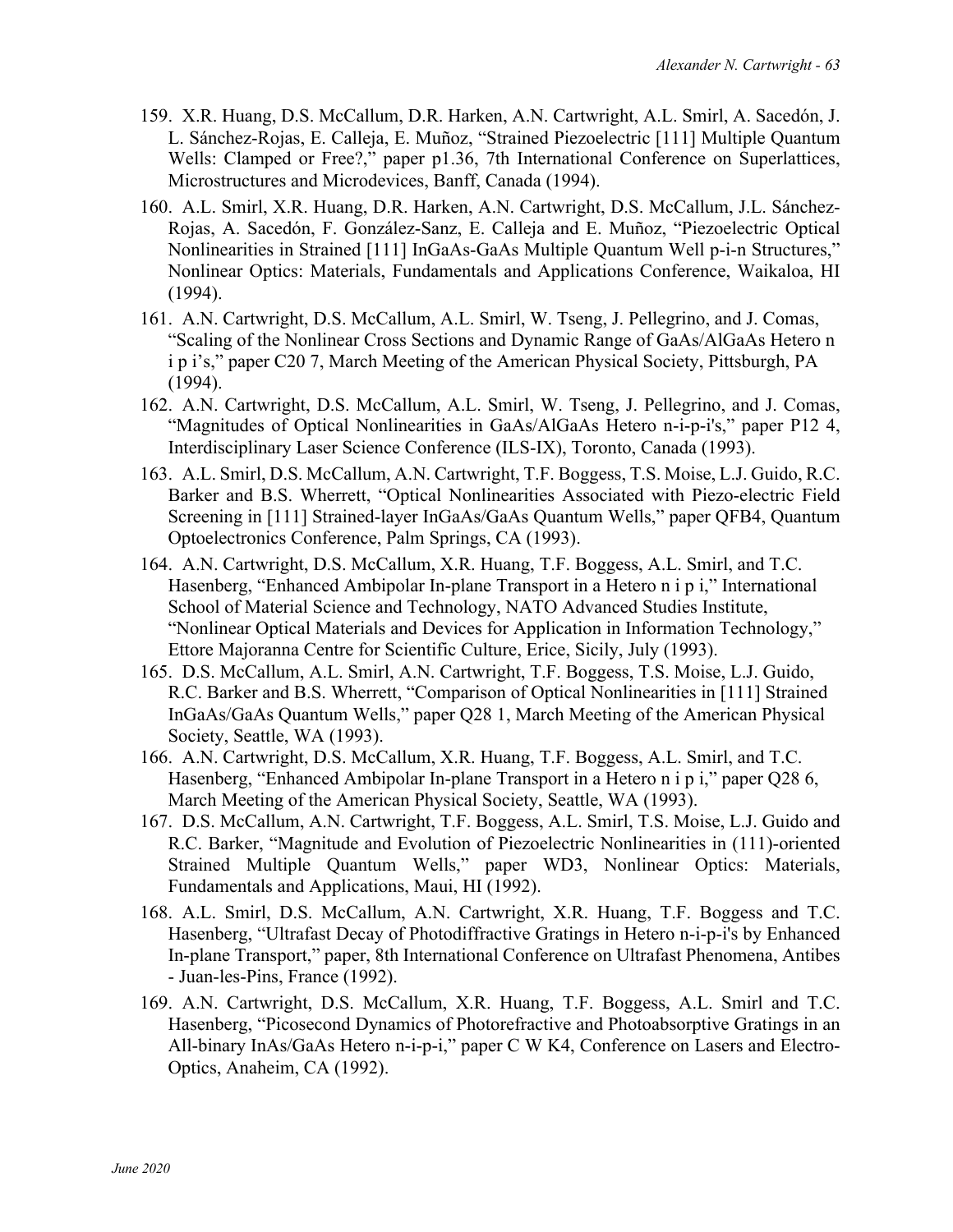159. X.R. Huang, D.S. McCallum, D.R. Harken, A.N. Cartwright, A.L. Smirl, A. Sacedón, J. L. Sánchez-Rojas, E. Calleja, E. Muñoz, "Strained Piezoelectric [111] Multiple Quantum Wells: Clamped or Free?," paper p1.36, 7th International Conference on Superlattices, Microstructures and Microdevices, Banff, Canada (1994).

160. A.L. Smirl, X.R. Huang, D.R. Harken, A.N. Cartwright, D.S. McCallum, J.L. Sánchez-Rojas, A. Sacedón, F. González-Sanz, E. Calleja and E. Muñoz, "Piezoelectric Optical Nonlinearities in Strained [111] InGaAs-GaAs Multiple Quantum Well p-i-n Structures," Nonlinear Optics: Materials, Fundamentals and Applications Conference, Waikaloa, HI (1994).

161. A.N. Cartwright, D.S. McCallum, A.L. Smirl, W. Tseng, J. Pellegrino, and J. Comas, "Scaling of the Nonlinear Cross Sections and Dynamic Range of GaAs/AlGaAs Hetero n i p i's," paper C20 7, March Meeting of the American Physical Society, Pittsburgh, PA (1994).

162. A.N. Cartwright, D.S. McCallum, A.L. Smirl, W. Tseng, J. Pellegrino, and J. Comas, "Magnitudes of Optical Nonlinearities in GaAs/AlGaAs Hetero n-i-p-i's," paper P12 4, Interdisciplinary Laser Science Conference (ILS-IX), Toronto, Canada (1993).

163. A.L. Smirl, D.S. McCallum, A.N. Cartwright, T.F. Boggess, T.S. Moise, L.J. Guido, R.C. Barker and B.S. Wherrett, "Optical Nonlinearities Associated with Piezo-electric Field Screening in [111] Strained-layer InGaAs/GaAs Quantum Wells," paper QFB4, Quantum Optoelectronics Conference, Palm Springs, CA (1993).

164. A.N. Cartwright, D.S. McCallum, X.R. Huang, T.F. Boggess, A.L. Smirl, and T.C. Hasenberg, "Enhanced Ambipolar In-plane Transport in a Hetero n i p i," International School of Material Science and Technology, NATO Advanced Studies Institute, "Nonlinear Optical Materials and Devices for Application in Information Technology," Ettore Majoranna Centre for Scientific Culture, Erice, Sicily, July (1993).

165. D.S. McCallum, A.L. Smirl, A.N. Cartwright, T.F. Boggess, T.S. Moise, L.J. Guido, R.C. Barker and B.S. Wherrett, "Comparison of Optical Nonlinearities in [111] Strained InGaAs/GaAs Quantum Wells," paper Q28 1, March Meeting of the American Physical Society, Seattle, WA (1993).

166. A.N. Cartwright, D.S. McCallum, X.R. Huang, T.F. Boggess, A.L. Smirl, and T.C. Hasenberg, "Enhanced Ambipolar In-plane Transport in a Hetero n i p i," paper Q28 6, March Meeting of the American Physical Society, Seattle, WA (1993).

167. D.S. McCallum, A.N. Cartwright, T.F. Boggess, A.L. Smirl, T.S. Moise, L.J. Guido and R.C. Barker, "Magnitude and Evolution of Piezoelectric Nonlinearities in (111)-oriented Strained Multiple Quantum Wells," paper WD3, Nonlinear Optics: Materials, Fundamentals and Applications, Maui, HI (1992).

168. A.L. Smirl, D.S. McCallum, A.N. Cartwright, X.R. Huang, T.F. Boggess and T.C. Hasenberg, "Ultrafast Decay of Photodiffractive Gratings in Hetero n-i-p-i's by Enhanced In-plane Transport," paper, 8th International Conference on Ultrafast Phenomena, Antibes - Juan-les-Pins, France (1992).

169. A.N. Cartwright, D.S. McCallum, X.R. Huang, T.F. Boggess, A.L. Smirl and T.C. Hasenberg, "Picosecond Dynamics of Photorefractive and Photoabsorptive Gratings in an All-binary InAs/GaAs Hetero n-i-p-i," paper C W K4, Conference on Lasers and Electro-Optics, Anaheim, CA (1992).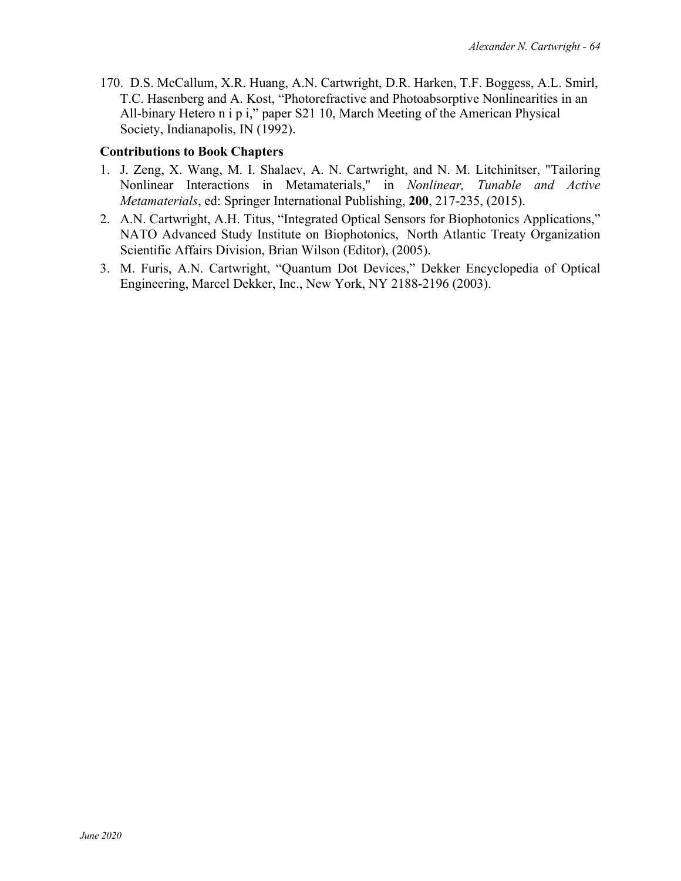170. D.S. McCallum, X.R. Huang, A.N. Cartwright, D.R. Harken, T.F. Boggess, A.L. Smirl, T.C. Hasenberg and A. Kost, "Photorefractive and Photoabsorptive Nonlinearities in an All-binary Hetero n i p i," paper S21 10, March Meeting of the American Physical Society, Indianapolis, IN (1992).

**Contributions to Book Chapters**

1. J. Zeng, X. Wang, M. I. Shalaev, A. N. Cartwright, and N. M. Litchinitser, "Tailoring Nonlinear Interactions in Metamaterials," in *Nonlinear, Tunable and Active Metamaterials*, ed: Springer International Publishing, **200**, 217-235, (2015).
2. A.N. Cartwright, A.H. Titus, "Integrated Optical Sensors for Biophotonics Applications," NATO Advanced Study Institute on Biophotonics, North Atlantic Treaty Organization Scientific Affairs Division, Brian Wilson (Editor), (2005).
3. M. Furis, A.N. Cartwright, "Quantum Dot Devices," Dekker Encyclopedia of Optical Engineering, Marcel Dekker, Inc., New York, NY 2188-2196 (2003).